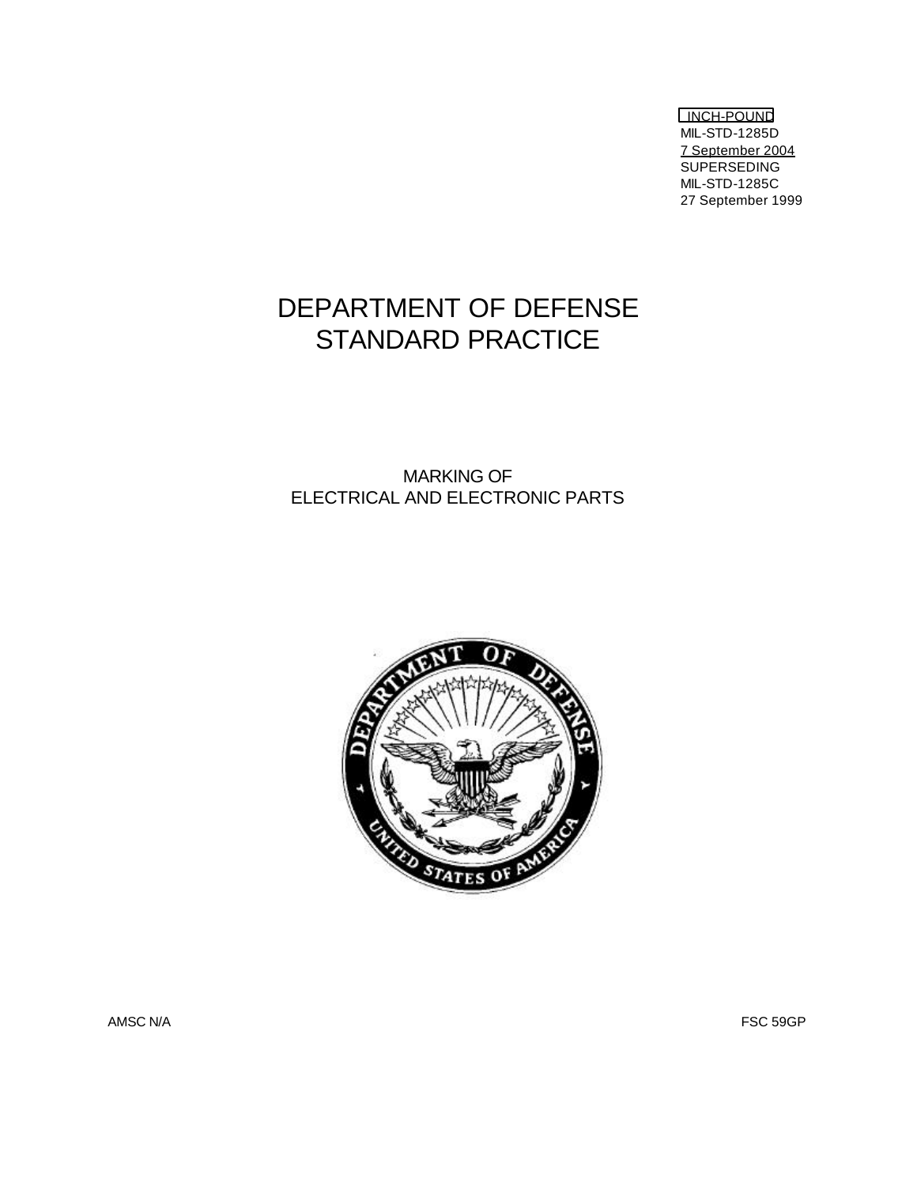INCH-POUND

MIL-STD-1285D
7 September 2004
SUPERSEDING
MIL-STD-1285C
27 September 1999

# DEPARTMENT OF DEFENSE
# STANDARD PRACTICE

## MARKING OF
## ELECTRICAL AND ELECTRONIC PARTS

AMSC N/A

FSC 59GP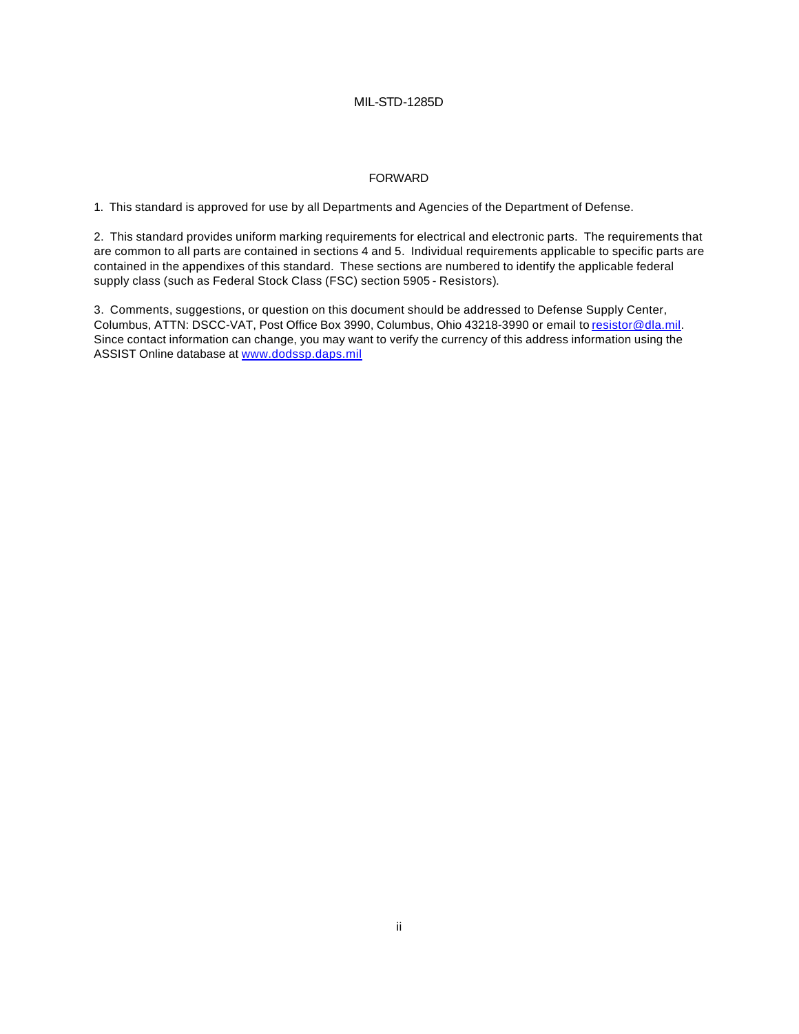# FORWARD

1. This standard is approved for use by all Departments and Agencies of the Department of Defense.

2. This standard provides uniform marking requirements for electrical and electronic parts. The requirements that are common to all parts are contained in sections 4 and 5. Individual requirements applicable to specific parts are contained in the appendixes of this standard. These sections are numbered to identify the applicable federal supply class (such as Federal Stock Class (FSC) section 5905 - Resistors).

3. Comments, suggestions, or question on this document should be addressed to Defense Supply Center, Columbus, ATTN: DSCC-VAT, Post Office Box 3990, Columbus, Ohio 43218-3990 or email to resistor@dla.mil. Since contact information can change, you may want to verify the currency of this address information using the ASSIST Online database at www.dodssp.daps.mil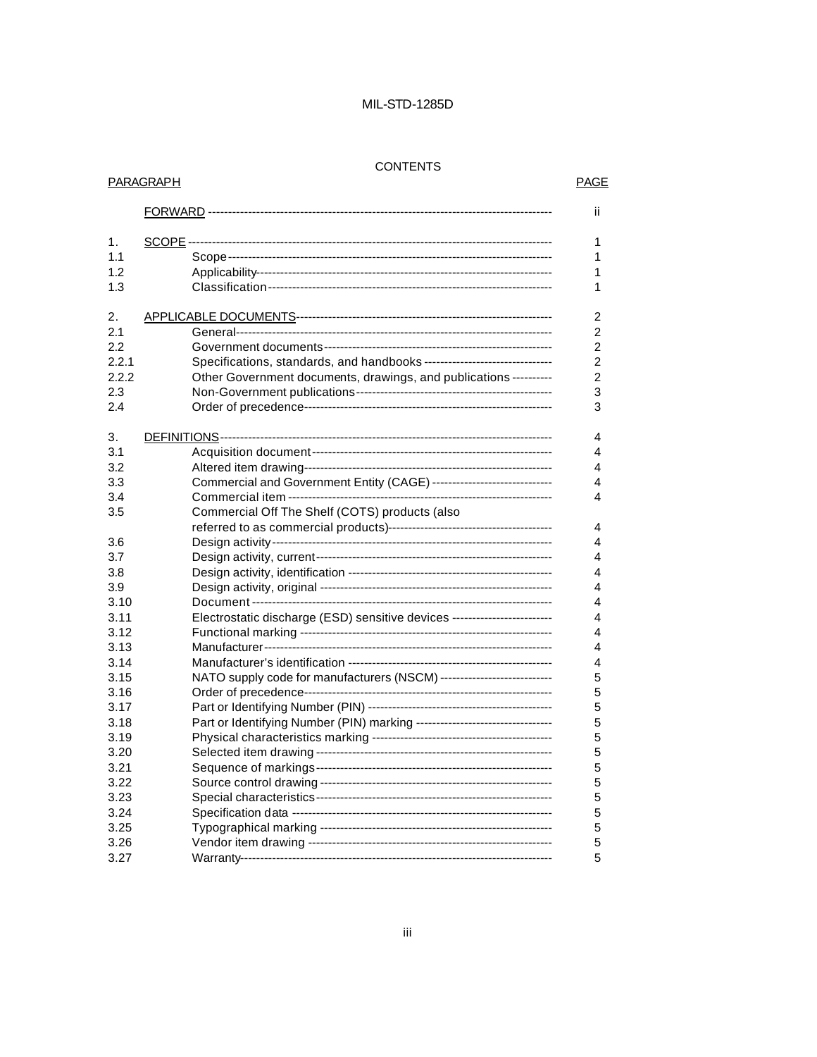## CONTENTS

| PARAGRAPH | | PAGE |
|---|---|---|
| | FORWARD | ii |
| 1. | SCOPE | 1 |
| 1.1 | Scope | 1 |
| 1.2 | Applicability | 1 |
| 1.3 | Classification | 1 |
| 2. | APPLICABLE DOCUMENTS | 2 |
| 2.1 | General | 2 |
| 2.2 | Government documents | 2 |
| 2.2.1 | Specifications, standards, and handbooks | 2 |
| 2.2.2 | Other Government documents, drawings, and publications | 2 |
| 2.3 | Non-Government publications | 3 |
| 2.4 | Order of precedence | 3 |
| 3. | DEFINITIONS | 4 |
| 3.1 | Acquisition document | 4 |
| 3.2 | Altered item drawing | 4 |
| 3.3 | Commercial and Government Entity (CAGE) | 4 |
| 3.4 | Commercial item | 4 |
| 3.5 | Commercial Off The Shelf (COTS) products (also referred to as commercial products) | 4 |
| 3.6 | Design activity | 4 |
| 3.7 | Design activity, current | 4 |
| 3.8 | Design activity, identification | 4 |
| 3.9 | Design activity, original | 4 |
| 3.10 | Document | 4 |
| 3.11 | Electrostatic discharge (ESD) sensitive devices | 4 |
| 3.12 | Functional marking | 4 |
| 3.13 | Manufacturer | 4 |
| 3.14 | Manufacturer's identification | 4 |
| 3.15 | NATO supply code for manufacturers (NSCM) | 5 |
| 3.16 | Order of precedence | 5 |
| 3.17 | Part or Identifying Number (PIN) | 5 |
| 3.18 | Part or Identifying Number (PIN) marking | 5 |
| 3.19 | Physical characteristics marking | 5 |
| 3.20 | Selected item drawing | 5 |
| 3.21 | Sequence of markings | 5 |
| 3.22 | Source control drawing | 5 |
| 3.23 | Special characteristics | 5 |
| 3.24 | Specification data | 5 |
| 3.25 | Typographical marking | 5 |
| 3.26 | Vendor item drawing | 5 |
| 3.27 | Warranty | 5 |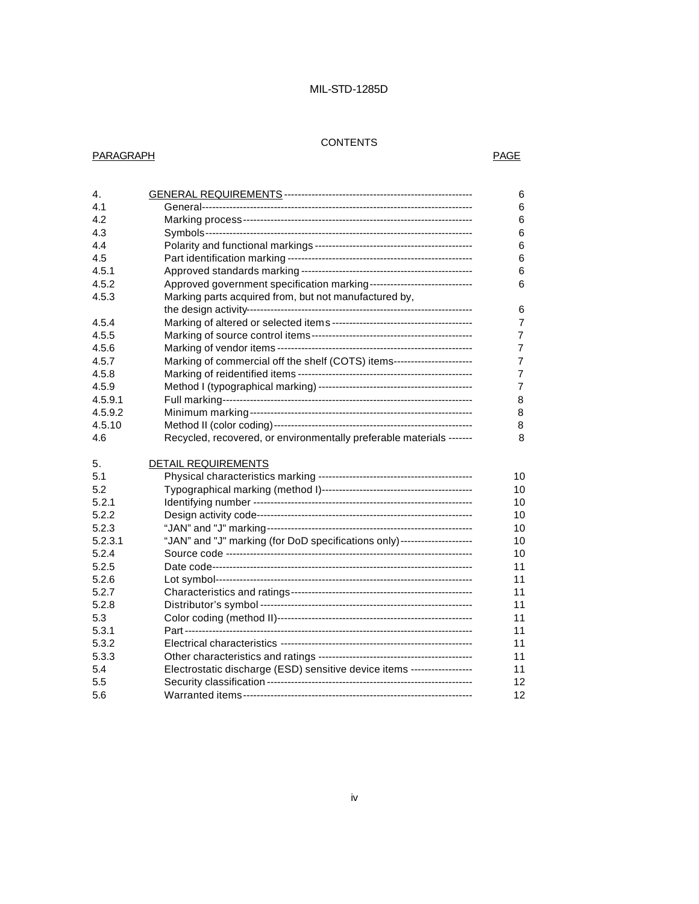## CONTENTS

| PARAGRAPH | | PAGE |
|---|---|---|
| 4. | GENERAL REQUIREMENTS | 6 |
| 4.1 | General | 6 |
| 4.2 | Marking process | 6 |
| 4.3 | Symbols | 6 |
| 4.4 | Polarity and functional markings | 6 |
| 4.5 | Part identification marking | 6 |
| 4.5.1 | Approved standards marking | 6 |
| 4.5.2 | Approved government specification marking | 6 |
| 4.5.3 | Marking parts acquired from, but not manufactured by, the design activity | 6 |
| 4.5.4 | Marking of altered or selected items | 7 |
| 4.5.5 | Marking of source control items | 7 |
| 4.5.6 | Marking of vendor items | 7 |
| 4.5.7 | Marking of commercial off the shelf (COTS) items | 7 |
| 4.5.8 | Marking of reidentified items | 7 |
| 4.5.9 | Method I (typographical marking) | 7 |
| 4.5.9.1 | Full marking | 8 |
| 4.5.9.2 | Minimum marking | 8 |
| 4.5.10 | Method II (color coding) | 8 |
| 4.6 | Recycled, recovered, or environmentally preferable materials | 8 |
| 5. | DETAIL REQUIREMENTS | |
| 5.1 | Physical characteristics marking | 10 |
| 5.2 | Typographical marking (method I) | 10 |
| 5.2.1 | Identifying number | 10 |
| 5.2.2 | Design activity code | 10 |
| 5.2.3 | "JAN" and "J" marking | 10 |
| 5.2.3.1 | "JAN" and "J" marking (for DoD specifications only) | 10 |
| 5.2.4 | Source code | 10 |
| 5.2.5 | Date code | 11 |
| 5.2.6 | Lot symbol | 11 |
| 5.2.7 | Characteristics and ratings | 11 |
| 5.2.8 | Distributor's symbol | 11 |
| 5.3 | Color coding (method II) | 11 |
| 5.3.1 | Part | 11 |
| 5.3.2 | Electrical characteristics | 11 |
| 5.3.3 | Other characteristics and ratings | 11 |
| 5.4 | Electrostatic discharge (ESD) sensitive device items | 11 |
| 5.5 | Security classification | 12 |
| 5.6 | Warranted items | 12 |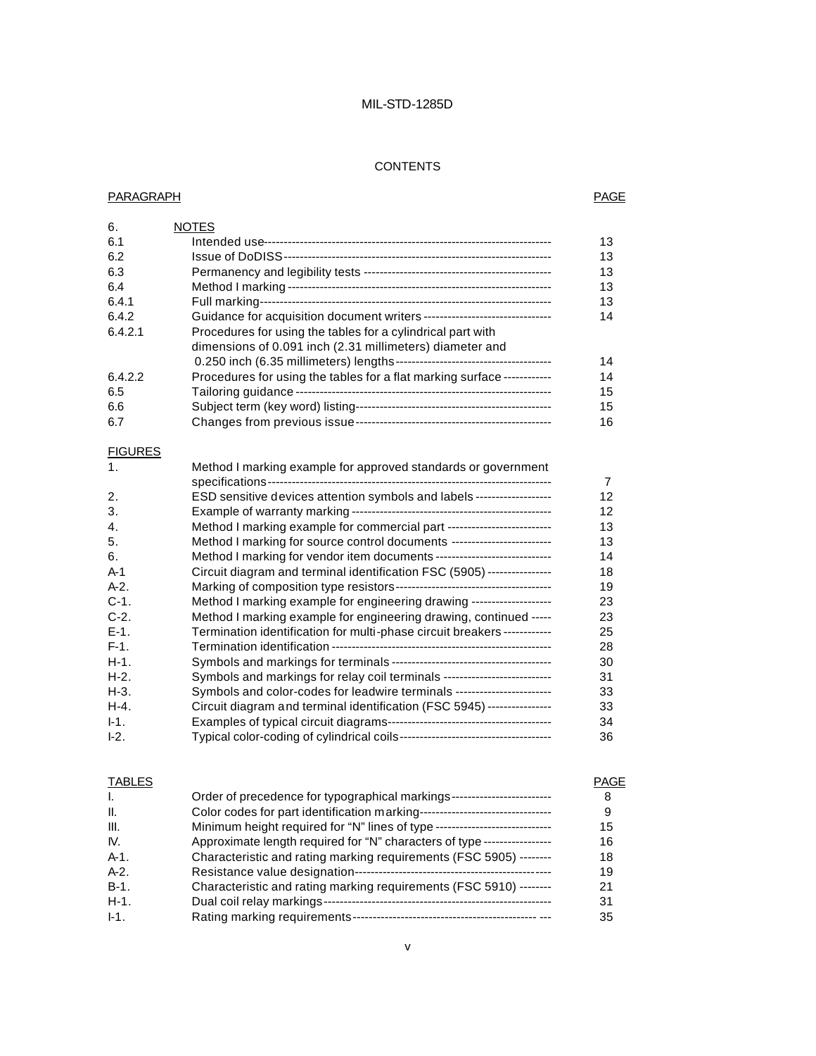MIL-STD-1285D

# CONTENTS

| PARAGRAPH | | PAGE |
|---|---|---|
| 6. | NOTES | |
| 6.1 | Intended use | 13 |
| 6.2 | Issue of DoDISS | 13 |
| 6.3 | Permanency and legibility tests | 13 |
| 6.4 | Method I marking | 13 |
| 6.4.1 | Full marking | 13 |
| 6.4.2 | Guidance for acquisition document writers | 14 |
| 6.4.2.1 | Procedures for using the tables for a cylindrical part with dimensions of 0.091 inch (2.31 millimeters) diameter and 0.250 inch (6.35 millimeters) lengths | 14 |
| 6.4.2.2 | Procedures for using the tables for a flat marking surface | 14 |
| 6.5 | Tailoring guidance | 15 |
| 6.6 | Subject term (key word) listing | 15 |
| 6.7 | Changes from previous issue | 16 |

| FIGURES | | |
|---|---|---|
| 1. | Method I marking example for approved standards or government specifications | 7 |
| 2. | ESD sensitive devices attention symbols and labels | 12 |
| 3. | Example of warranty marking | 12 |
| 4. | Method I marking example for commercial part | 13 |
| 5. | Method I marking for source control documents | 13 |
| 6. | Method I marking for vendor item documents | 14 |
| A-1 | Circuit diagram and terminal identification FSC (5905) | 18 |
| A-2. | Marking of composition type resistors | 19 |
| C-1. | Method I marking example for engineering drawing | 23 |
| C-2. | Method I marking example for engineering drawing, continued | 23 |
| E-1. | Termination identification for multi-phase circuit breakers | 25 |
| F-1. | Termination identification | 28 |
| H-1. | Symbols and markings for terminals | 30 |
| H-2. | Symbols and markings for relay coil terminals | 31 |
| H-3. | Symbols and color-codes for leadwire terminals | 33 |
| H-4. | Circuit diagram and terminal identification (FSC 5945) | 33 |
| I-1. | Examples of typical circuit diagrams | 34 |
| I-2. | Typical color-coding of cylindrical coils | 36 |

| TABLES | | PAGE |
|---|---|---|
| I. | Order of precedence for typographical markings | 8 |
| II. | Color codes for part identification marking | 9 |
| III. | Minimum height required for "N" lines of type | 15 |
| IV. | Approximate length required for "N" characters of type | 16 |
| A-1. | Characteristic and rating marking requirements (FSC 5905) | 18 |
| A-2. | Resistance value designation | 19 |
| B-1. | Characteristic and rating marking requirements (FSC 5910) | 21 |
| H-1. | Dual coil relay markings | 31 |
| I-1. | Rating marking requirements | 35 |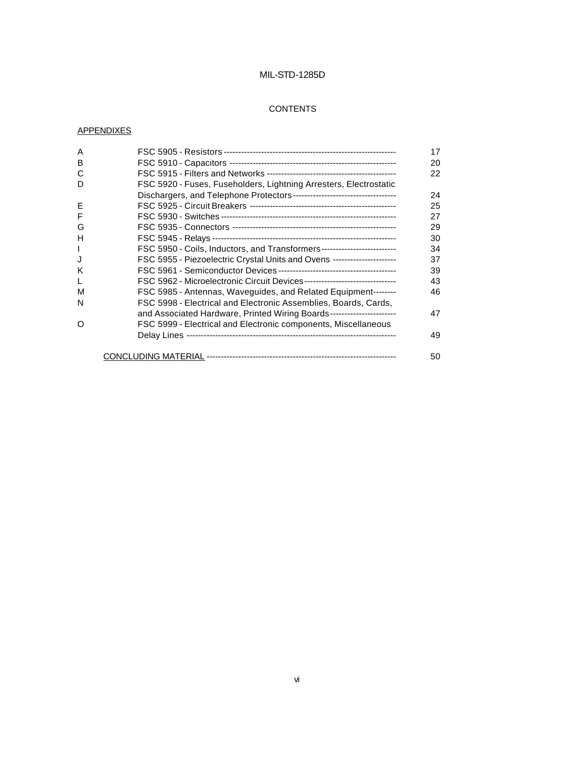# CONTENTS

APPENDIXES

| | | |
|---|---|---|
| A | FSC 5905 - Resistors | 17 |
| B | FSC 5910 - Capacitors | 20 |
| C | FSC 5915 - Filters and Networks | 22 |
| D | FSC 5920 - Fuses, Fuseholders, Lightning Arresters, Electrostatic Dischargers, and Telephone Protectors | 24 |
| E | FSC 5925 - Circuit Breakers | 25 |
| F | FSC 5930 - Switches | 27 |
| G | FSC 5935 - Connectors | 29 |
| H | FSC 5945 - Relays | 30 |
| I | FSC 5950 - Coils, Inductors, and Transformers | 34 |
| J | FSC 5955 - Piezoelectric Crystal Units and Ovens | 37 |
| K | FSC 5961 - Semiconductor Devices | 39 |
| L | FSC 5962 - Microelectronic Circuit Devices | 43 |
| M | FSC 5985 - Antennas, Waveguides, and Related Equipment | 46 |
| N | FSC 5998 - Electrical and Electronic Assemblies, Boards, Cards, and Associated Hardware, Printed Wiring Boards | 47 |
| O | FSC 5999 - Electrical and Electronic components, Miscellaneous Delay Lines | 49 |
| | CONCLUDING MATERIAL | 50 |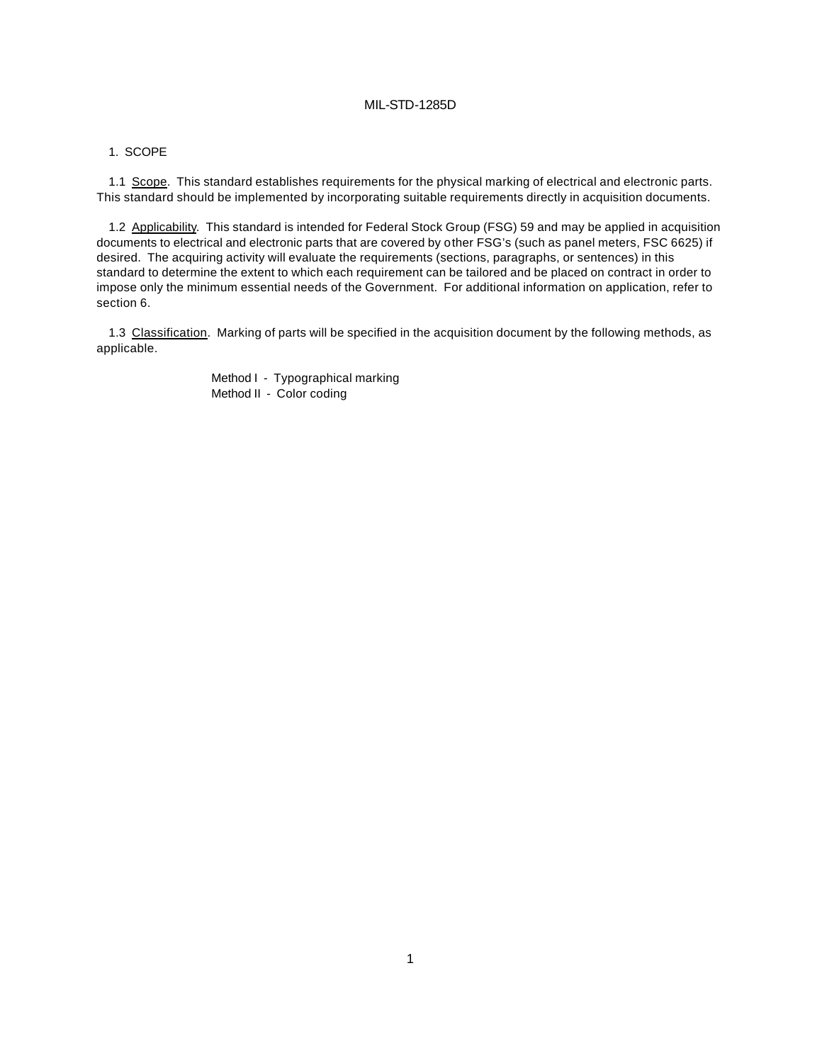## 1. SCOPE

1.1 Scope. This standard establishes requirements for the physical marking of electrical and electronic parts. This standard should be implemented by incorporating suitable requirements directly in acquisition documents.

1.2 Applicability. This standard is intended for Federal Stock Group (FSG) 59 and may be applied in acquisition documents to electrical and electronic parts that are covered by other FSG's (such as panel meters, FSC 6625) if desired. The acquiring activity will evaluate the requirements (sections, paragraphs, or sentences) in this standard to determine the extent to which each requirement can be tailored and be placed on contract in order to impose only the minimum essential needs of the Government. For additional information on application, refer to section 6.

1.3 Classification. Marking of parts will be specified in the acquisition document by the following methods, as applicable.

Method I - Typographical marking
Method II - Color coding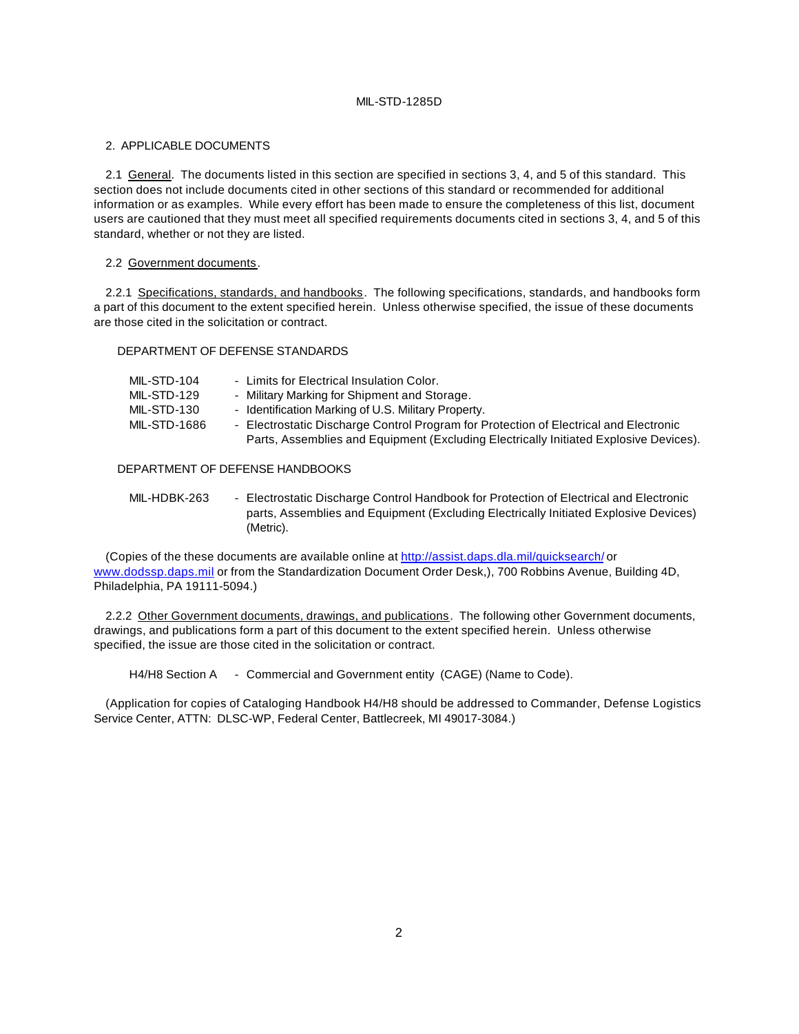## 2. APPLICABLE DOCUMENTS

2.1 General. The documents listed in this section are specified in sections 3, 4, and 5 of this standard. This section does not include documents cited in other sections of this standard or recommended for additional information or as examples. While every effort has been made to ensure the completeness of this list, document users are cautioned that they must meet all specified requirements documents cited in sections 3, 4, and 5 of this standard, whether or not they are listed.

2.2 Government documents.

2.2.1 Specifications, standards, and handbooks. The following specifications, standards, and handbooks form a part of this document to the extent specified herein. Unless otherwise specified, the issue of these documents are those cited in the solicitation or contract.

DEPARTMENT OF DEFENSE STANDARDS

MIL-STD-104 - Limits for Electrical Insulation Color.
MIL-STD-129 - Military Marking for Shipment and Storage.
MIL-STD-130 - Identification Marking of U.S. Military Property.
MIL-STD-1686 - Electrostatic Discharge Control Program for Protection of Electrical and Electronic Parts, Assemblies and Equipment (Excluding Electrically Initiated Explosive Devices).

DEPARTMENT OF DEFENSE HANDBOOKS

MIL-HDBK-263 - Electrostatic Discharge Control Handbook for Protection of Electrical and Electronic parts, Assemblies and Equipment (Excluding Electrically Initiated Explosive Devices) (Metric).

(Copies of the these documents are available online at http://assist.daps.dla.mil/quicksearch/ or www.dodssp.daps.mil or from the Standardization Document Order Desk,), 700 Robbins Avenue, Building 4D, Philadelphia, PA 19111-5094.)

2.2.2 Other Government documents, drawings, and publications. The following other Government documents, drawings, and publications form a part of this document to the extent specified herein. Unless otherwise specified, the issue are those cited in the solicitation or contract.

H4/H8 Section A - Commercial and Government entity (CAGE) (Name to Code).

(Application for copies of Cataloging Handbook H4/H8 should be addressed to Commander, Defense Logistics Service Center, ATTN: DLSC-WP, Federal Center, Battlecreek, MI 49017-3084.)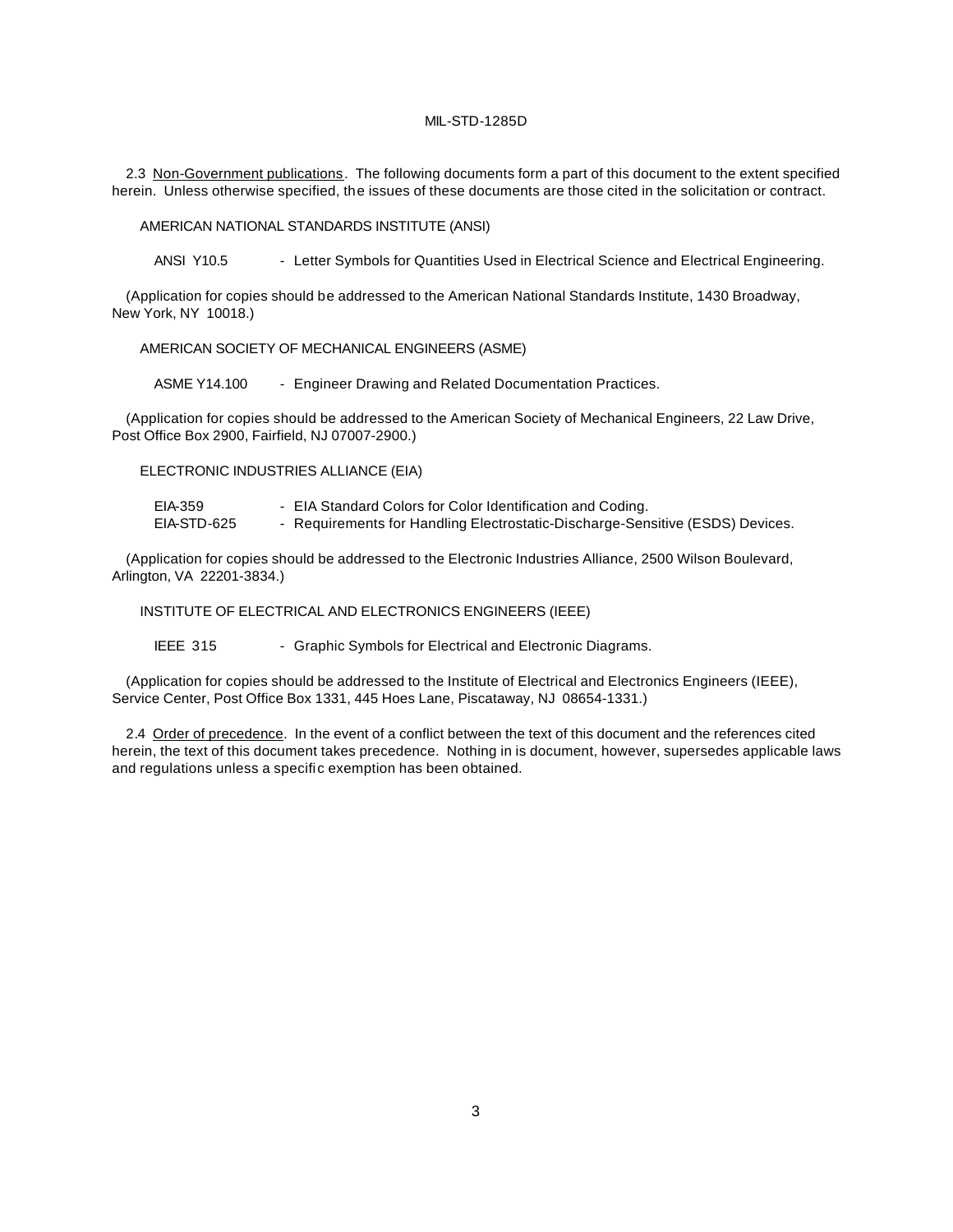2.3 Non-Government publications. The following documents form a part of this document to the extent specified herein. Unless otherwise specified, the issues of these documents are those cited in the solicitation or contract.

AMERICAN NATIONAL STANDARDS INSTITUTE (ANSI)

ANSI Y10.5 - Letter Symbols for Quantities Used in Electrical Science and Electrical Engineering.

(Application for copies should be addressed to the American National Standards Institute, 1430 Broadway, New York, NY 10018.)

AMERICAN SOCIETY OF MECHANICAL ENGINEERS (ASME)

ASME Y14.100 - Engineer Drawing and Related Documentation Practices.

(Application for copies should be addressed to the American Society of Mechanical Engineers, 22 Law Drive, Post Office Box 2900, Fairfield, NJ 07007-2900.)

ELECTRONIC INDUSTRIES ALLIANCE (EIA)

EIA-359 - EIA Standard Colors for Color Identification and Coding.
EIA-STD-625 - Requirements for Handling Electrostatic-Discharge-Sensitive (ESDS) Devices.

(Application for copies should be addressed to the Electronic Industries Alliance, 2500 Wilson Boulevard, Arlington, VA 22201-3834.)

INSTITUTE OF ELECTRICAL AND ELECTRONICS ENGINEERS (IEEE)

IEEE 315 - Graphic Symbols for Electrical and Electronic Diagrams.

(Application for copies should be addressed to the Institute of Electrical and Electronics Engineers (IEEE), Service Center, Post Office Box 1331, 445 Hoes Lane, Piscataway, NJ 08654-1331.)

2.4 Order of precedence. In the event of a conflict between the text of this document and the references cited herein, the text of this document takes precedence. Nothing in is document, however, supersedes applicable laws and regulations unless a specific exemption has been obtained.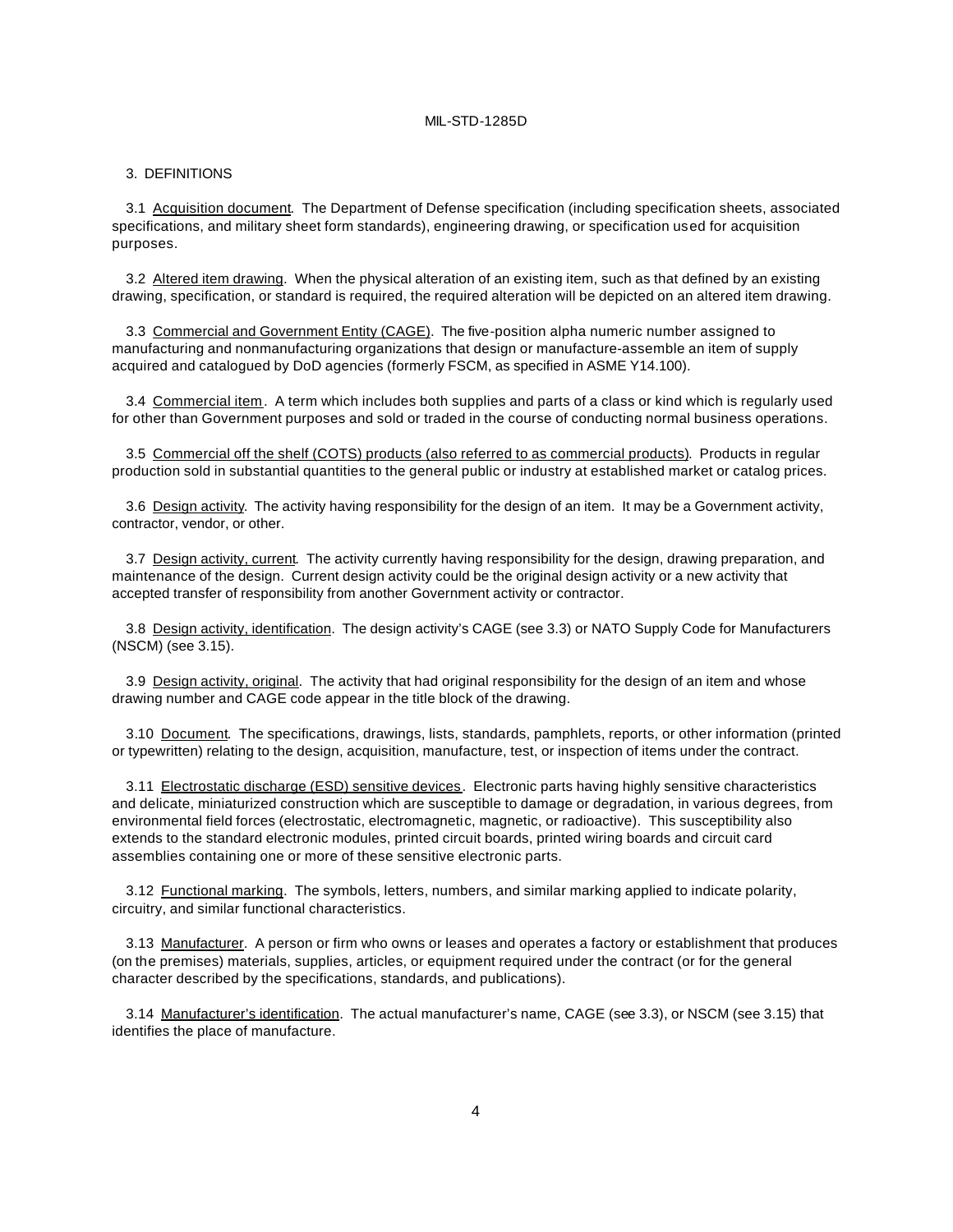## 3. DEFINITIONS

3.1 Acquisition document. The Department of Defense specification (including specification sheets, associated specifications, and military sheet form standards), engineering drawing, or specification used for acquisition purposes.

3.2 Altered item drawing. When the physical alteration of an existing item, such as that defined by an existing drawing, specification, or standard is required, the required alteration will be depicted on an altered item drawing.

3.3 Commercial and Government Entity (CAGE). The five-position alpha numeric number assigned to manufacturing and nonmanufacturing organizations that design or manufacture-assemble an item of supply acquired and catalogued by DoD agencies (formerly FSCM, as specified in ASME Y14.100).

3.4 Commercial item. A term which includes both supplies and parts of a class or kind which is regularly used for other than Government purposes and sold or traded in the course of conducting normal business operations.

3.5 Commercial off the shelf (COTS) products (also referred to as commercial products). Products in regular production sold in substantial quantities to the general public or industry at established market or catalog prices.

3.6 Design activity. The activity having responsibility for the design of an item. It may be a Government activity, contractor, vendor, or other.

3.7 Design activity, current. The activity currently having responsibility for the design, drawing preparation, and maintenance of the design. Current design activity could be the original design activity or a new activity that accepted transfer of responsibility from another Government activity or contractor.

3.8 Design activity, identification. The design activity's CAGE (see 3.3) or NATO Supply Code for Manufacturers (NSCM) (see 3.15).

3.9 Design activity, original. The activity that had original responsibility for the design of an item and whose drawing number and CAGE code appear in the title block of the drawing.

3.10 Document. The specifications, drawings, lists, standards, pamphlets, reports, or other information (printed or typewritten) relating to the design, acquisition, manufacture, test, or inspection of items under the contract.

3.11 Electrostatic discharge (ESD) sensitive devices. Electronic parts having highly sensitive characteristics and delicate, miniaturized construction which are susceptible to damage or degradation, in various degrees, from environmental field forces (electrostatic, electromagnetic, magnetic, or radioactive). This susceptibility also extends to the standard electronic modules, printed circuit boards, printed wiring boards and circuit card assemblies containing one or more of these sensitive electronic parts.

3.12 Functional marking. The symbols, letters, numbers, and similar marking applied to indicate polarity, circuitry, and similar functional characteristics.

3.13 Manufacturer. A person or firm who owns or leases and operates a factory or establishment that produces (on the premises) materials, supplies, articles, or equipment required under the contract (or for the general character described by the specifications, standards, and publications).

3.14 Manufacturer's identification. The actual manufacturer's name, CAGE (see 3.3), or NSCM (see 3.15) that identifies the place of manufacture.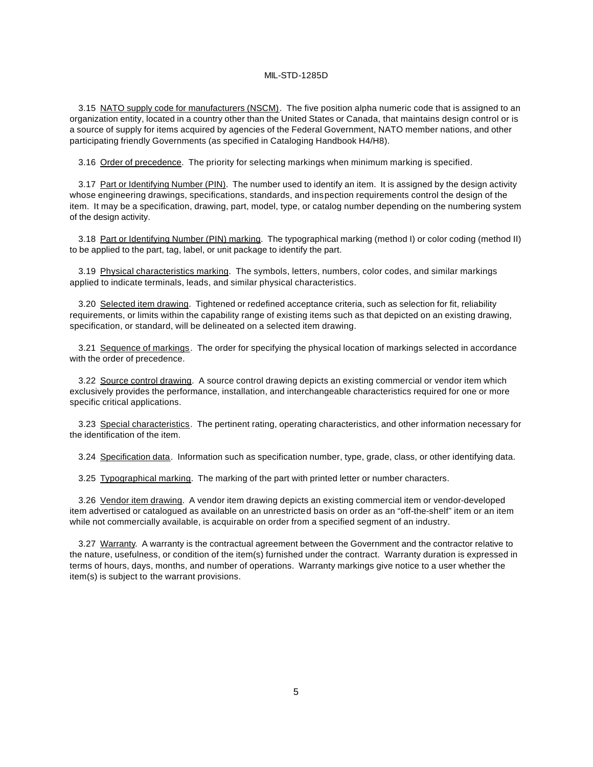3.15 NATO supply code for manufacturers (NSCM). The five position alpha numeric code that is assigned to an organization entity, located in a country other than the United States or Canada, that maintains design control or is a source of supply for items acquired by agencies of the Federal Government, NATO member nations, and other participating friendly Governments (as specified in Cataloging Handbook H4/H8).

3.16 Order of precedence. The priority for selecting markings when minimum marking is specified.

3.17 Part or Identifying Number (PIN). The number used to identify an item. It is assigned by the design activity whose engineering drawings, specifications, standards, and inspection requirements control the design of the item. It may be a specification, drawing, part, model, type, or catalog number depending on the numbering system of the design activity.

3.18 Part or Identifying Number (PIN) marking. The typographical marking (method I) or color coding (method II) to be applied to the part, tag, label, or unit package to identify the part.

3.19 Physical characteristics marking. The symbols, letters, numbers, color codes, and similar markings applied to indicate terminals, leads, and similar physical characteristics.

3.20 Selected item drawing. Tightened or redefined acceptance criteria, such as selection for fit, reliability requirements, or limits within the capability range of existing items such as that depicted on an existing drawing, specification, or standard, will be delineated on a selected item drawing.

3.21 Sequence of markings. The order for specifying the physical location of markings selected in accordance with the order of precedence.

3.22 Source control drawing. A source control drawing depicts an existing commercial or vendor item which exclusively provides the performance, installation, and interchangeable characteristics required for one or more specific critical applications.

3.23 Special characteristics. The pertinent rating, operating characteristics, and other information necessary for the identification of the item.

3.24 Specification data. Information such as specification number, type, grade, class, or other identifying data.

3.25 Typographical marking. The marking of the part with printed letter or number characters.

3.26 Vendor item drawing. A vendor item drawing depicts an existing commercial item or vendor-developed item advertised or catalogued as available on an unrestricted basis on order as an "off-the-shelf" item or an item while not commercially available, is acquirable on order from a specified segment of an industry.

3.27 Warranty. A warranty is the contractual agreement between the Government and the contractor relative to the nature, usefulness, or condition of the item(s) furnished under the contract. Warranty duration is expressed in terms of hours, days, months, and number of operations. Warranty markings give notice to a user whether the item(s) is subject to the warrant provisions.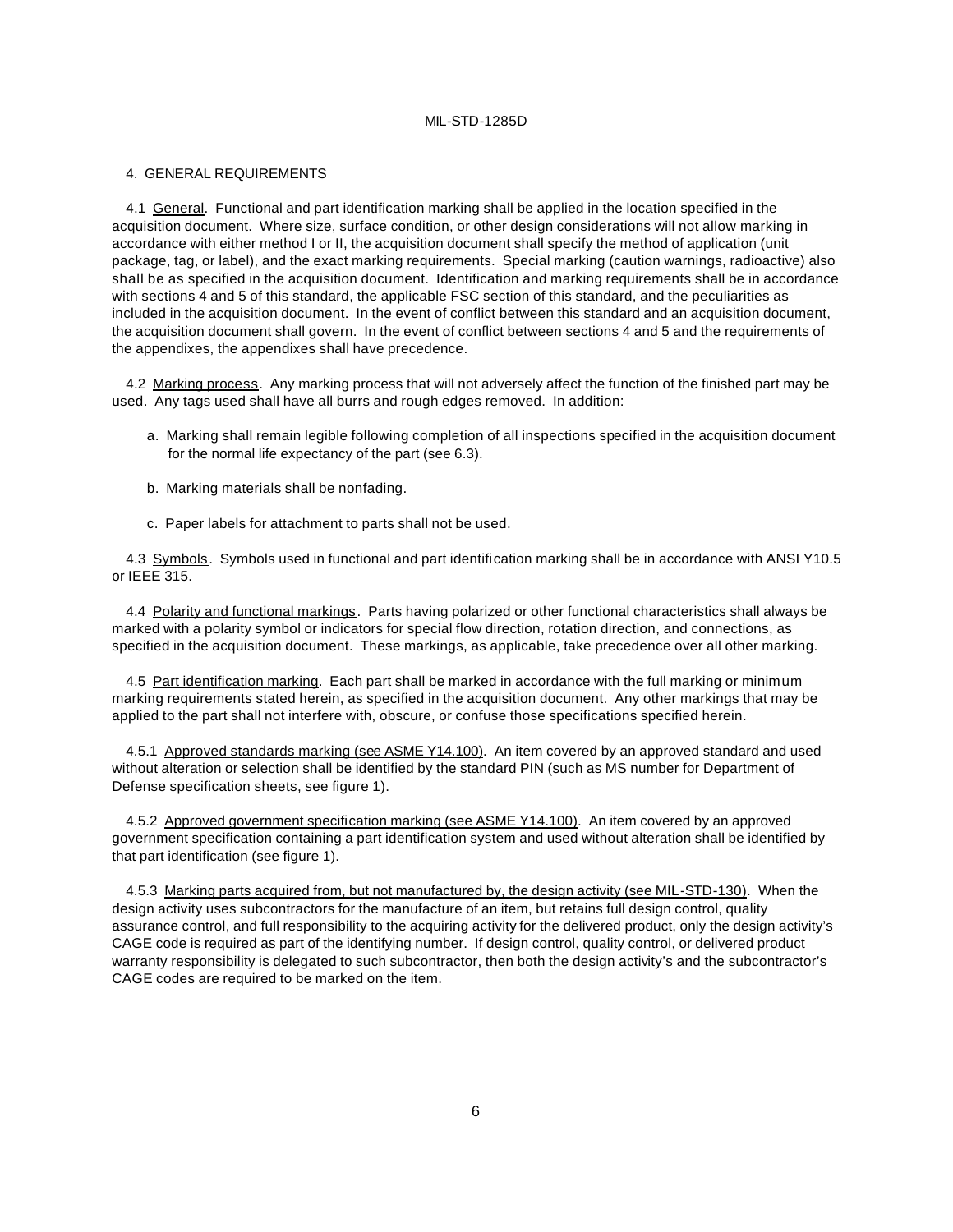## 4. GENERAL REQUIREMENTS

4.1 General. Functional and part identification marking shall be applied in the location specified in the acquisition document. Where size, surface condition, or other design considerations will not allow marking in accordance with either method I or II, the acquisition document shall specify the method of application (unit package, tag, or label), and the exact marking requirements. Special marking (caution warnings, radioactive) also shall be as specified in the acquisition document. Identification and marking requirements shall be in accordance with sections 4 and 5 of this standard, the applicable FSC section of this standard, and the peculiarities as included in the acquisition document. In the event of conflict between this standard and an acquisition document, the acquisition document shall govern. In the event of conflict between sections 4 and 5 and the requirements of the appendixes, the appendixes shall have precedence.

4.2 Marking process. Any marking process that will not adversely affect the function of the finished part may be used. Any tags used shall have all burrs and rough edges removed. In addition:

a. Marking shall remain legible following completion of all inspections specified in the acquisition document for the normal life expectancy of the part (see 6.3).

b. Marking materials shall be nonfading.

c. Paper labels for attachment to parts shall not be used.

4.3 Symbols. Symbols used in functional and part identification marking shall be in accordance with ANSI Y10.5 or IEEE 315.

4.4 Polarity and functional markings. Parts having polarized or other functional characteristics shall always be marked with a polarity symbol or indicators for special flow direction, rotation direction, and connections, as specified in the acquisition document. These markings, as applicable, take precedence over all other marking.

4.5 Part identification marking. Each part shall be marked in accordance with the full marking or minimum marking requirements stated herein, as specified in the acquisition document. Any other markings that may be applied to the part shall not interfere with, obscure, or confuse those specifications specified herein.

4.5.1 Approved standards marking (see ASME Y14.100). An item covered by an approved standard and used without alteration or selection shall be identified by the standard PIN (such as MS number for Department of Defense specification sheets, see figure 1).

4.5.2 Approved government specification marking (see ASME Y14.100). An item covered by an approved government specification containing a part identification system and used without alteration shall be identified by that part identification (see figure 1).

4.5.3 Marking parts acquired from, but not manufactured by, the design activity (see MIL-STD-130). When the design activity uses subcontractors for the manufacture of an item, but retains full design control, quality assurance control, and full responsibility to the acquiring activity for the delivered product, only the design activity's CAGE code is required as part of the identifying number. If design control, quality control, or delivered product warranty responsibility is delegated to such subcontractor, then both the design activity's and the subcontractor's CAGE codes are required to be marked on the item.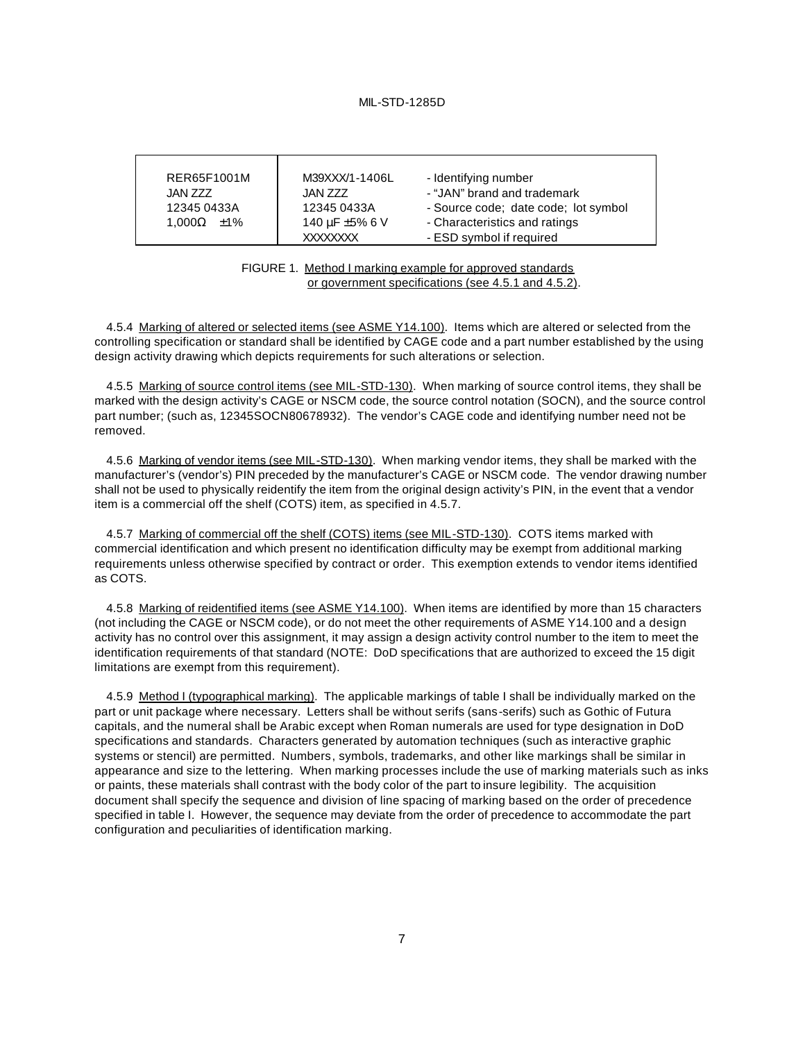| | | |
|---|---|---|
| RER65F1001M | M39XXX/1-1406L | - Identifying number |
| JAN ZZZ | JAN ZZZ | - "JAN" brand and trademark |
| 12345 0433A | 12345 0433A | - Source code; date code; lot symbol |
| 1,000Ω ±1% | 140 µF ±5% 6 V | - Characteristics and ratings |
| | XXXXXXXX | - ESD symbol if required |

FIGURE 1. Method I marking example for approved standards or government specifications (see 4.5.1 and 4.5.2).

4.5.4 Marking of altered or selected items (see ASME Y14.100). Items which are altered or selected from the controlling specification or standard shall be identified by CAGE code and a part number established by the using design activity drawing which depicts requirements for such alterations or selection.

4.5.5 Marking of source control items (see MIL-STD-130). When marking of source control items, they shall be marked with the design activity's CAGE or NSCM code, the source control notation (SOCN), and the source control part number; (such as, 12345SOCN80678932). The vendor's CAGE code and identifying number need not be removed.

4.5.6 Marking of vendor items (see MIL-STD-130). When marking vendor items, they shall be marked with the manufacturer's (vendor's) PIN preceded by the manufacturer's CAGE or NSCM code. The vendor drawing number shall not be used to physically reidentify the item from the original design activity's PIN, in the event that a vendor item is a commercial off the shelf (COTS) item, as specified in 4.5.7.

4.5.7 Marking of commercial off the shelf (COTS) items (see MIL-STD-130). COTS items marked with commercial identification and which present no identification difficulty may be exempt from additional marking requirements unless otherwise specified by contract or order. This exemption extends to vendor items identified as COTS.

4.5.8 Marking of reidentified items (see ASME Y14.100). When items are identified by more than 15 characters (not including the CAGE or NSCM code), or do not meet the other requirements of ASME Y14.100 and a design activity has no control over this assignment, it may assign a design activity control number to the item to meet the identification requirements of that standard (NOTE: DoD specifications that are authorized to exceed the 15 digit limitations are exempt from this requirement).

4.5.9 Method I (typographical marking). The applicable markings of table I shall be individually marked on the part or unit package where necessary. Letters shall be without serifs (sans-serifs) such as Gothic of Futura capitals, and the numeral shall be Arabic except when Roman numerals are used for type designation in DoD specifications and standards. Characters generated by automation techniques (such as interactive graphic systems or stencil) are permitted. Numbers, symbols, trademarks, and other like markings shall be similar in appearance and size to the lettering. When marking processes include the use of marking materials such as inks or paints, these materials shall contrast with the body color of the part to insure legibility. The acquisition document shall specify the sequence and division of line spacing of marking based on the order of precedence specified in table I. However, the sequence may deviate from the order of precedence to accommodate the part configuration and peculiarities of identification marking.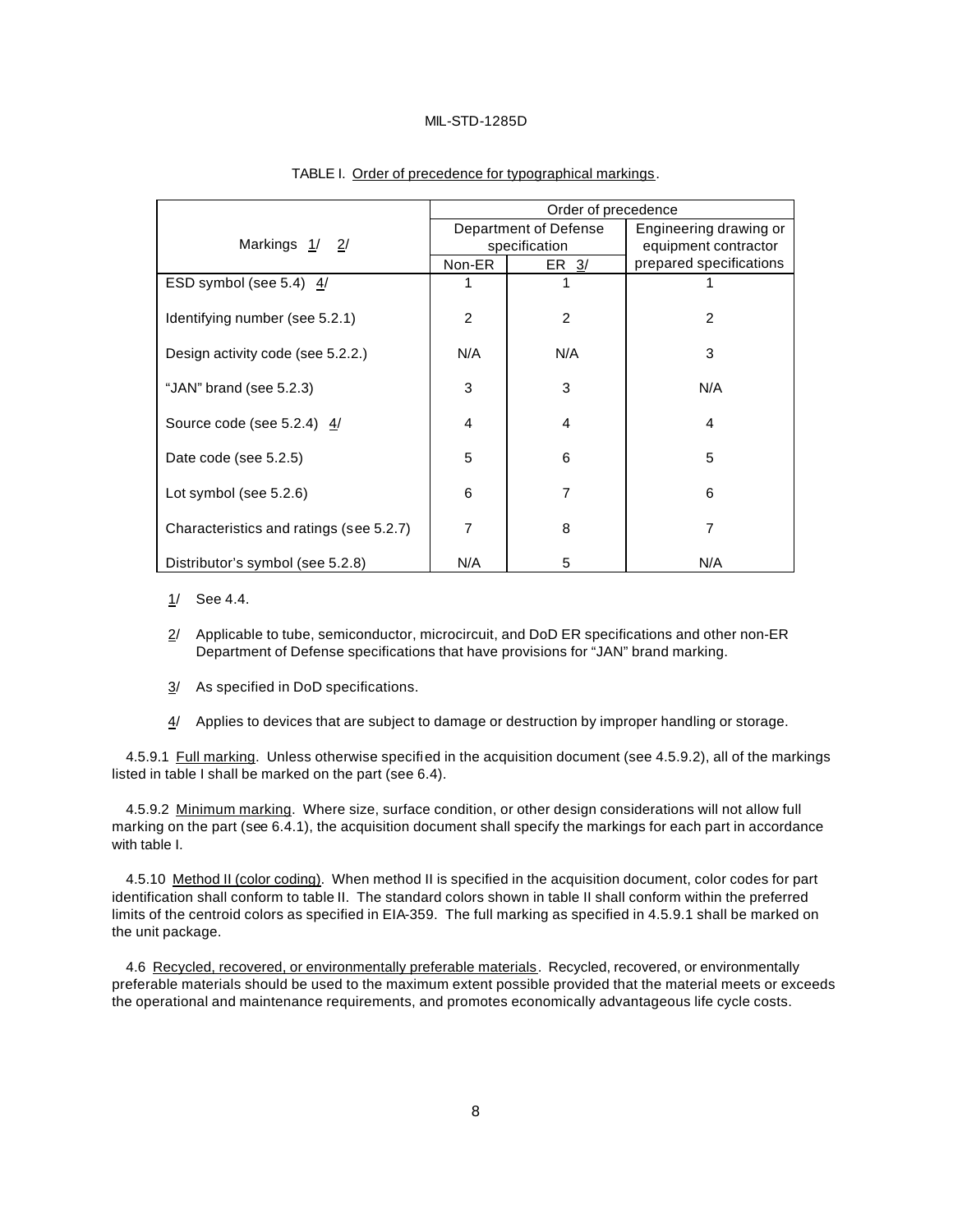TABLE I. Order of precedence for typographical markings.

| Markings 1/ 2/ | Order of precedence | | |
|---|---|---|---|
| | Department of Defense specification | | Engineering drawing or equipment contractor prepared specifications |
| | Non-ER | ER 3/ | |
| ESD symbol (see 5.4) 4/ | 1 | 1 | 1 |
| Identifying number (see 5.2.1) | 2 | 2 | 2 |
| Design activity code (see 5.2.2.) | N/A | N/A | 3 |
| "JAN" brand (see 5.2.3) | 3 | 3 | N/A |
| Source code (see 5.2.4) 4/ | 4 | 4 | 4 |
| Date code (see 5.2.5) | 5 | 6 | 5 |
| Lot symbol (see 5.2.6) | 6 | 7 | 6 |
| Characteristics and ratings (see 5.2.7) | 7 | 8 | 7 |
| Distributor's symbol (see 5.2.8) | N/A | 5 | N/A |

1/ See 4.4.

2/ Applicable to tube, semiconductor, microcircuit, and DoD ER specifications and other non-ER Department of Defense specifications that have provisions for "JAN" brand marking.

3/ As specified in DoD specifications.

4/ Applies to devices that are subject to damage or destruction by improper handling or storage.

4.5.9.1 Full marking. Unless otherwise specified in the acquisition document (see 4.5.9.2), all of the markings listed in table I shall be marked on the part (see 6.4).

4.5.9.2 Minimum marking. Where size, surface condition, or other design considerations will not allow full marking on the part (see 6.4.1), the acquisition document shall specify the markings for each part in accordance with table I.

4.5.10 Method II (color coding). When method II is specified in the acquisition document, color codes for part identification shall conform to table II. The standard colors shown in table II shall conform within the preferred limits of the centroid colors as specified in EIA-359. The full marking as specified in 4.5.9.1 shall be marked on the unit package.

4.6 Recycled, recovered, or environmentally preferable materials. Recycled, recovered, or environmentally preferable materials should be used to the maximum extent possible provided that the material meets or exceeds the operational and maintenance requirements, and promotes economically advantageous life cycle costs.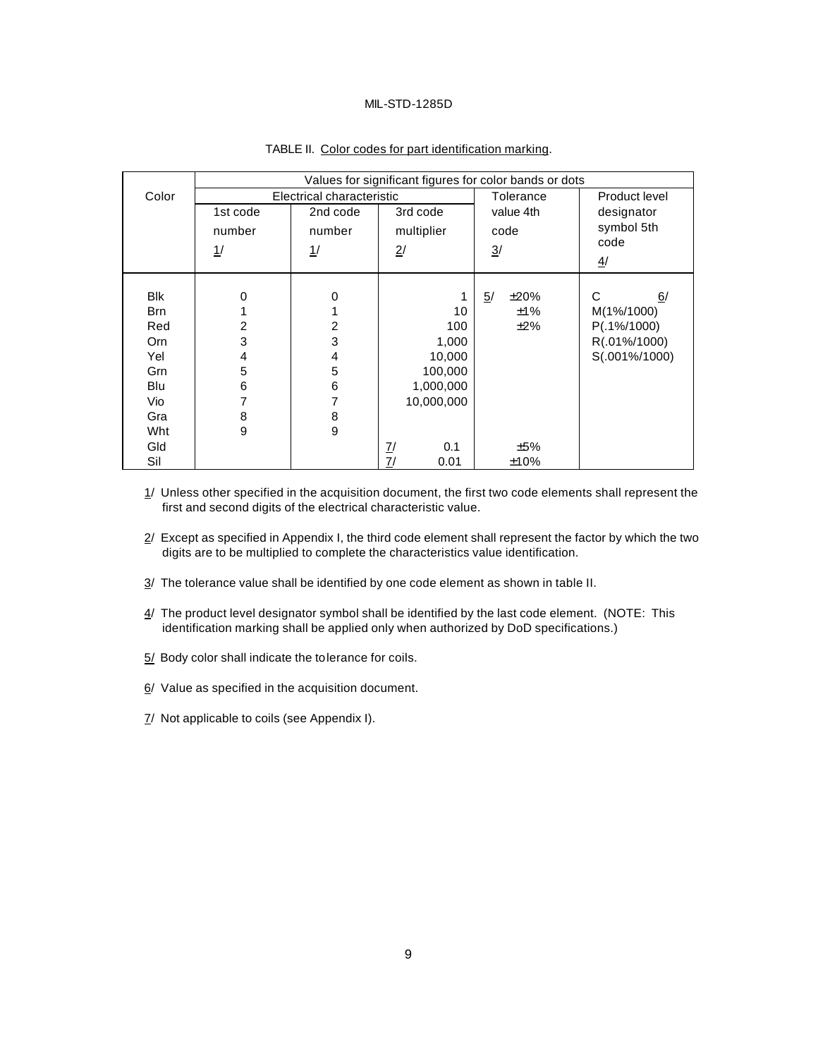TABLE II. Color codes for part identification marking.

| Color | Values for significant figures for color bands or dots | | | | |
|---|---|---|---|---|---|
| | Electrical characteristic | | | Tolerance value 4th code 3/ | Product level designator symbol 5th code 4/ |
| | 1st code number 1/ | 2nd code number 1/ | 3rd code multiplier 2/ | | |
| Blk | 0 | 0 | 1 | 5/ ±20% | C 6/ |
| Brn | 1 | 1 | 10 | ±1% | M(1%/1000) |
| Red | 2 | 2 | 100 | ±2% | P(.1%/1000) |
| Orn | 3 | 3 | 1,000 | | R(.01%/1000) |
| Yel | 4 | 4 | 10,000 | | S(.001%/1000) |
| Grn | 5 | 5 | 100,000 | | |
| Blu | 6 | 6 | 1,000,000 | | |
| Vio | 7 | 7 | 10,000,000 | | |
| Gra | 8 | 8 | | | |
| Wht | 9 | 9 | | | |
| Gld | | | 7/ 0.1 | ±5% | |
| Sil | | | 7/ 0.01 | ±10% | |

1/ Unless other specified in the acquisition document, the first two code elements shall represent the first and second digits of the electrical characteristic value.

2/ Except as specified in Appendix I, the third code element shall represent the factor by which the two digits are to be multiplied to complete the characteristics value identification.

3/ The tolerance value shall be identified by one code element as shown in table II.

4/ The product level designator symbol shall be identified by the last code element. (NOTE: This identification marking shall be applied only when authorized by DoD specifications.)

5/ Body color shall indicate the tolerance for coils.

6/ Value as specified in the acquisition document.

7/ Not applicable to coils (see Appendix I).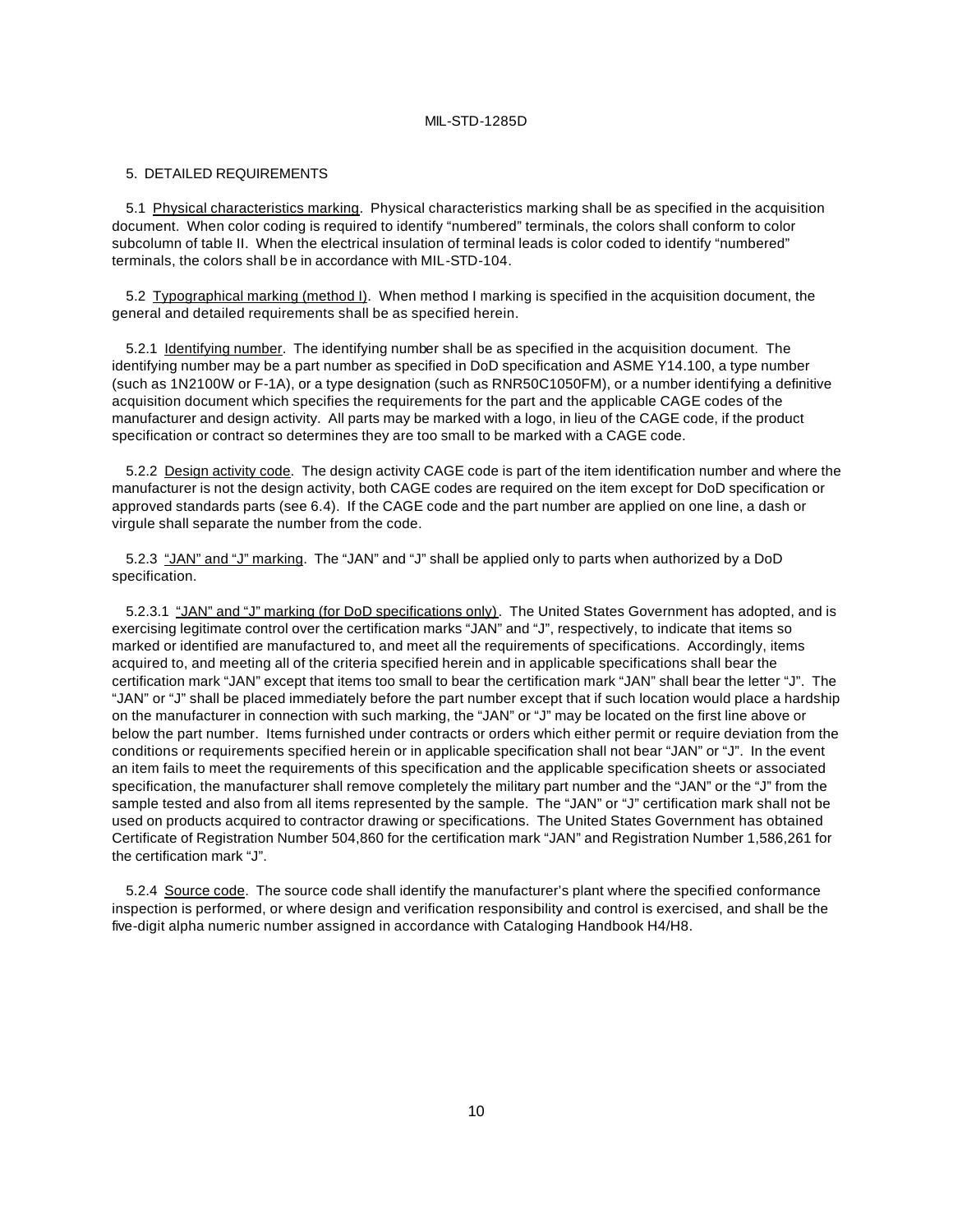## 5. DETAILED REQUIREMENTS

5.1 Physical characteristics marking. Physical characteristics marking shall be as specified in the acquisition document. When color coding is required to identify "numbered" terminals, the colors shall conform to color subcolumn of table II. When the electrical insulation of terminal leads is color coded to identify "numbered" terminals, the colors shall be in accordance with MIL-STD-104.

5.2 Typographical marking (method I). When method I marking is specified in the acquisition document, the general and detailed requirements shall be as specified herein.

5.2.1 Identifying number. The identifying number shall be as specified in the acquisition document. The identifying number may be a part number as specified in DoD specification and ASME Y14.100, a type number (such as 1N2100W or F-1A), or a type designation (such as RNR50C1050FM), or a number identifying a definitive acquisition document which specifies the requirements for the part and the applicable CAGE codes of the manufacturer and design activity. All parts may be marked with a logo, in lieu of the CAGE code, if the product specification or contract so determines they are too small to be marked with a CAGE code.

5.2.2 Design activity code. The design activity CAGE code is part of the item identification number and where the manufacturer is not the design activity, both CAGE codes are required on the item except for DoD specification or approved standards parts (see 6.4). If the CAGE code and the part number are applied on one line, a dash or virgule shall separate the number from the code.

5.2.3 "JAN" and "J" marking. The "JAN" and "J" shall be applied only to parts when authorized by a DoD specification.

5.2.3.1 "JAN" and "J" marking (for DoD specifications only). The United States Government has adopted, and is exercising legitimate control over the certification marks "JAN" and "J", respectively, to indicate that items so marked or identified are manufactured to, and meet all the requirements of specifications. Accordingly, items acquired to, and meeting all of the criteria specified herein and in applicable specifications shall bear the certification mark "JAN" except that items too small to bear the certification mark "JAN" shall bear the letter "J". The "JAN" or "J" shall be placed immediately before the part number except that if such location would place a hardship on the manufacturer in connection with such marking, the "JAN" or "J" may be located on the first line above or below the part number. Items furnished under contracts or orders which either permit or require deviation from the conditions or requirements specified herein or in applicable specification shall not bear "JAN" or "J". In the event an item fails to meet the requirements of this specification and the applicable specification sheets or associated specification, the manufacturer shall remove completely the military part number and the "JAN" or the "J" from the sample tested and also from all items represented by the sample. The "JAN" or "J" certification mark shall not be used on products acquired to contractor drawing or specifications. The United States Government has obtained Certificate of Registration Number 504,860 for the certification mark "JAN" and Registration Number 1,586,261 for the certification mark "J".

5.2.4 Source code. The source code shall identify the manufacturer's plant where the specified conformance inspection is performed, or where design and verification responsibility and control is exercised, and shall be the five-digit alpha numeric number assigned in accordance with Cataloging Handbook H4/H8.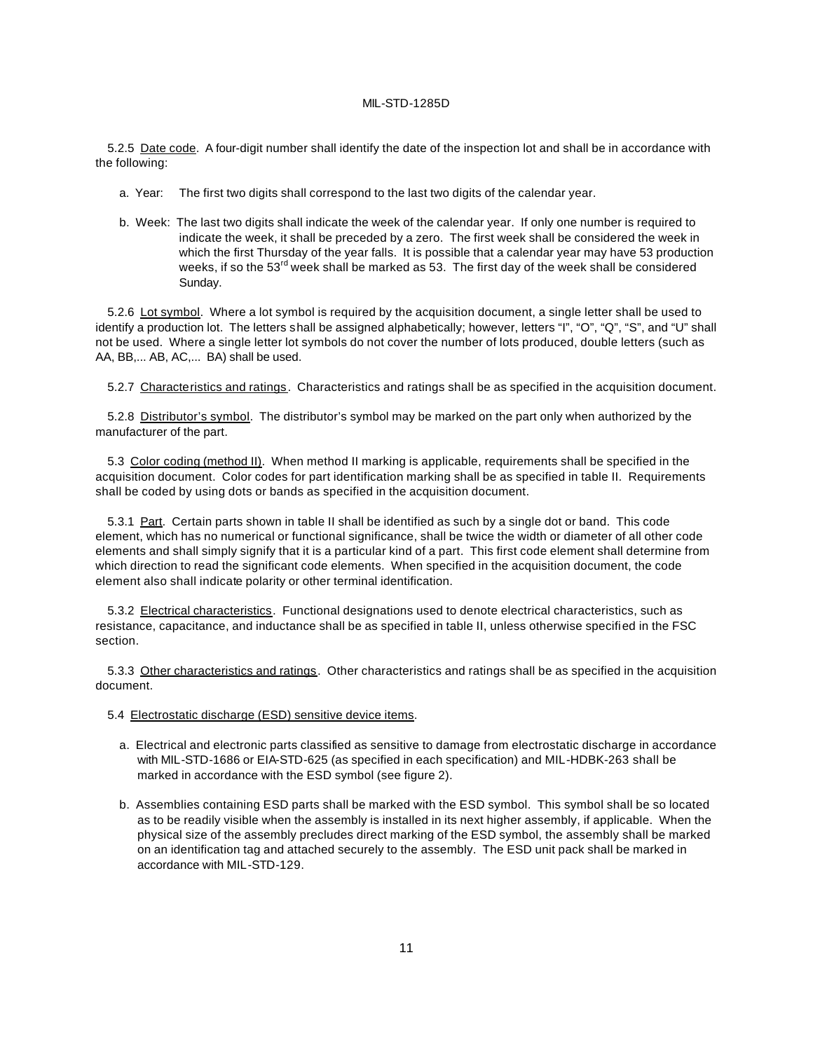5.2.5 Date code. A four-digit number shall identify the date of the inspection lot and shall be in accordance with the following:

a. Year: The first two digits shall correspond to the last two digits of the calendar year.

b. Week: The last two digits shall indicate the week of the calendar year. If only one number is required to indicate the week, it shall be preceded by a zero. The first week shall be considered the week in which the first Thursday of the year falls. It is possible that a calendar year may have 53 production weeks, if so the 53rd week shall be marked as 53. The first day of the week shall be considered Sunday.

5.2.6 Lot symbol. Where a lot symbol is required by the acquisition document, a single letter shall be used to identify a production lot. The letters shall be assigned alphabetically; however, letters "I", "O", "Q", "S", and "U" shall not be used. Where a single letter lot symbols do not cover the number of lots produced, double letters (such as AA, BB,... AB, AC,... BA) shall be used.

5.2.7 Characteristics and ratings. Characteristics and ratings shall be as specified in the acquisition document.

5.2.8 Distributor's symbol. The distributor's symbol may be marked on the part only when authorized by the manufacturer of the part.

5.3 Color coding (method II). When method II marking is applicable, requirements shall be specified in the acquisition document. Color codes for part identification marking shall be as specified in table II. Requirements shall be coded by using dots or bands as specified in the acquisition document.

5.3.1 Part. Certain parts shown in table II shall be identified as such by a single dot or band. This code element, which has no numerical or functional significance, shall be twice the width or diameter of all other code elements and shall simply signify that it is a particular kind of a part. This first code element shall determine from which direction to read the significant code elements. When specified in the acquisition document, the code element also shall indicate polarity or other terminal identification.

5.3.2 Electrical characteristics. Functional designations used to denote electrical characteristics, such as resistance, capacitance, and inductance shall be as specified in table II, unless otherwise specified in the FSC section.

5.3.3 Other characteristics and ratings. Other characteristics and ratings shall be as specified in the acquisition document.

5.4 Electrostatic discharge (ESD) sensitive device items.

a. Electrical and electronic parts classified as sensitive to damage from electrostatic discharge in accordance with MIL-STD-1686 or EIA-STD-625 (as specified in each specification) and MIL-HDBK-263 shall be marked in accordance with the ESD symbol (see figure 2).

b. Assemblies containing ESD parts shall be marked with the ESD symbol. This symbol shall be so located as to be readily visible when the assembly is installed in its next higher assembly, if applicable. When the physical size of the assembly precludes direct marking of the ESD symbol, the assembly shall be marked on an identification tag and attached securely to the assembly. The ESD unit pack shall be marked in accordance with MIL-STD-129.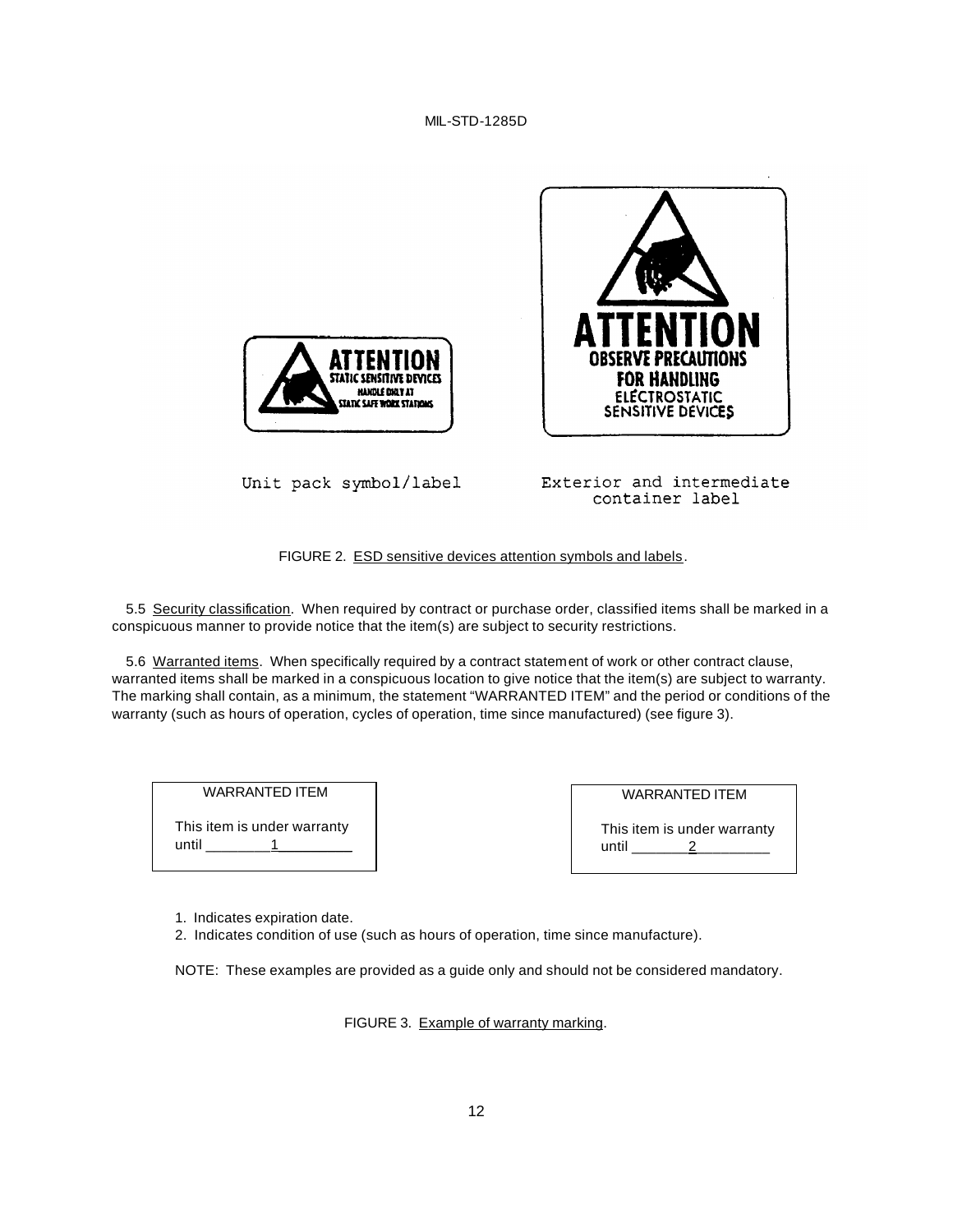ATTENTION
STATIC SENSITIVE DEVICES
HANDLE ONLY AT
STATIC SAFE WORK STATIONS

ATTENTION
OBSERVE PRECAUTIONS
FOR HANDLING
ELECTROSTATIC
SENSITIVE DEVICES

Unit pack symbol/label

Exterior and intermediate container label

FIGURE 2. ESD sensitive devices attention symbols and labels.

5.5 Security classification. When required by contract or purchase order, classified items shall be marked in a conspicuous manner to provide notice that the item(s) are subject to security restrictions.

5.6 Warranted items. When specifically required by a contract statement of work or other contract clause, warranted items shall be marked in a conspicuous location to give notice that the item(s) are subject to warranty. The marking shall contain, as a minimum, the statement "WARRANTED ITEM" and the period or conditions of the warranty (such as hours of operation, cycles of operation, time since manufactured) (see figure 3).

WARRANTED ITEM

This item is under warranty until ________1_________

WARRANTED ITEM

This item is under warranty until _______2_________

1. Indicates expiration date.
2. Indicates condition of use (such as hours of operation, time since manufacture).

NOTE: These examples are provided as a guide only and should not be considered mandatory.

FIGURE 3. Example of warranty marking.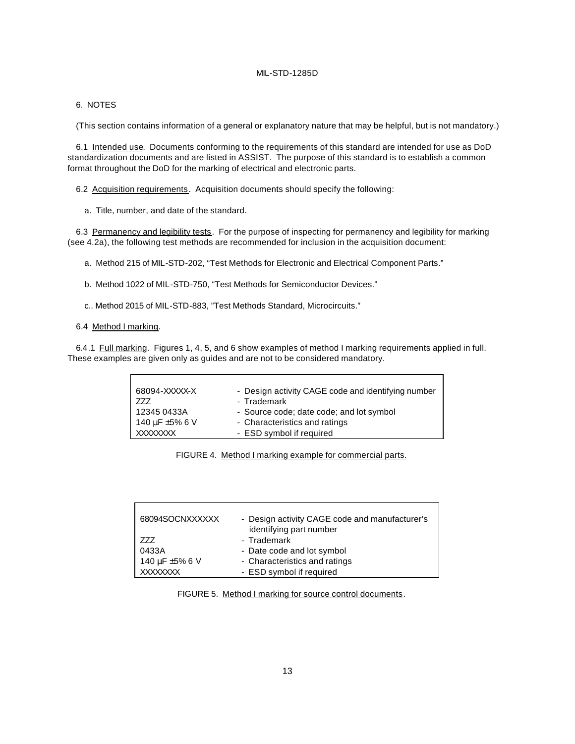## 6. NOTES

(This section contains information of a general or explanatory nature that may be helpful, but is not mandatory.)

6.1 Intended use. Documents conforming to the requirements of this standard are intended for use as DoD standardization documents and are listed in ASSIST. The purpose of this standard is to establish a common format throughout the DoD for the marking of electrical and electronic parts.

6.2 Acquisition requirements. Acquisition documents should specify the following:

a. Title, number, and date of the standard.

6.3 Permanency and legibility tests. For the purpose of inspecting for permanency and legibility for marking (see 4.2a), the following test methods are recommended for inclusion in the acquisition document:

a. Method 215 of MIL-STD-202, "Test Methods for Electronic and Electrical Component Parts."

b. Method 1022 of MIL-STD-750, "Test Methods for Semiconductor Devices."

c.. Method 2015 of MIL-STD-883, "Test Methods Standard, Microcircuits."

6.4 Method I marking.

6.4.1 Full marking. Figures 1, 4, 5, and 6 show examples of method I marking requirements applied in full. These examples are given only as guides and are not to be considered mandatory.

| | |
|---|---|
| 68094-XXXXX-X | - Design activity CAGE code and identifying number |
| ZZZ | - Trademark |
| 12345 0433A | - Source code; date code; and lot symbol |
| 140 µF ±5% 6 V | - Characteristics and ratings |
| XXXXXXXX | - ESD symbol if required |

FIGURE 4. Method I marking example for commercial parts.

| | |
|---|---|
| 68094SOCNXXXXXX | - Design activity CAGE code and manufacturer's identifying part number |
| ZZZ | - Trademark |
| 0433A | - Date code and lot symbol |
| 140 µF ±5% 6 V | - Characteristics and ratings |
| XXXXXXXX | - ESD symbol if required |

FIGURE 5. Method I marking for source control documents.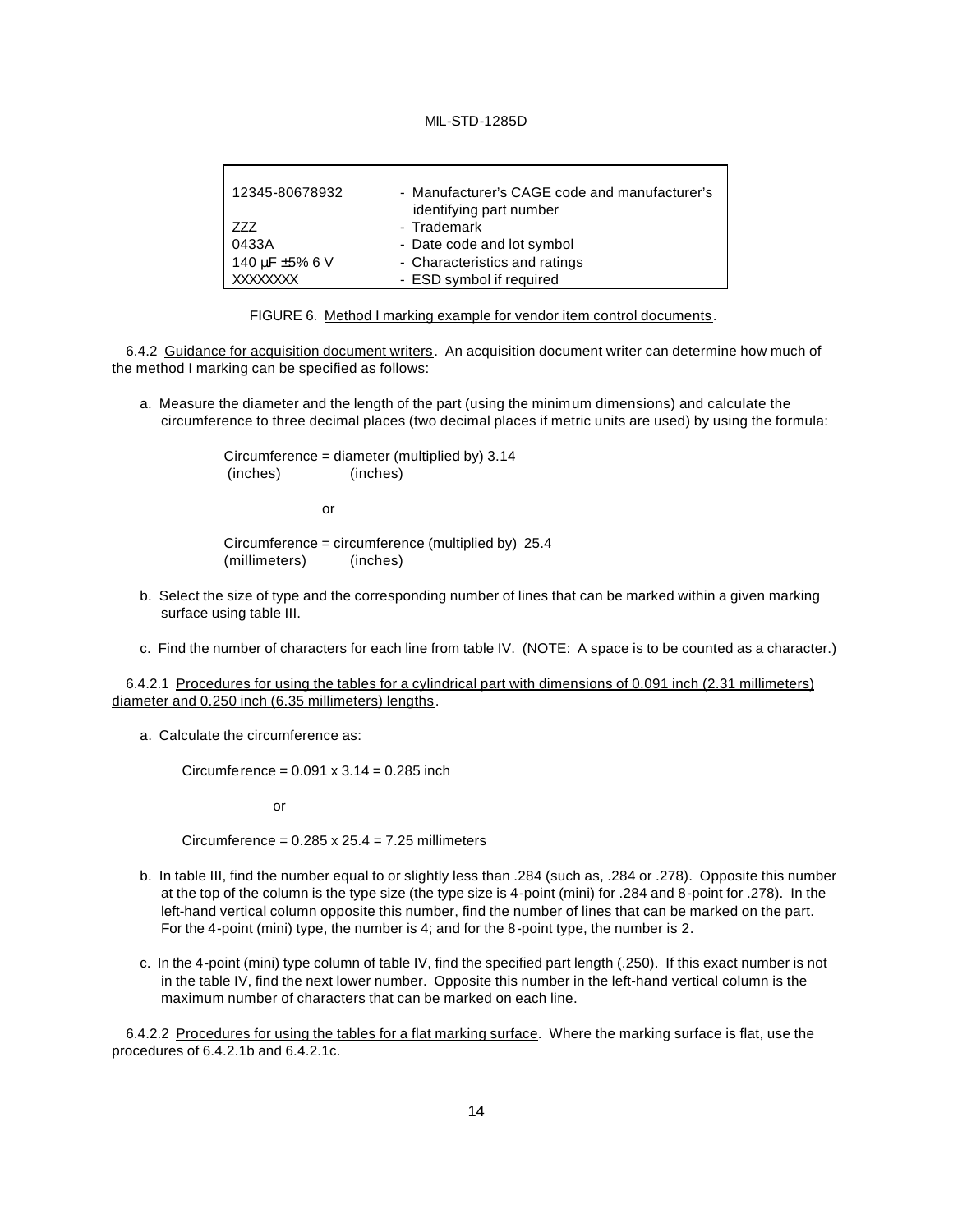| | |
|---|---|
| 12345-80678932 | - Manufacturer's CAGE code and manufacturer's identifying part number |
| ZZZ | - Trademark |
| 0433A | - Date code and lot symbol |
| 140 µF ±5% 6 V | - Characteristics and ratings |
| XXXXXXX | - ESD symbol if required |

FIGURE 6. Method I marking example for vendor item control documents.

6.4.2 Guidance for acquisition document writers. An acquisition document writer can determine how much of the method I marking can be specified as follows:

a. Measure the diameter and the length of the part (using the minimum dimensions) and calculate the circumference to three decimal places (two decimal places if metric units are used) by using the formula:

Circumference = diameter (multiplied by) 3.14
(inches) (inches)

or

Circumference = circumference (multiplied by) 25.4
(millimeters) (inches)

b. Select the size of type and the corresponding number of lines that can be marked within a given marking surface using table III.

c. Find the number of characters for each line from table IV. (NOTE: A space is to be counted as a character.)

6.4.2.1 Procedures for using the tables for a cylindrical part with dimensions of 0.091 inch (2.31 millimeters) diameter and 0.250 inch (6.35 millimeters) lengths.

a. Calculate the circumference as:

Circumference = 0.091 x 3.14 = 0.285 inch

or

Circumference = 0.285 x 25.4 = 7.25 millimeters

b. In table III, find the number equal to or slightly less than .284 (such as, .284 or .278). Opposite this number at the top of the column is the type size (the type size is 4-point (mini) for .284 and 8-point for .278). In the left-hand vertical column opposite this number, find the number of lines that can be marked on the part. For the 4-point (mini) type, the number is 4; and for the 8-point type, the number is 2.

c. In the 4-point (mini) type column of table IV, find the specified part length (.250). If this exact number is not in the table IV, find the next lower number. Opposite this number in the left-hand vertical column is the maximum number of characters that can be marked on each line.

6.4.2.2 Procedures for using the tables for a flat marking surface. Where the marking surface is flat, use the procedures of 6.4.2.1b and 6.4.2.1c.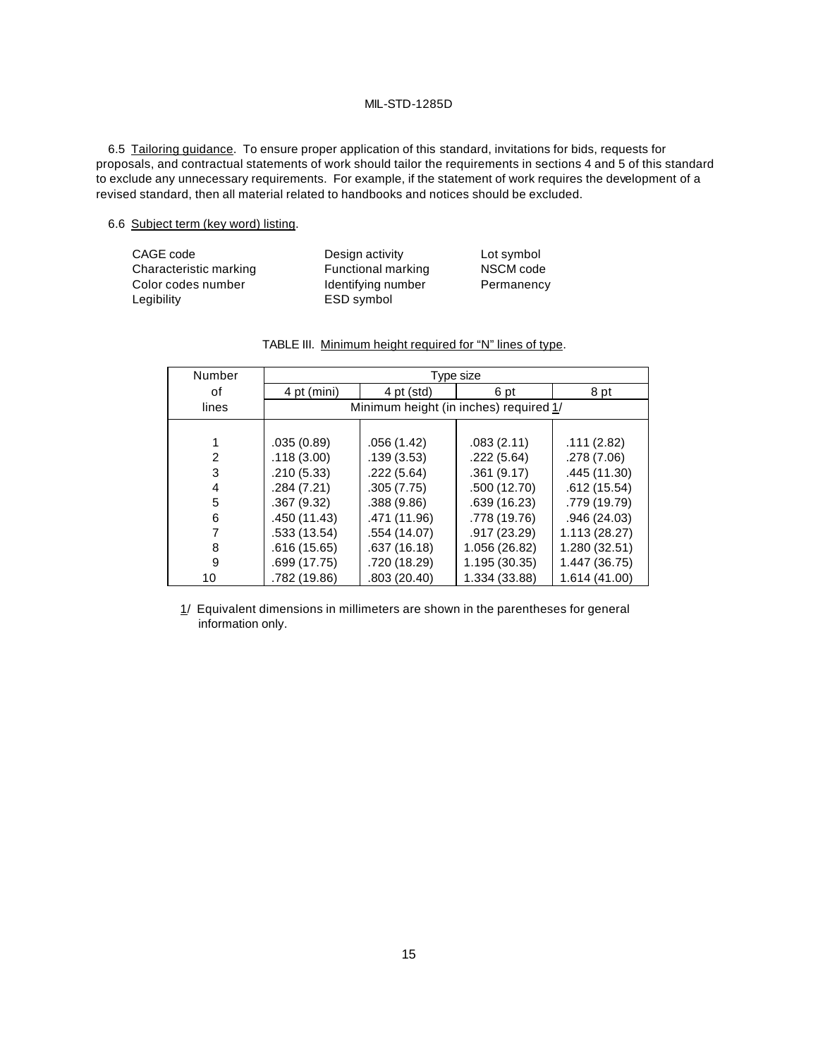6.5 Tailoring guidance. To ensure proper application of this standard, invitations for bids, requests for proposals, and contractual statements of work should tailor the requirements in sections 4 and 5 of this standard to exclude any unnecessary requirements. For example, if the statement of work requires the development of a revised standard, then all material related to handbooks and notices should be excluded.

6.6 Subject term (key word) listing.

CAGE code
Characteristic marking
Color codes number
Legibility
Design activity
Functional marking
Identifying number
ESD symbol
Lot symbol
NSCM code
Permanency

TABLE III. Minimum height required for "N" lines of type.

| Number of lines | Type size | | | |
|---|---|---|---|---|
| | 4 pt (mini) | 4 pt (std) | 6 pt | 8 pt |
| | Minimum height (in inches) required 1/ | | | |
| 1 | .035 (0.89) | .056 (1.42) | .083 (2.11) | .111 (2.82) |
| 2 | .118 (3.00) | .139 (3.53) | .222 (5.64) | .278 (7.06) |
| 3 | .210 (5.33) | .222 (5.64) | .361 (9.17) | .445 (11.30) |
| 4 | .284 (7.21) | .305 (7.75) | .500 (12.70) | .612 (15.54) |
| 5 | .367 (9.32) | .388 (9.86) | .639 (16.23) | .779 (19.79) |
| 6 | .450 (11.43) | .471 (11.96) | .778 (19.76) | .946 (24.03) |
| 7 | .533 (13.54) | .554 (14.07) | .917 (23.29) | 1.113 (28.27) |
| 8 | .616 (15.65) | .637 (16.18) | 1.056 (26.82) | 1.280 (32.51) |
| 9 | .699 (17.75) | .720 (18.29) | 1.195 (30.35) | 1.447 (36.75) |
| 10 | .782 (19.86) | .803 (20.40) | 1.334 (33.88) | 1.614 (41.00) |

1/ Equivalent dimensions in millimeters are shown in the parentheses for general information only.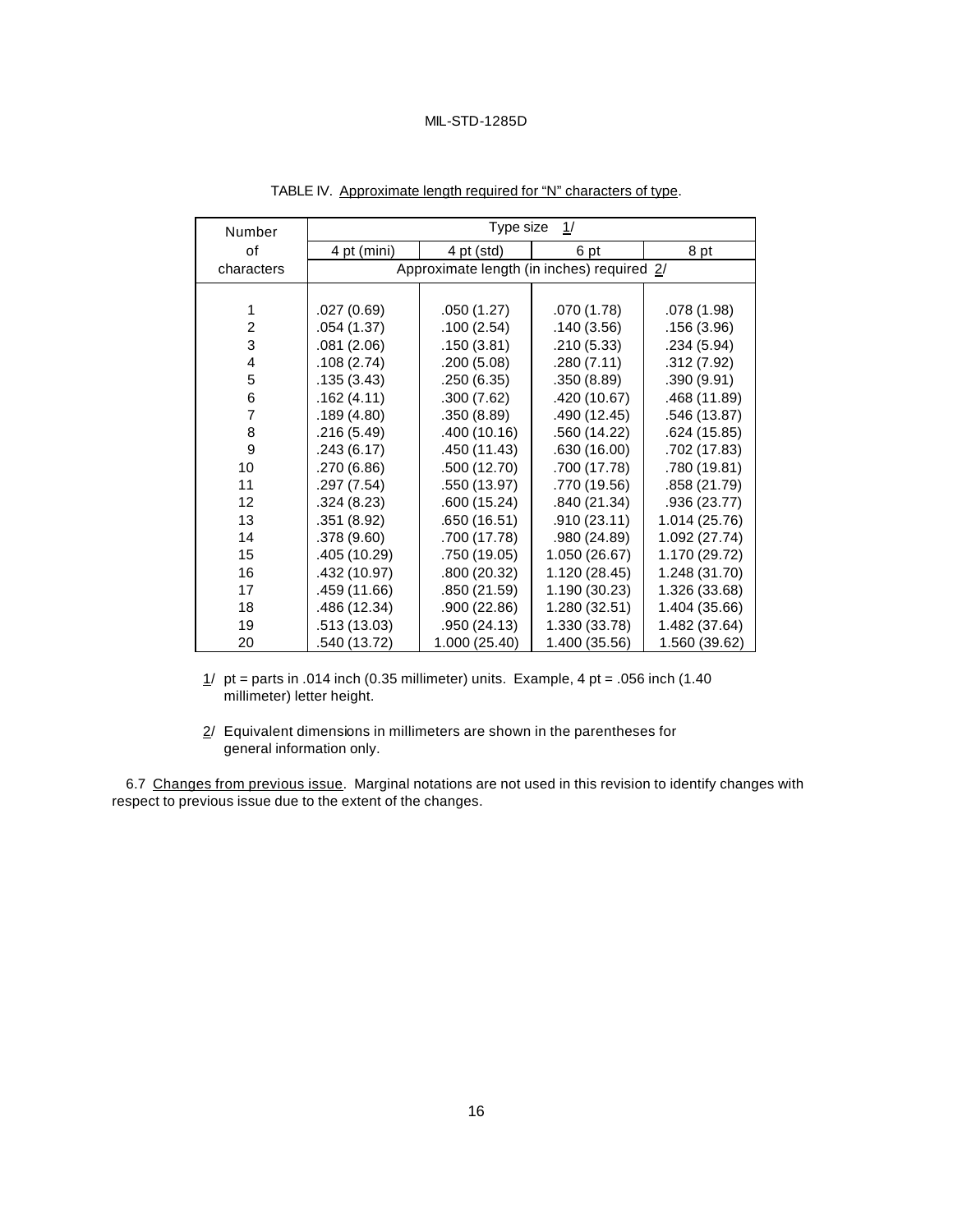TABLE IV. Approximate length required for "N" characters of type.

| Number of characters | Type size 1/ | | | |
|---|---|---|---|---|
| | 4 pt (mini) | 4 pt (std) | 6 pt | 8 pt |
| | Approximate length (in inches) required 2/ | | | |
| 1 | .027 (0.69) | .050 (1.27) | .070 (1.78) | .078 (1.98) |
| 2 | .054 (1.37) | .100 (2.54) | .140 (3.56) | .156 (3.96) |
| 3 | .081 (2.06) | .150 (3.81) | .210 (5.33) | .234 (5.94) |
| 4 | .108 (2.74) | .200 (5.08) | .280 (7.11) | .312 (7.92) |
| 5 | .135 (3.43) | .250 (6.35) | .350 (8.89) | .390 (9.91) |
| 6 | .162 (4.11) | .300 (7.62) | .420 (10.67) | .468 (11.89) |
| 7 | .189 (4.80) | .350 (8.89) | .490 (12.45) | .546 (13.87) |
| 8 | .216 (5.49) | .400 (10.16) | .560 (14.22) | .624 (15.85) |
| 9 | .243 (6.17) | .450 (11.43) | .630 (16.00) | .702 (17.83) |
| 10 | .270 (6.86) | .500 (12.70) | .700 (17.78) | .780 (19.81) |
| 11 | .297 (7.54) | .550 (13.97) | .770 (19.56) | .858 (21.79) |
| 12 | .324 (8.23) | .600 (15.24) | .840 (21.34) | .936 (23.77) |
| 13 | .351 (8.92) | .650 (16.51) | .910 (23.11) | 1.014 (25.76) |
| 14 | .378 (9.60) | .700 (17.78) | .980 (24.89) | 1.092 (27.74) |
| 15 | .405 (10.29) | .750 (19.05) | 1.050 (26.67) | 1.170 (29.72) |
| 16 | .432 (10.97) | .800 (20.32) | 1.120 (28.45) | 1.248 (31.70) |
| 17 | .459 (11.66) | .850 (21.59) | 1.190 (30.23) | 1.326 (33.68) |
| 18 | .486 (12.34) | .900 (22.86) | 1.280 (32.51) | 1.404 (35.66) |
| 19 | .513 (13.03) | .950 (24.13) | 1.330 (33.78) | 1.482 (37.64) |
| 20 | .540 (13.72) | 1.000 (25.40) | 1.400 (35.56) | 1.560 (39.62) |

1/ pt = parts in .014 inch (0.35 millimeter) units. Example, 4 pt = .056 inch (1.40 millimeter) letter height.

2/ Equivalent dimensions in millimeters are shown in the parentheses for general information only.

6.7 Changes from previous issue. Marginal notations are not used in this revision to identify changes with respect to previous issue due to the extent of the changes.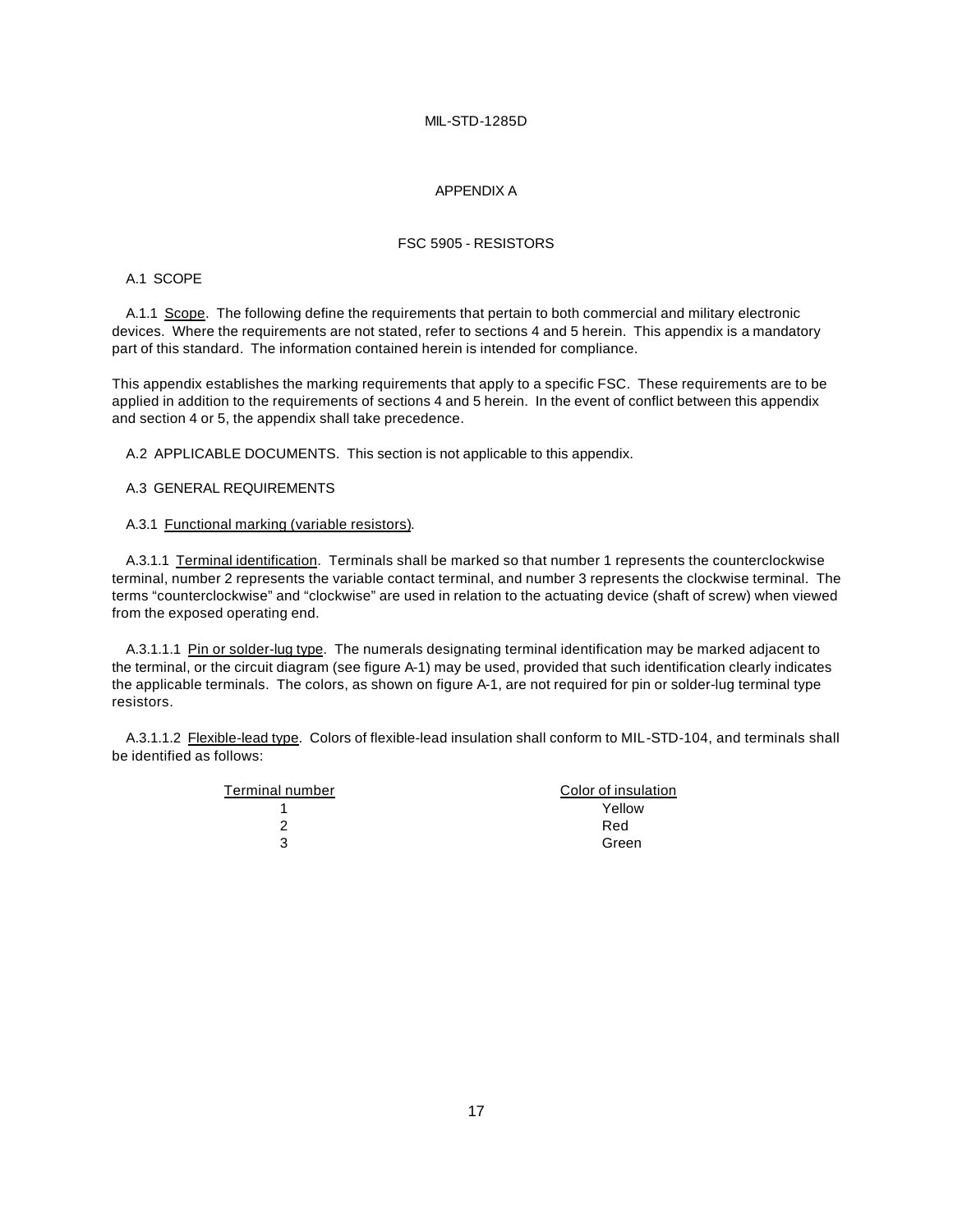# APPENDIX A

## FSC 5905 - RESISTORS

### A.1 SCOPE

A.1.1 Scope. The following define the requirements that pertain to both commercial and military electronic devices. Where the requirements are not stated, refer to sections 4 and 5 herein. This appendix is a mandatory part of this standard. The information contained herein is intended for compliance.

This appendix establishes the marking requirements that apply to a specific FSC. These requirements are to be applied in addition to the requirements of sections 4 and 5 herein. In the event of conflict between this appendix and section 4 or 5, the appendix shall take precedence.

### A.2 APPLICABLE DOCUMENTS. This section is not applicable to this appendix.

### A.3 GENERAL REQUIREMENTS

A.3.1 Functional marking (variable resistors).

A.3.1.1 Terminal identification. Terminals shall be marked so that number 1 represents the counterclockwise terminal, number 2 represents the variable contact terminal, and number 3 represents the clockwise terminal. The terms "counterclockwise" and "clockwise" are used in relation to the actuating device (shaft of screw) when viewed from the exposed operating end.

A.3.1.1.1 Pin or solder-lug type. The numerals designating terminal identification may be marked adjacent to the terminal, or the circuit diagram (see figure A-1) may be used, provided that such identification clearly indicates the applicable terminals. The colors, as shown on figure A-1, are not required for pin or solder-lug terminal type resistors.

A.3.1.1.2 Flexible-lead type. Colors of flexible-lead insulation shall conform to MIL-STD-104, and terminals shall be identified as follows:

| Terminal number | Color of insulation |
|---|---|
| 1 | Yellow |
| 2 | Red |
| 3 | Green |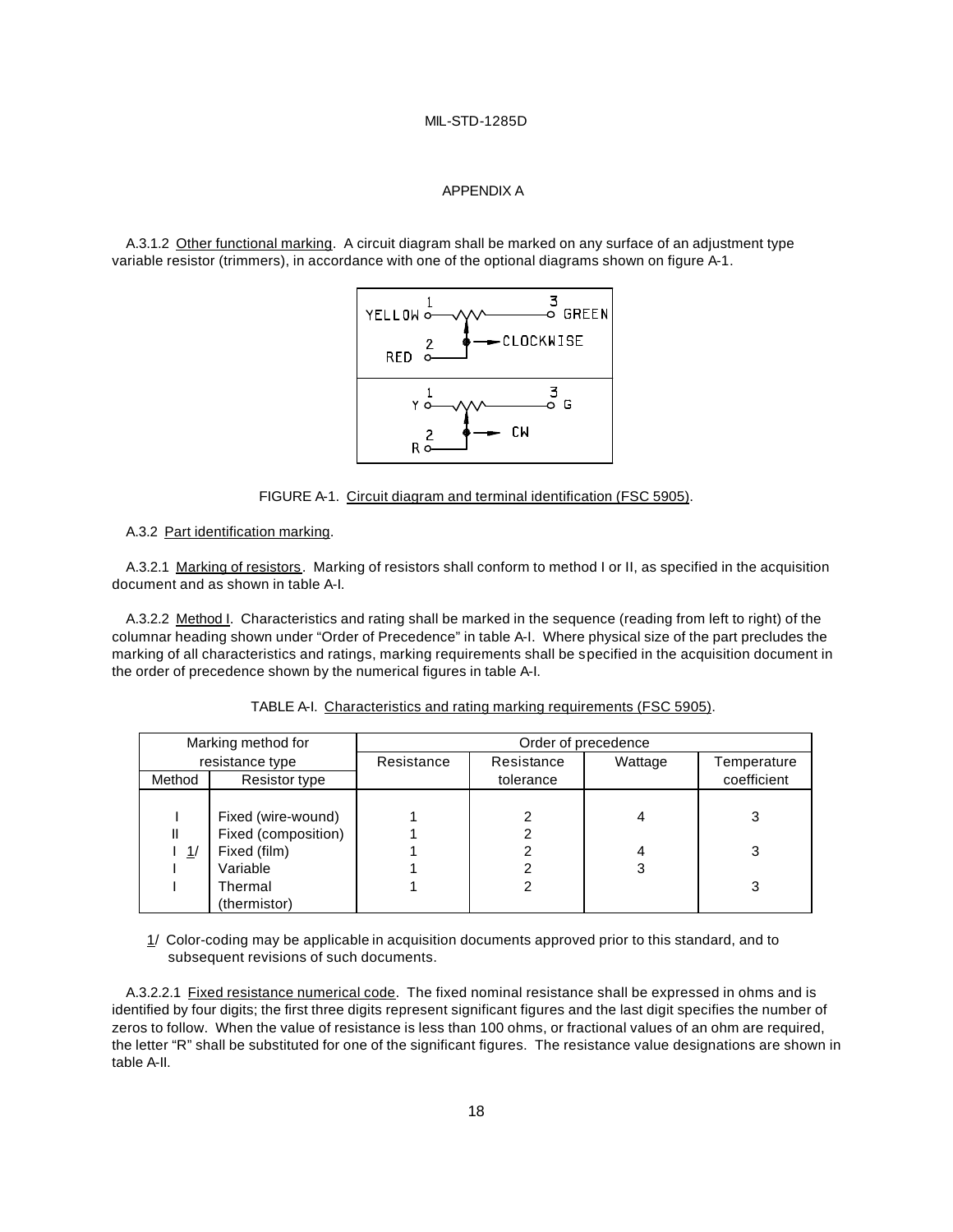## APPENDIX A

A.3.1.2 Other functional marking. A circuit diagram shall be marked on any surface of an adjustment type variable resistor (trimmers), in accordance with one of the optional diagrams shown on figure A-1.

FIGURE A-1. Circuit diagram and terminal identification (FSC 5905).

A.3.2 Part identification marking.

A.3.2.1 Marking of resistors. Marking of resistors shall conform to method I or II, as specified in the acquisition document and as shown in table A-I.

A.3.2.2 Method I. Characteristics and rating shall be marked in the sequence (reading from left to right) of the columnar heading shown under "Order of Precedence" in table A-I. Where physical size of the part precludes the marking of all characteristics and ratings, marking requirements shall be specified in the acquisition document in the order of precedence shown by the numerical figures in table A-I.

TABLE A-I. Characteristics and rating marking requirements (FSC 5905).

| Marking method for resistance type | | Order of precedence | | | |
|---|---|---|---|---|---|
| Method | Resistor type | Resistance | Resistance tolerance | Wattage | Temperature coefficient |
| I | Fixed (wire-wound) | 1 | 2 | 4 | 3 |
| II | Fixed (composition) | 1 | 2 | | |
| I 1/ | Fixed (film) | 1 | 2 | 4 | 3 |
| I | Variable | 1 | 2 | 3 | |
| I | Thermal (thermistor) | 1 | 2 | | 3 |

1/ Color-coding may be applicable in acquisition documents approved prior to this standard, and to subsequent revisions of such documents.

A.3.2.2.1 Fixed resistance numerical code. The fixed nominal resistance shall be expressed in ohms and is identified by four digits; the first three digits represent significant figures and the last digit specifies the number of zeros to follow. When the value of resistance is less than 100 ohms, or fractional values of an ohm are required, the letter "R" shall be substituted for one of the significant figures. The resistance value designations are shown in table A-II.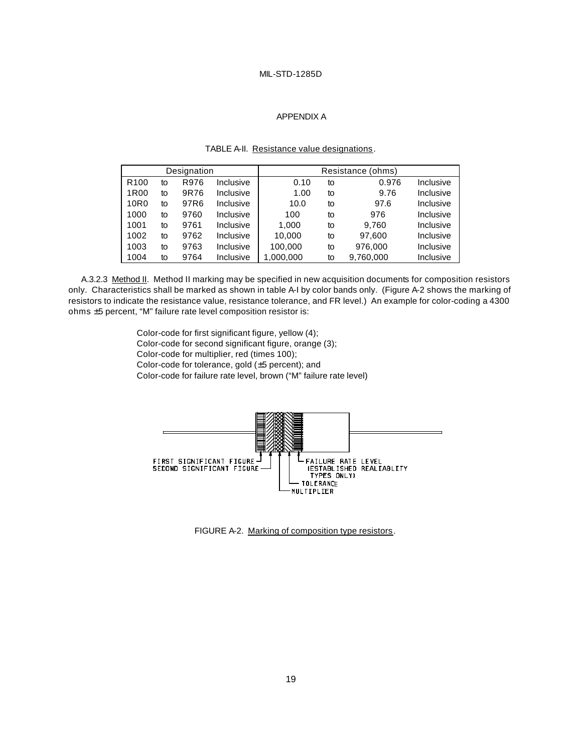# APPENDIX A

TABLE A-II. Resistance value designations.

| Designation | | | | Resistance (ohms) | | | |
|---|---|---|---|---|---|---|---|
| R100 | to | R976 | Inclusive | 0.10 | to | 0.976 | Inclusive |
| 1R00 | to | 9R76 | Inclusive | 1.00 | to | 9.76 | Inclusive |
| 10R0 | to | 97R6 | Inclusive | 10.0 | to | 97.6 | Inclusive |
| 1000 | to | 9760 | Inclusive | 100 | to | 976 | Inclusive |
| 1001 | to | 9761 | Inclusive | 1,000 | to | 9,760 | Inclusive |
| 1002 | to | 9762 | Inclusive | 10,000 | to | 97,600 | Inclusive |
| 1003 | to | 9763 | Inclusive | 100,000 | to | 976,000 | Inclusive |
| 1004 | to | 9764 | Inclusive | 1,000,000 | to | 9,760,000 | Inclusive |

A.3.2.3 Method II. Method II marking may be specified in new acquisition documents for composition resistors only. Characteristics shall be marked as shown in table A-I by color bands only. (Figure A-2 shows the marking of resistors to indicate the resistance value, resistance tolerance, and FR level.) An example for color-coding a 4300 ohms ±5 percent, "M" failure rate level composition resistor is:

Color-code for first significant figure, yellow (4);
Color-code for second significant figure, orange (3);
Color-code for multiplier, red (times 100);
Color-code for tolerance, gold (±5 percent); and
Color-code for failure rate level, brown ("M" failure rate level)

FIRST SIGNIFICANT FIGURE
SECOND SIGNIFICANT FIGURE
MULTIPLIER
TOLERANCE
FAILURE RATE LEVEL (ESTABLISHED REALIABLITY TYPES ONLY)

FIGURE A-2. Marking of composition type resistors.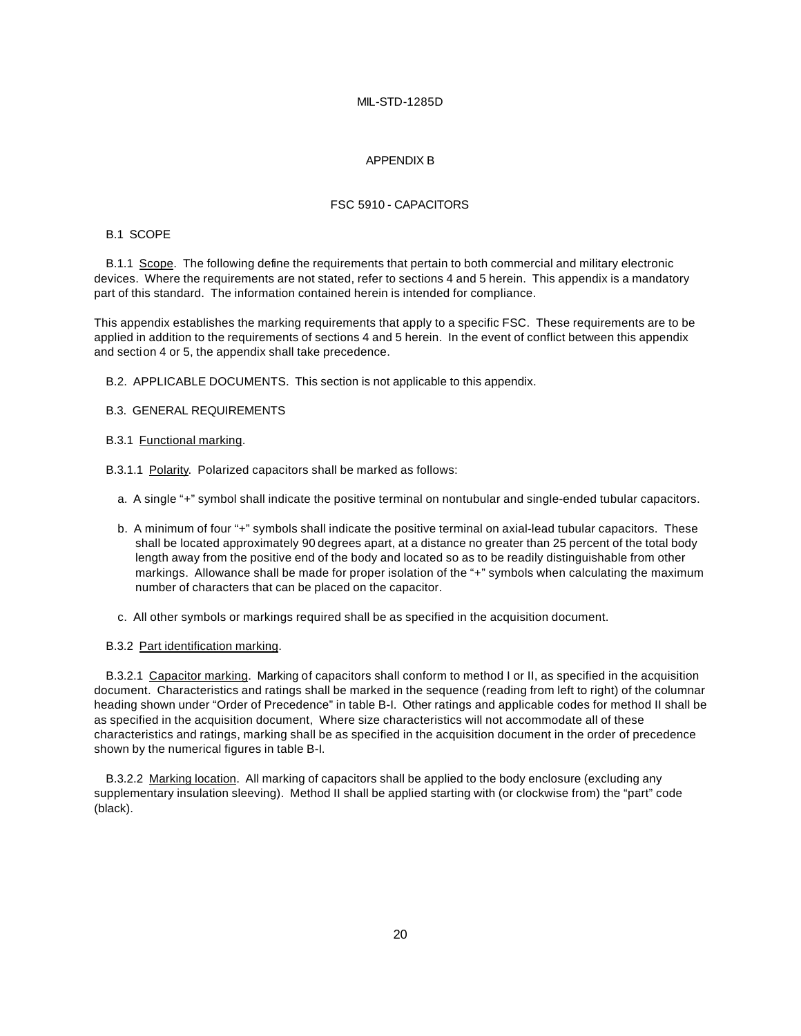# APPENDIX B

## FSC 5910 - CAPACITORS

### B.1 SCOPE

B.1.1 Scope. The following define the requirements that pertain to both commercial and military electronic devices. Where the requirements are not stated, refer to sections 4 and 5 herein. This appendix is a mandatory part of this standard. The information contained herein is intended for compliance.

This appendix establishes the marking requirements that apply to a specific FSC. These requirements are to be applied in addition to the requirements of sections 4 and 5 herein. In the event of conflict between this appendix and section 4 or 5, the appendix shall take precedence.

### B.2. APPLICABLE DOCUMENTS. This section is not applicable to this appendix.

### B.3. GENERAL REQUIREMENTS

B.3.1 Functional marking.

B.3.1.1 Polarity. Polarized capacitors shall be marked as follows:

a. A single "+" symbol shall indicate the positive terminal on nontubular and single-ended tubular capacitors.

b. A minimum of four "+" symbols shall indicate the positive terminal on axial-lead tubular capacitors. These shall be located approximately 90 degrees apart, at a distance no greater than 25 percent of the total body length away from the positive end of the body and located so as to be readily distinguishable from other markings. Allowance shall be made for proper isolation of the "+" symbols when calculating the maximum number of characters that can be placed on the capacitor.

c. All other symbols or markings required shall be as specified in the acquisition document.

B.3.2 Part identification marking.

B.3.2.1 Capacitor marking. Marking of capacitors shall conform to method I or II, as specified in the acquisition document. Characteristics and ratings shall be marked in the sequence (reading from left to right) of the columnar heading shown under "Order of Precedence" in table B-I. Other ratings and applicable codes for method II shall be as specified in the acquisition document, Where size characteristics will not accommodate all of these characteristics and ratings, marking shall be as specified in the acquisition document in the order of precedence shown by the numerical figures in table B-I.

B.3.2.2 Marking location. All marking of capacitors shall be applied to the body enclosure (excluding any supplementary insulation sleeving). Method II shall be applied starting with (or clockwise from) the "part" code (black).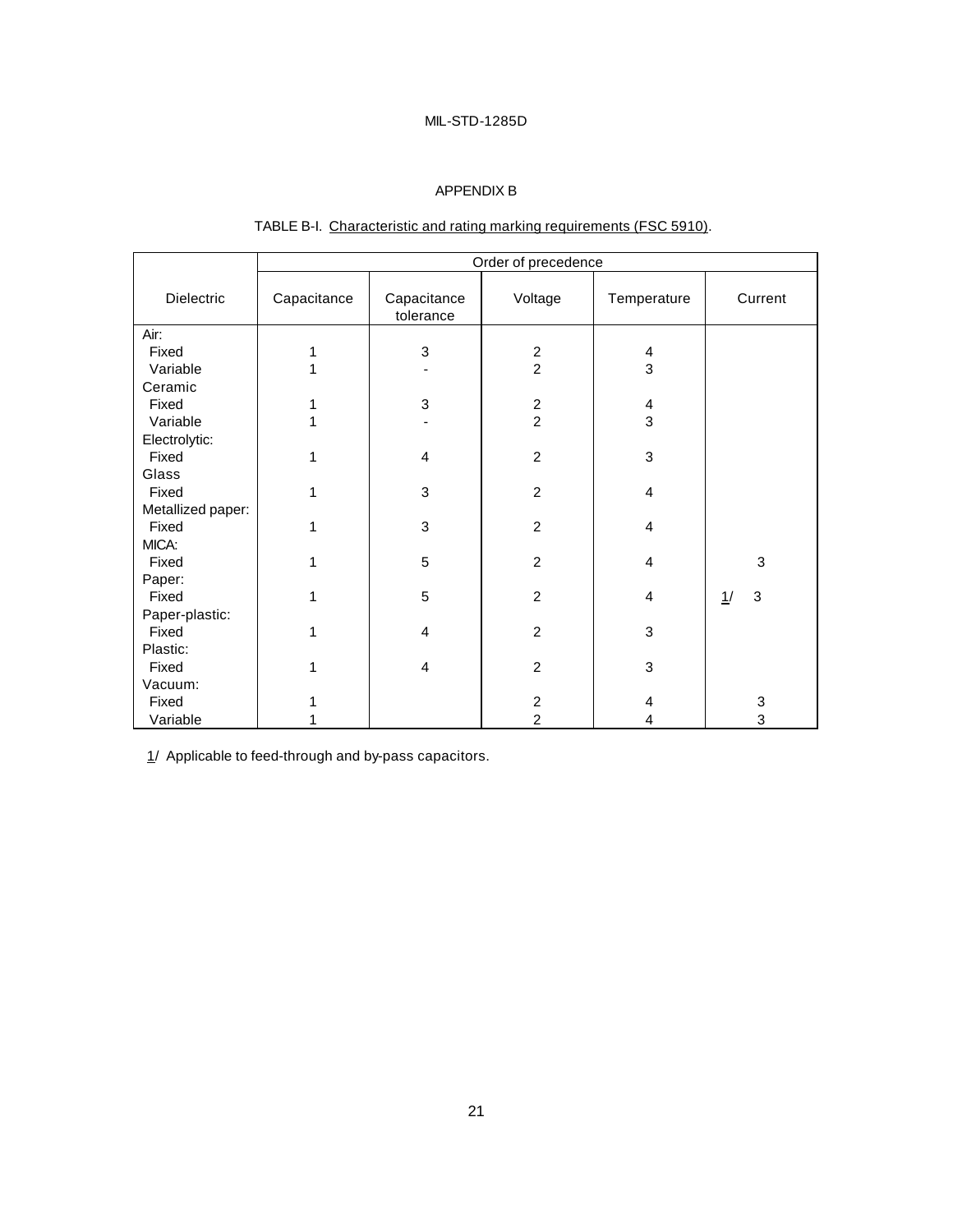## APPENDIX B

TABLE B-I. Characteristic and rating marking requirements (FSC 5910).

| Dielectric | Order of precedence | | | | |
|---|---|---|---|---|---|
| | Capacitance | Capacitance tolerance | Voltage | Temperature | Current |
| Air: | | | | | |
| Fixed | 1 | 3 | 2 | 4 | |
| Variable | 1 | - | 2 | 3 | |
| Ceramic | | | | | |
| Fixed | 1 | 3 | 2 | 4 | |
| Variable | 1 | - | 2 | 3 | |
| Electrolytic: | | | | | |
| Fixed | 1 | 4 | 2 | 3 | |
| Glass | | | | | |
| Fixed | 1 | 3 | 2 | 4 | |
| Metallized paper: | | | | | |
| Fixed | 1 | 3 | 2 | 4 | |
| MICA: | | | | | |
| Fixed | 1 | 5 | 2 | 4 | 3 |
| Paper: | | | | | |
| Fixed | 1 | 5 | 2 | 4 | 1/ 3 |
| Paper-plastic: | | | | | |
| Fixed | 1 | 4 | 2 | 3 | |
| Plastic: | | | | | |
| Fixed | 1 | 4 | 2 | 3 | |
| Vacuum: | | | | | |
| Fixed | 1 | | 2 | 4 | 3 |
| Variable | 1 | | 2 | 4 | 3 |

1/ Applicable to feed-through and by-pass capacitors.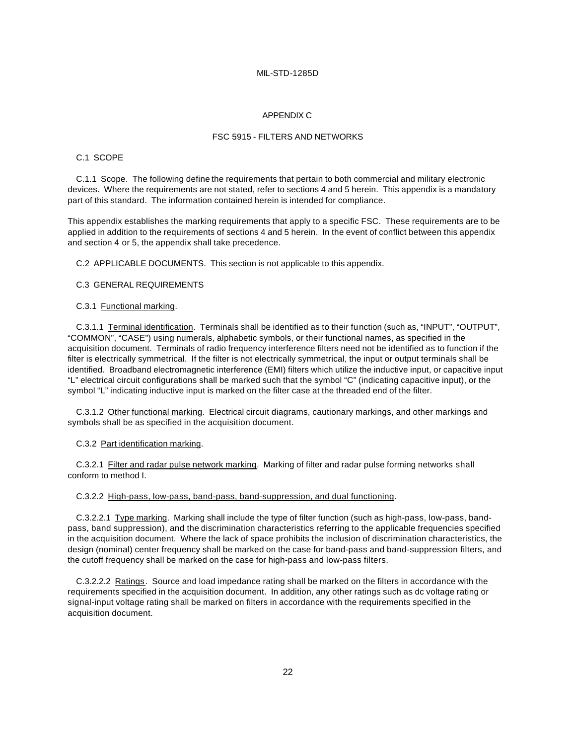# APPENDIX C

## FSC 5915 - FILTERS AND NETWORKS

C.1 SCOPE

C.1.1 Scope. The following define the requirements that pertain to both commercial and military electronic devices. Where the requirements are not stated, refer to sections 4 and 5 herein. This appendix is a mandatory part of this standard. The information contained herein is intended for compliance.

This appendix establishes the marking requirements that apply to a specific FSC. These requirements are to be applied in addition to the requirements of sections 4 and 5 herein. In the event of conflict between this appendix and section 4 or 5, the appendix shall take precedence.

C.2 APPLICABLE DOCUMENTS. This section is not applicable to this appendix.

C.3 GENERAL REQUIREMENTS

C.3.1 Functional marking.

C.3.1.1 Terminal identification. Terminals shall be identified as to their function (such as, "INPUT", "OUTPUT", "COMMON", "CASE") using numerals, alphabetic symbols, or their functional names, as specified in the acquisition document. Terminals of radio frequency interference filters need not be identified as to function if the filter is electrically symmetrical. If the filter is not electrically symmetrical, the input or output terminals shall be identified. Broadband electromagnetic interference (EMI) filters which utilize the inductive input, or capacitive input "L" electrical circuit configurations shall be marked such that the symbol "C" (indicating capacitive input), or the symbol "L" indicating inductive input is marked on the filter case at the threaded end of the filter.

C.3.1.2 Other functional marking. Electrical circuit diagrams, cautionary markings, and other markings and symbols shall be as specified in the acquisition document.

C.3.2 Part identification marking.

C.3.2.1 Filter and radar pulse network marking. Marking of filter and radar pulse forming networks shall conform to method I.

C.3.2.2 High-pass, low-pass, band-pass, band-suppression, and dual functioning.

C.3.2.2.1 Type marking. Marking shall include the type of filter function (such as high-pass, low-pass, band-pass, band suppression), and the discrimination characteristics referring to the applicable frequencies specified in the acquisition document. Where the lack of space prohibits the inclusion of discrimination characteristics, the design (nominal) center frequency shall be marked on the case for band-pass and band-suppression filters, and the cutoff frequency shall be marked on the case for high-pass and low-pass filters.

C.3.2.2.2 Ratings. Source and load impedance rating shall be marked on the filters in accordance with the requirements specified in the acquisition document. In addition, any other ratings such as dc voltage rating or signal-input voltage rating shall be marked on filters in accordance with the requirements specified in the acquisition document.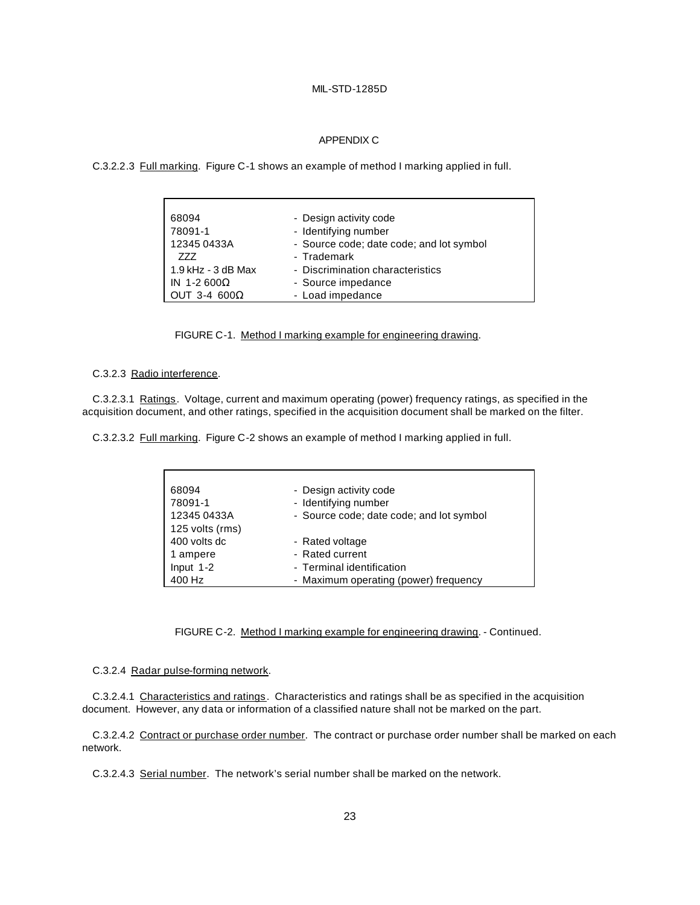APPENDIX C

C.3.2.2.3 Full marking. Figure C-1 shows an example of method I marking applied in full.

| | |
|---|---|
| 68094 | - Design activity code |
| 78091-1 | - Identifying number |
| 12345 0433A | - Source code; date code; and lot symbol |
| ZZZ | - Trademark |
| 1.9 kHz - 3 dB Max | - Discrimination characteristics |
| IN 1-2 600Ω | - Source impedance |
| OUT 3-4 600Ω | - Load impedance |

FIGURE C-1. Method I marking example for engineering drawing.

C.3.2.3 Radio interference.

C.3.2.3.1 Ratings. Voltage, current and maximum operating (power) frequency ratings, as specified in the acquisition document, and other ratings, specified in the acquisition document shall be marked on the filter.

C.3.2.3.2 Full marking. Figure C-2 shows an example of method I marking applied in full.

| | |
|---|---|
| 68094 | - Design activity code |
| 78091-1 | - Identifying number |
| 12345 0433A | - Source code; date code; and lot symbol |
| 125 volts (rms) | |
| 400 volts dc | - Rated voltage |
| 1 ampere | - Rated current |
| Input 1-2 | - Terminal identification |
| 400 Hz | - Maximum operating (power) frequency |

FIGURE C-2. Method I marking example for engineering drawing. - Continued.

C.3.2.4 Radar pulse-forming network.

C.3.2.4.1 Characteristics and ratings. Characteristics and ratings shall be as specified in the acquisition document. However, any data or information of a classified nature shall not be marked on the part.

C.3.2.4.2 Contract or purchase order number. The contract or purchase order number shall be marked on each network.

C.3.2.4.3 Serial number. The network's serial number shall be marked on the network.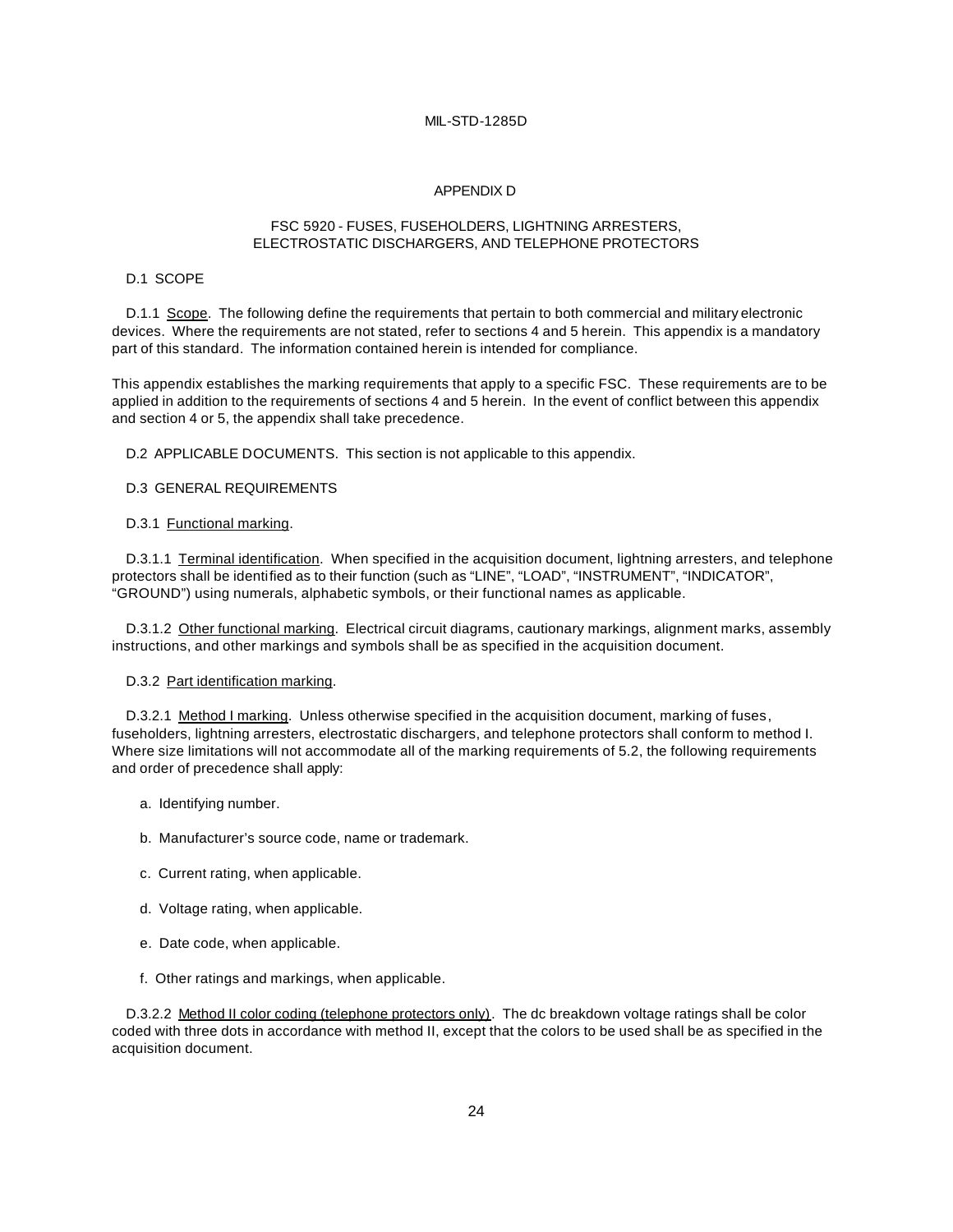## APPENDIX D

## FSC 5920 - FUSES, FUSEHOLDERS, LIGHTNING ARRESTERS, ELECTROSTATIC DISCHARGERS, AND TELEPHONE PROTECTORS

### D.1 SCOPE

D.1.1 Scope. The following define the requirements that pertain to both commercial and military electronic devices. Where the requirements are not stated, refer to sections 4 and 5 herein. This appendix is a mandatory part of this standard. The information contained herein is intended for compliance.

This appendix establishes the marking requirements that apply to a specific FSC. These requirements are to be applied in addition to the requirements of sections 4 and 5 herein. In the event of conflict between this appendix and section 4 or 5, the appendix shall take precedence.

### D.2 APPLICABLE DOCUMENTS. This section is not applicable to this appendix.

### D.3 GENERAL REQUIREMENTS

D.3.1 Functional marking.

D.3.1.1 Terminal identification. When specified in the acquisition document, lightning arresters, and telephone protectors shall be identified as to their function (such as "LINE", "LOAD", "INSTRUMENT", "INDICATOR", "GROUND") using numerals, alphabetic symbols, or their functional names as applicable.

D.3.1.2 Other functional marking. Electrical circuit diagrams, cautionary markings, alignment marks, assembly instructions, and other markings and symbols shall be as specified in the acquisition document.

D.3.2 Part identification marking.

D.3.2.1 Method I marking. Unless otherwise specified in the acquisition document, marking of fuses, fuseholders, lightning arresters, electrostatic dischargers, and telephone protectors shall conform to method I. Where size limitations will not accommodate all of the marking requirements of 5.2, the following requirements and order of precedence shall apply:

a. Identifying number.

b. Manufacturer's source code, name or trademark.

c. Current rating, when applicable.

d. Voltage rating, when applicable.

e. Date code, when applicable.

f. Other ratings and markings, when applicable.

D.3.2.2 Method II color coding (telephone protectors only). The dc breakdown voltage ratings shall be color coded with three dots in accordance with method II, except that the colors to be used shall be as specified in the acquisition document.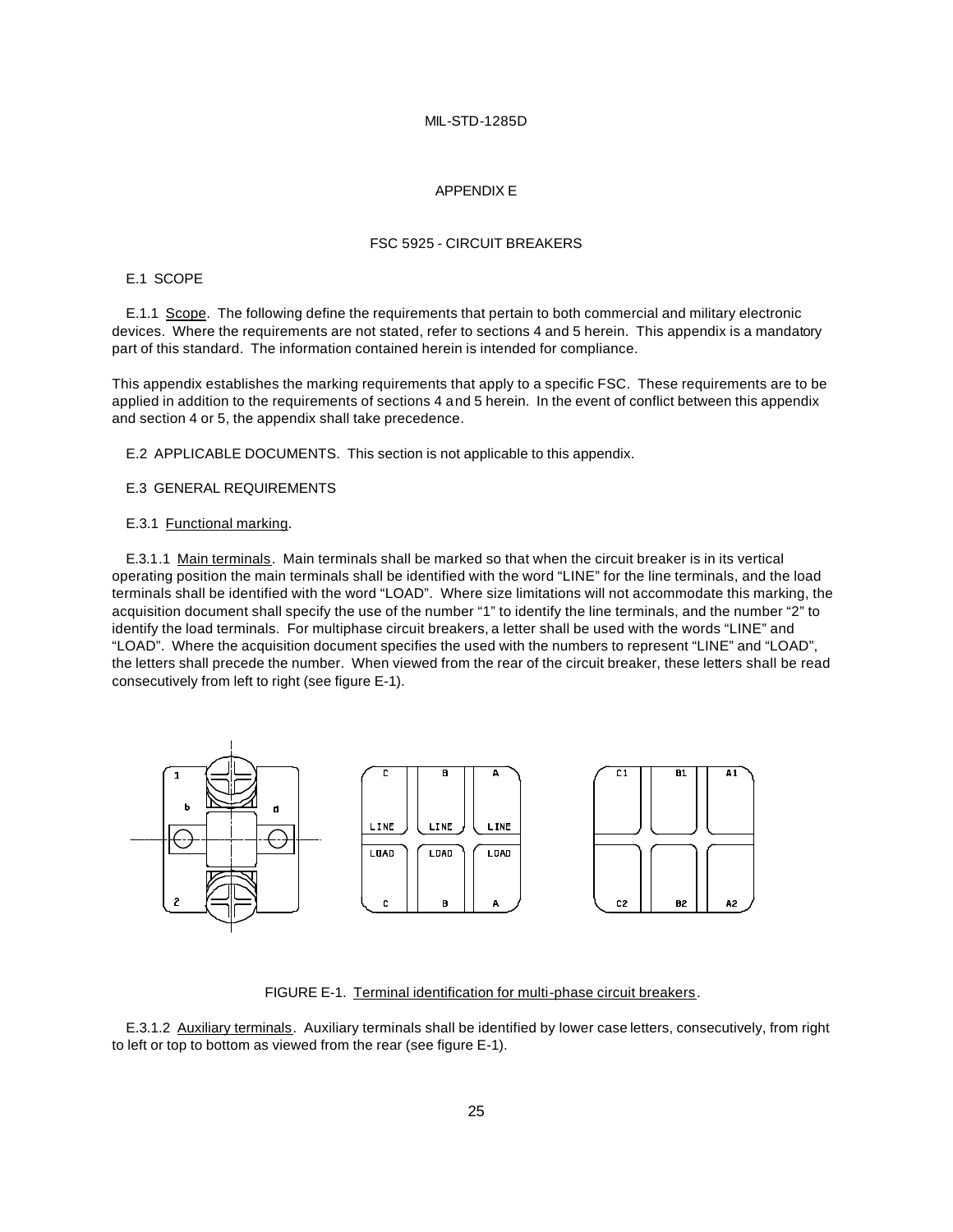# APPENDIX E

## FSC 5925 - CIRCUIT BREAKERS

### E.1 SCOPE

E.1.1 Scope. The following define the requirements that pertain to both commercial and military electronic devices. Where the requirements are not stated, refer to sections 4 and 5 herein. This appendix is a mandatory part of this standard. The information contained herein is intended for compliance.

This appendix establishes the marking requirements that apply to a specific FSC. These requirements are to be applied in addition to the requirements of sections 4 and 5 herein. In the event of conflict between this appendix and section 4 or 5, the appendix shall take precedence.

### E.2 APPLICABLE DOCUMENTS. This section is not applicable to this appendix.

### E.3 GENERAL REQUIREMENTS

E.3.1 Functional marking.

E.3.1.1 Main terminals. Main terminals shall be marked so that when the circuit breaker is in its vertical operating position the main terminals shall be identified with the word "LINE" for the line terminals, and the load terminals shall be identified with the word "LOAD". Where size limitations will not accommodate this marking, the acquisition document shall specify the use of the number "1" to identify the line terminals, and the number "2" to identify the load terminals. For multiphase circuit breakers, a letter shall be used with the words "LINE" and "LOAD". Where the acquisition document specifies the used with the numbers to represent "LINE" and "LOAD", the letters shall precede the number. When viewed from the rear of the circuit breaker, these letters shall be read consecutively from left to right (see figure E-1).

FIGURE E-1. Terminal identification for multi-phase circuit breakers.

E.3.1.2 Auxiliary terminals. Auxiliary terminals shall be identified by lower case letters, consecutively, from right to left or top to bottom as viewed from the rear (see figure E-1).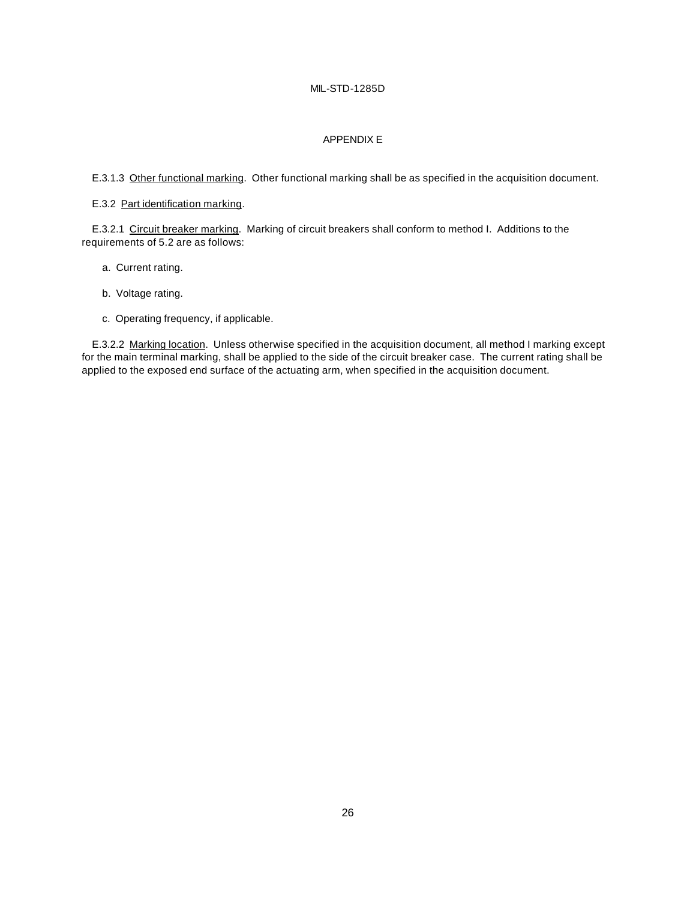## APPENDIX E

E.3.1.3 <u>Other functional marking</u>. Other functional marking shall be as specified in the acquisition document.

E.3.2 <u>Part identification marking</u>.

E.3.2.1 <u>Circuit breaker marking</u>. Marking of circuit breakers shall conform to method I. Additions to the requirements of 5.2 are as follows:

a. Current rating.

b. Voltage rating.

c. Operating frequency, if applicable.

E.3.2.2 <u>Marking location</u>. Unless otherwise specified in the acquisition document, all method I marking except for the main terminal marking, shall be applied to the side of the circuit breaker case. The current rating shall be applied to the exposed end surface of the actuating arm, when specified in the acquisition document.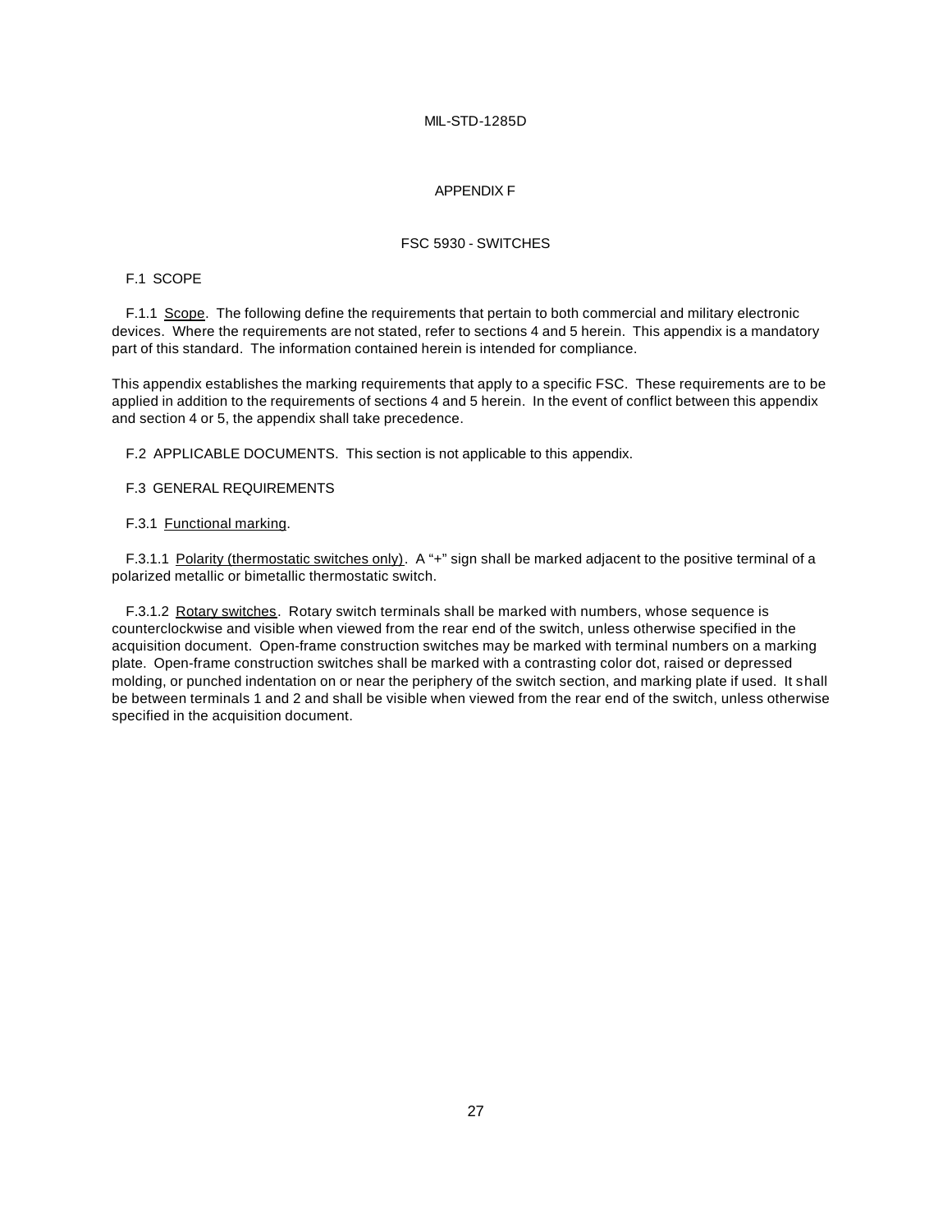# APPENDIX F

## FSC 5930 - SWITCHES

### F.1 SCOPE

F.1.1 Scope. The following define the requirements that pertain to both commercial and military electronic devices. Where the requirements are not stated, refer to sections 4 and 5 herein. This appendix is a mandatory part of this standard. The information contained herein is intended for compliance.

This appendix establishes the marking requirements that apply to a specific FSC. These requirements are to be applied in addition to the requirements of sections 4 and 5 herein. In the event of conflict between this appendix and section 4 or 5, the appendix shall take precedence.

### F.2 APPLICABLE DOCUMENTS. This section is not applicable to this appendix.

### F.3 GENERAL REQUIREMENTS

F.3.1 Functional marking.

F.3.1.1 Polarity (thermostatic switches only). A "+" sign shall be marked adjacent to the positive terminal of a polarized metallic or bimetallic thermostatic switch.

F.3.1.2 Rotary switches. Rotary switch terminals shall be marked with numbers, whose sequence is counterclockwise and visible when viewed from the rear end of the switch, unless otherwise specified in the acquisition document. Open-frame construction switches may be marked with terminal numbers on a marking plate. Open-frame construction switches shall be marked with a contrasting color dot, raised or depressed molding, or punched indentation on or near the periphery of the switch section, and marking plate if used. It shall be between terminals 1 and 2 and shall be visible when viewed from the rear end of the switch, unless otherwise specified in the acquisition document.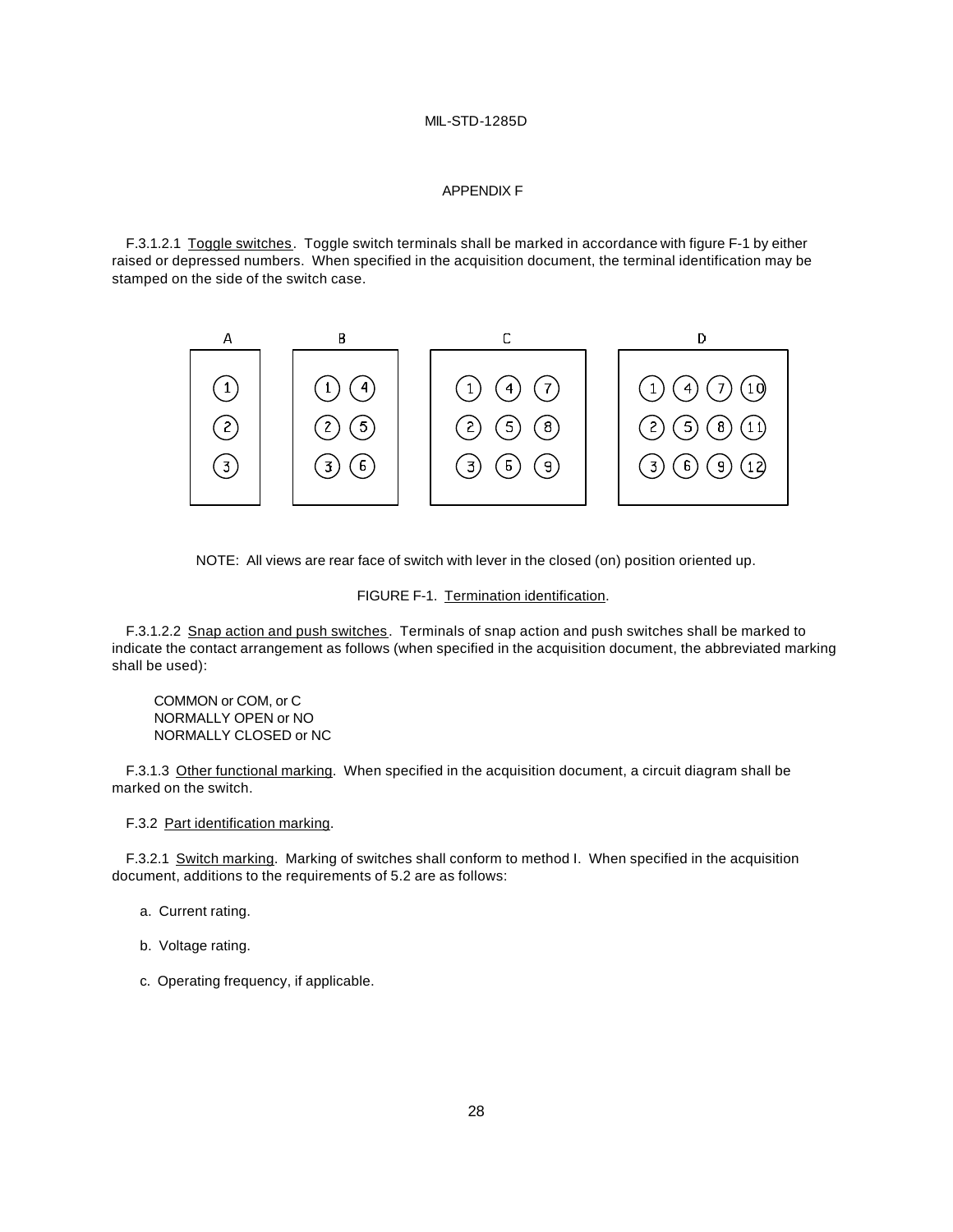## APPENDIX F

F.3.1.2.1 Toggle switches. Toggle switch terminals shall be marked in accordance with figure F-1 by either raised or depressed numbers. When specified in the acquisition document, the terminal identification may be stamped on the side of the switch case.

| A | B | C | D |
|---|---|---|---|
| 1<br>2<br>3 | 1 4<br>2 5<br>3 6 | 1 4 7<br>2 5 8<br>3 6 9 | 1 4 7 10<br>2 5 8 11<br>3 6 9 12 |

NOTE: All views are rear face of switch with lever in the closed (on) position oriented up.

FIGURE F-1. Termination identification.

F.3.1.2.2 Snap action and push switches. Terminals of snap action and push switches shall be marked to indicate the contact arrangement as follows (when specified in the acquisition document, the abbreviated marking shall be used):

COMMON or COM, or C
NORMALLY OPEN or NO
NORMALLY CLOSED or NC

F.3.1.3 Other functional marking. When specified in the acquisition document, a circuit diagram shall be marked on the switch.

F.3.2 Part identification marking.

F.3.2.1 Switch marking. Marking of switches shall conform to method I. When specified in the acquisition document, additions to the requirements of 5.2 are as follows:

a. Current rating.

b. Voltage rating.

c. Operating frequency, if applicable.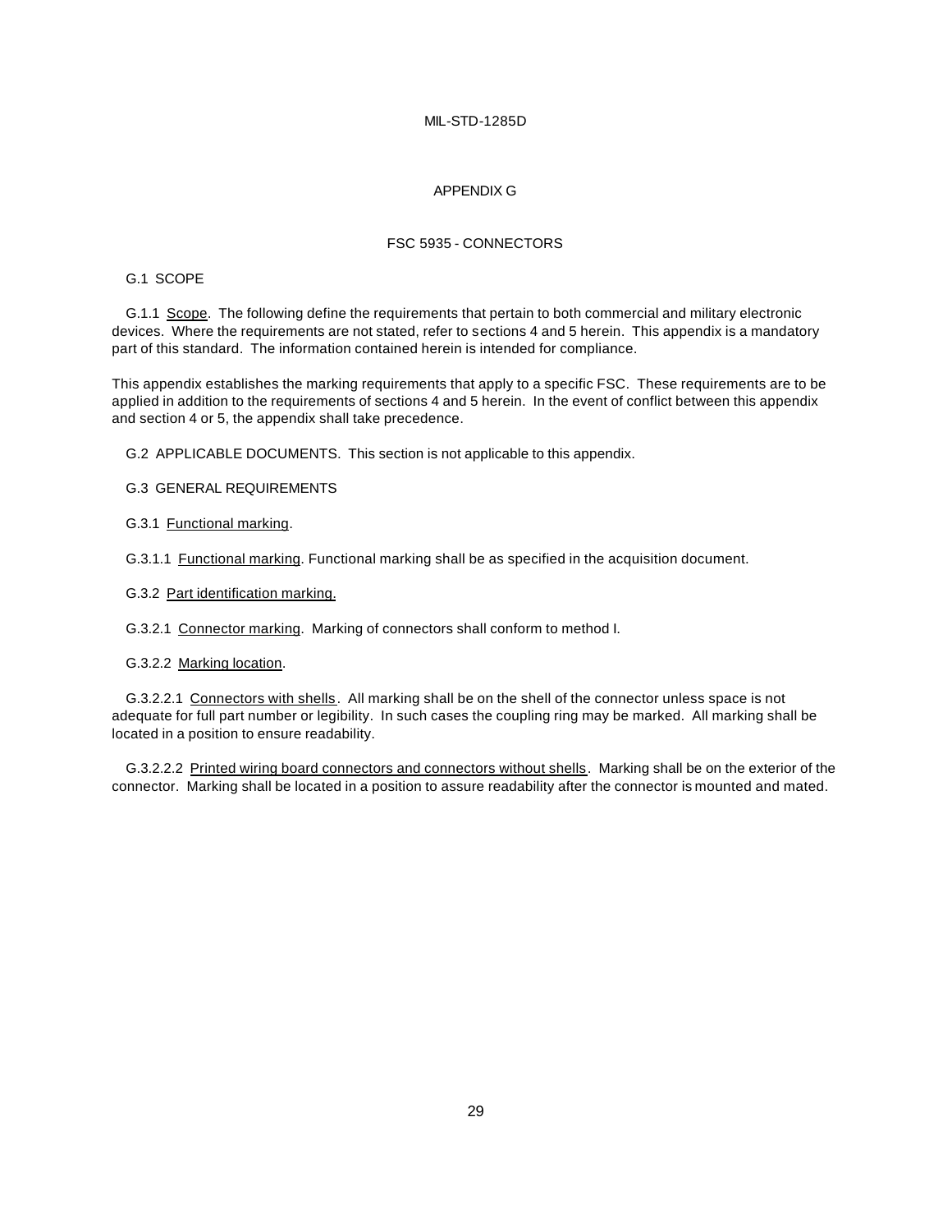# APPENDIX G

## FSC 5935 - CONNECTORS

## G.1 SCOPE

G.1.1 Scope. The following define the requirements that pertain to both commercial and military electronic devices. Where the requirements are not stated, refer to sections 4 and 5 herein. This appendix is a mandatory part of this standard. The information contained herein is intended for compliance.

This appendix establishes the marking requirements that apply to a specific FSC. These requirements are to be applied in addition to the requirements of sections 4 and 5 herein. In the event of conflict between this appendix and section 4 or 5, the appendix shall take precedence.

## G.2 APPLICABLE DOCUMENTS. This section is not applicable to this appendix.

## G.3 GENERAL REQUIREMENTS

G.3.1 Functional marking.

G.3.1.1 Functional marking. Functional marking shall be as specified in the acquisition document.

G.3.2 Part identification marking.

G.3.2.1 Connector marking. Marking of connectors shall conform to method I.

G.3.2.2 Marking location.

G.3.2.2.1 Connectors with shells. All marking shall be on the shell of the connector unless space is not adequate for full part number or legibility. In such cases the coupling ring may be marked. All marking shall be located in a position to ensure readability.

G.3.2.2.2 Printed wiring board connectors and connectors without shells. Marking shall be on the exterior of the connector. Marking shall be located in a position to assure readability after the connector is mounted and mated.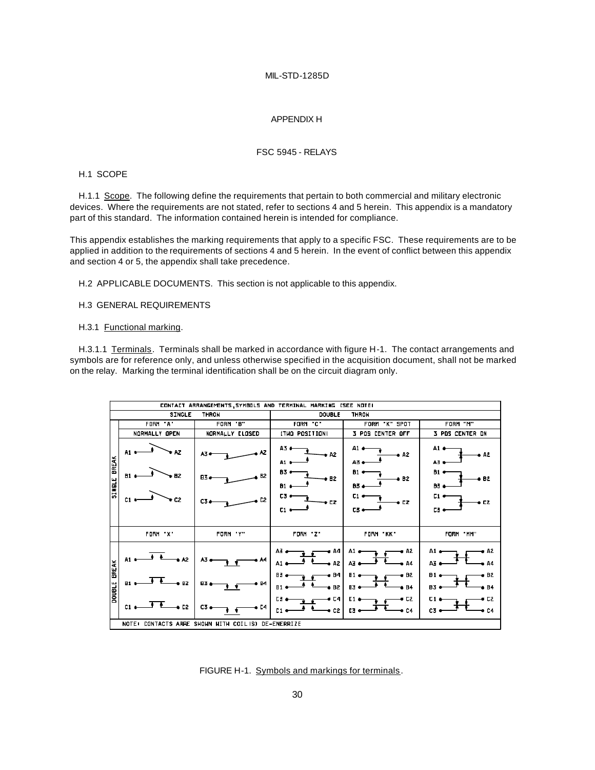## APPENDIX H

## FSC 5945 - RELAYS

### H.1 SCOPE

H.1.1 Scope. The following define the requirements that pertain to both commercial and military electronic devices. Where the requirements are not stated, refer to sections 4 and 5 herein. This appendix is a mandatory part of this standard. The information contained herein is intended for compliance.

This appendix establishes the marking requirements that apply to a specific FSC. These requirements are to be applied in addition to the requirements of sections 4 and 5 herein. In the event of conflict between this appendix and section 4 or 5, the appendix shall take precedence.

### H.2 APPLICABLE DOCUMENTS. This section is not applicable to this appendix.

### H.3 GENERAL REQUIREMENTS

H.3.1 Functional marking.

H.3.1.1 Terminals. Terminals shall be marked in accordance with figure H-1. The contact arrangements and symbols are for reference only, and unless otherwise specified in the acquisition document, shall not be marked on the relay. Marking the terminal identification shall be on the circuit diagram only.

CONTACT ARRANGEMENTS, SYMBOLS AND TERMINAL MARKING (SEE NOTE)

| | SINGLE THROW | | DOUBLE THROW | | |
|---|---|---|---|---|---|
| | FORM "A" NORMALLY OPEN | FORM "B" NORMALLY CLOSED | FORM "C" (TWO POSITION) | FORM "K" SPOT 3 POS CENTER OFF | FORM "M" 3 POS CENTER ON |
| SINGLE BREAK | A1, A2; B1, B2; C1, C2 | A3, A2; B3, B2; C3, C2 | A3, A1, A2; B3, B1, B2; C3, C1, C2 | A1, A3, A2; B1, B3, B2; C1, C3, C2 | A1, A3, A2; B1, B3, B2; C1, C3, C2 |
| | FORM "X" | FORM "Y" | FORM "Z" | FORM "KK" | FORM "MM" |
| DOUBLE BREAK | A1, A2; B1, B2; C1, C2 | A3, A4; B3, B4; C3, C4 | A3, A4, A1, A2; B3, B4, B1, B2; C3, C4, C1, C2 | A1, A2, A3, A4; B1, B2, B3, B4; C1, C2, C3, C4 | A1, A2, A3, A4; B1, B2, B3, B4; C1, C2, C3, C4 |

NOTE: CONTACTS ARRE SHOWN WITH COIL(S) DE-ENERRIZE

FIGURE H-1. Symbols and markings for terminals.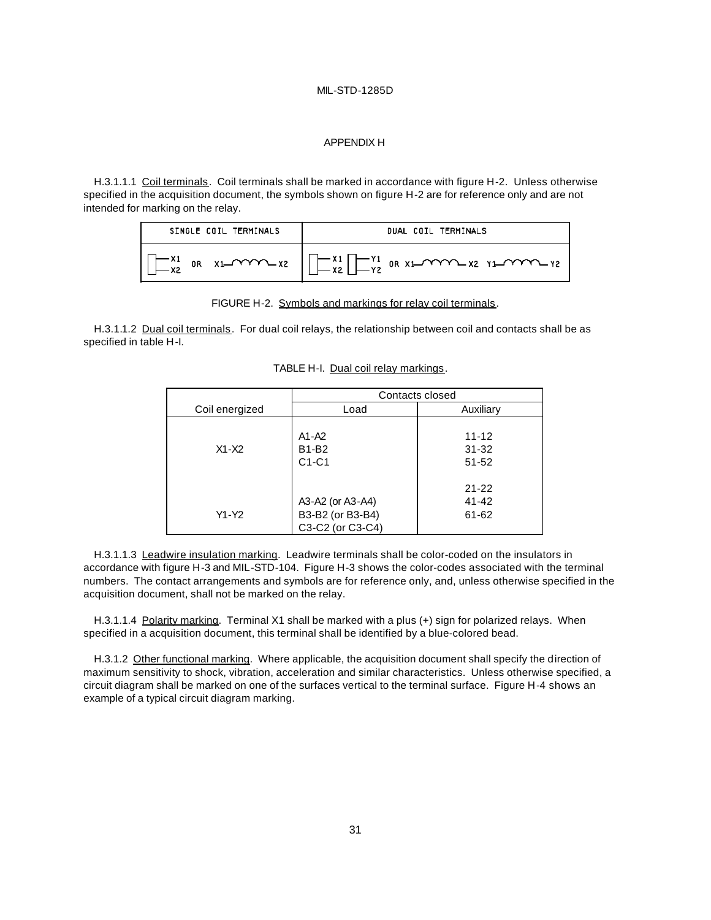## APPENDIX H

H.3.1.1.1 Coil terminals. Coil terminals shall be marked in accordance with figure H-2. Unless otherwise specified in the acquisition document, the symbols shown on figure H-2 are for reference only and are not intended for marking on the relay.

| SINGLE COIL TERMINALS | DUAL COIL TERMINALS |
|---|---|
| X1 X2 OR X1 X2 | X1 X2 Y1 Y2 OR X1 X2 Y1 Y2 |

FIGURE H-2. Symbols and markings for relay coil terminals.

H.3.1.1.2 Dual coil terminals. For dual coil relays, the relationship between coil and contacts shall be as specified in table H-I.

TABLE H-I. Dual coil relay markings.

| | Contacts closed | |
|---|---|---|
| Coil energized | Load | Auxiliary |
| X1-X2 | A1-A2<br>B1-B2<br>C1-C1 | 11-12<br>31-32<br>51-52 |
| Y1-Y2 | A3-A2 (or A3-A4)<br>B3-B2 (or B3-B4)<br>C3-C2 (or C3-C4) | 21-22<br>41-42<br>61-62 |

H.3.1.1.3 Leadwire insulation marking. Leadwire terminals shall be color-coded on the insulators in accordance with figure H-3 and MIL-STD-104. Figure H-3 shows the color-codes associated with the terminal numbers. The contact arrangements and symbols are for reference only, and, unless otherwise specified in the acquisition document, shall not be marked on the relay.

H.3.1.1.4 Polarity marking. Terminal X1 shall be marked with a plus (+) sign for polarized relays. When specified in a acquisition document, this terminal shall be identified by a blue-colored bead.

H.3.1.2 Other functional marking. Where applicable, the acquisition document shall specify the direction of maximum sensitivity to shock, vibration, acceleration and similar characteristics. Unless otherwise specified, a circuit diagram shall be marked on one of the surfaces vertical to the terminal surface. Figure H-4 shows an example of a typical circuit diagram marking.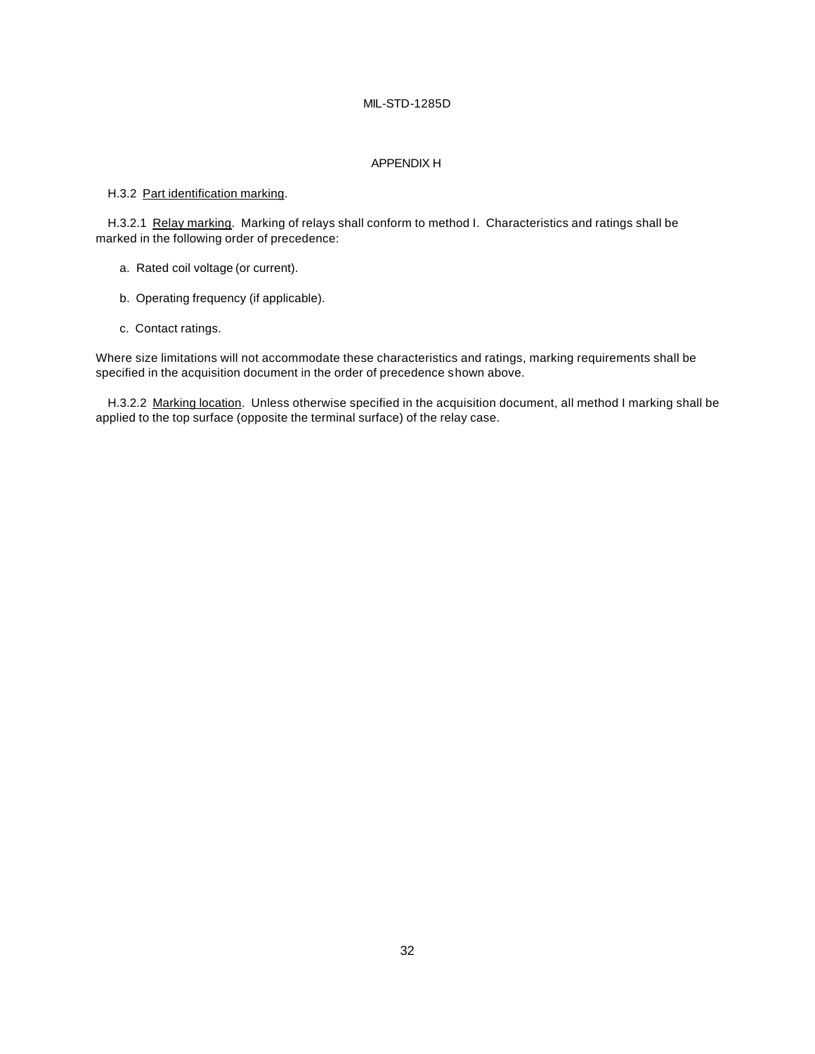APPENDIX H

H.3.2 Part identification marking.

H.3.2.1 Relay marking. Marking of relays shall conform to method I. Characteristics and ratings shall be marked in the following order of precedence:

a. Rated coil voltage (or current).

b. Operating frequency (if applicable).

c. Contact ratings.

Where size limitations will not accommodate these characteristics and ratings, marking requirements shall be specified in the acquisition document in the order of precedence shown above.

H.3.2.2 Marking location. Unless otherwise specified in the acquisition document, all method I marking shall be applied to the top surface (opposite the terminal surface) of the relay case.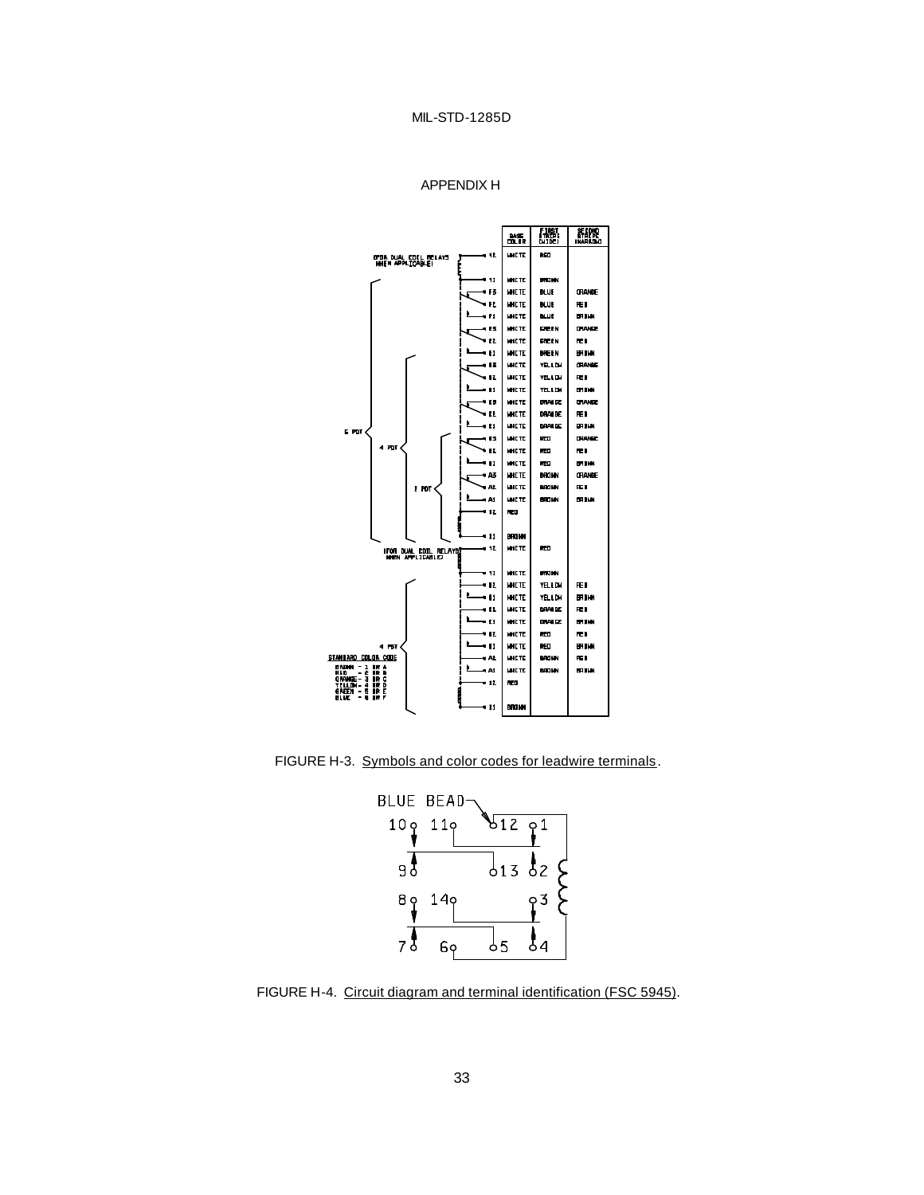## APPENDIX H

| BASE COLOR | FIRST STRIPE (WIDE) | SECOND STRIPE (NARROW) |
|---|---|---|
| WHITE | RED | |
| WHITE | BROWN | |
| WHITE | BLUE | ORANGE |
| WHITE | BLUE | RED |
| WHITE | BLUE | BROWN |
| WHITE | GREEN | ORANGE |
| WHITE | GREEN | RED |
| WHITE | GREEN | BROWN |
| WHITE | YELLOW | ORANGE |
| WHITE | YELLOW | RED |
| WHITE | YELLOW | BROWN |
| WHITE | ORANGE | ORANGE |
| WHITE | ORANGE | RED |
| WHITE | ORANGE | BROWN |
| WHITE | RED | ORANGE |
| WHITE | RED | RED |
| WHITE | RED | BROWN |
| WHITE | BROWN | ORANGE |
| WHITE | BROWN | RED |
| WHITE | BROWN | BROWN |
| RED | | |
| BROWN | | |
| WHITE | RED | |
| WHITE | BROWN | |
| WHITE | YELLOW | RED |
| WHITE | YELLOW | BROWN |
| WHITE | ORANGE | RED |
| WHITE | ORANGE | BROWN |
| WHITE | RED | RED |
| WHITE | RED | BROWN |
| WHITE | BROWN | RED |
| WHITE | BROWN | BROWN |
| RED | | |
| BROWN | | |

(FOR DUAL COIL RELAYS WHEN APPLICABLE)

6 PDT, 4 PDT, 2 PDT, 4 PST

STANDARD COLOR CODE
BROWN - 1 OR A
RED - 2 OR B
ORANGE - 3 OR C
YELLOW - 4 OR D
GREEN - 5 OR E
BLUE - 6 OR F

FIGURE H-3. Symbols and color codes for leadwire terminals.

BLUE BEAD

FIGURE H-4. Circuit diagram and terminal identification (FSC 5945).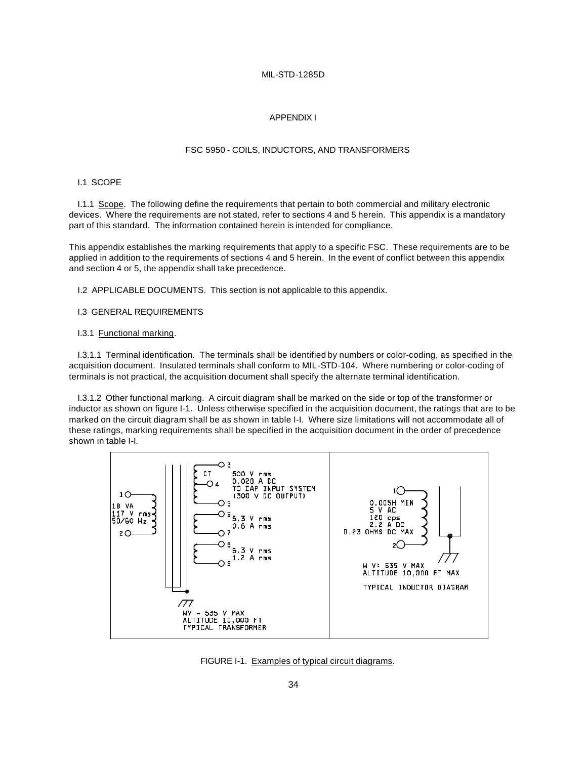# APPENDIX I

## FSC 5950 - COILS, INDUCTORS, AND TRANSFORMERS

### I.1 SCOPE

I.1.1 Scope. The following define the requirements that pertain to both commercial and military electronic devices. Where the requirements are not stated, refer to sections 4 and 5 herein. This appendix is a mandatory part of this standard. The information contained herein is intended for compliance.

This appendix establishes the marking requirements that apply to a specific FSC. These requirements are to be applied in addition to the requirements of sections 4 and 5 herein. In the event of conflict between this appendix and section 4 or 5, the appendix shall take precedence.

### I.2 APPLICABLE DOCUMENTS. This section is not applicable to this appendix.

### I.3 GENERAL REQUIREMENTS

I.3.1 Functional marking.

I.3.1.1 Terminal identification. The terminals shall be identified by numbers or color-coding, as specified in the acquisition document. Insulated terminals shall conform to MIL-STD-104. Where numbering or color-coding of terminals is not practical, the acquisition document shall specify the alternate terminal identification.

I.3.1.2 Other functional marking. A circuit diagram shall be marked on the side or top of the transformer or inductor as shown on figure I-1. Unless otherwise specified in the acquisition document, the ratings that are to be marked on the circuit diagram shall be as shown in table I-I. Where size limitations will not accommodate all of these ratings, marking requirements shall be specified in the acquisition document in the order of precedence shown in table I-I.

FIGURE I-1. Examples of typical circuit diagrams.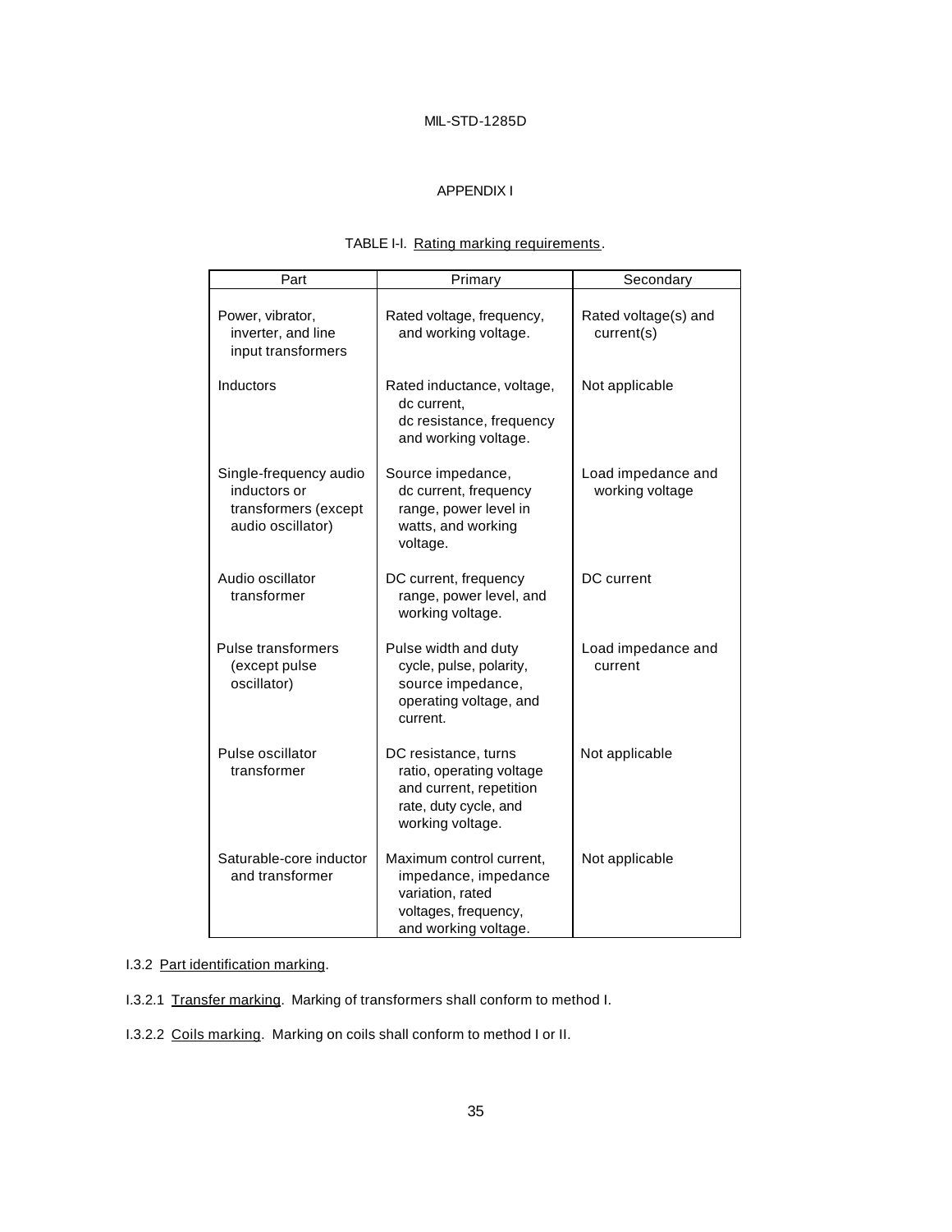## APPENDIX I

TABLE I-I. Rating marking requirements.

| Part | Primary | Secondary |
|---|---|---|
| Power, vibrator, inverter, and line input transformers | Rated voltage, frequency, and working voltage. | Rated voltage(s) and current(s) |
| Inductors | Rated inductance, voltage, dc current, dc resistance, frequency and working voltage. | Not applicable |
| Single-frequency audio inductors or transformers (except audio oscillator) | Source impedance, dc current, frequency range, power level in watts, and working voltage. | Load impedance and working voltage |
| Audio oscillator transformer | DC current, frequency range, power level, and working voltage. | DC current |
| Pulse transformers (except pulse oscillator) | Pulse width and duty cycle, pulse, polarity, source impedance, operating voltage, and current. | Load impedance and current |
| Pulse oscillator transformer | DC resistance, turns ratio, operating voltage and current, repetition rate, duty cycle, and working voltage. | Not applicable |
| Saturable-core inductor and transformer | Maximum control current, impedance, impedance variation, rated voltages, frequency, and working voltage. | Not applicable |

I.3.2 Part identification marking.

I.3.2.1 Transfer marking. Marking of transformers shall conform to method I.

I.3.2.2 Coils marking. Marking on coils shall conform to method I or II.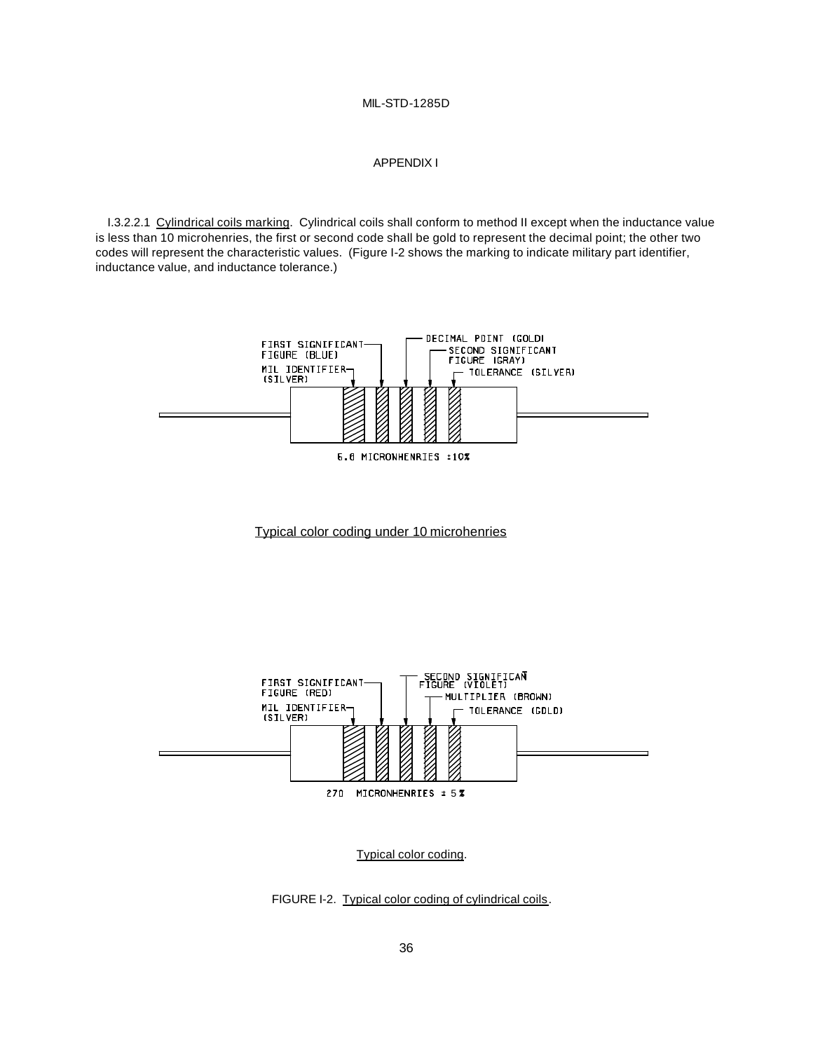APPENDIX I

I.3.2.2.1 Cylindrical coils marking. Cylindrical coils shall conform to method II except when the inductance value is less than 10 microhenries, the first or second code shall be gold to represent the decimal point; the other two codes will represent the characteristic values. (Figure I-2 shows the marking to indicate military part identifier, inductance value, and inductance tolerance.)

FIRST SIGNIFICANT FIGURE (BLUE)
MIL IDENTIFIER (SILVER)
DECIMAL POINT (GOLD)
SECOND SIGNIFICANT FIGURE (GRAY)
TOLERANCE (SILVER)

6.8 MICRONHENRIES ±10%

Typical color coding under 10 microhenries

FIRST SIGNIFICANT FIGURE (RED)
MIL IDENTIFIER (SILVER)
SECOND SIGNIFICANT FIGURE (VIOLET)
MULTIPLIER (BROWN)
TOLERANCE (GOLD)

270 MICRONHENRIES ± 5%

Typical color coding.

FIGURE I-2. Typical color coding of cylindrical coils.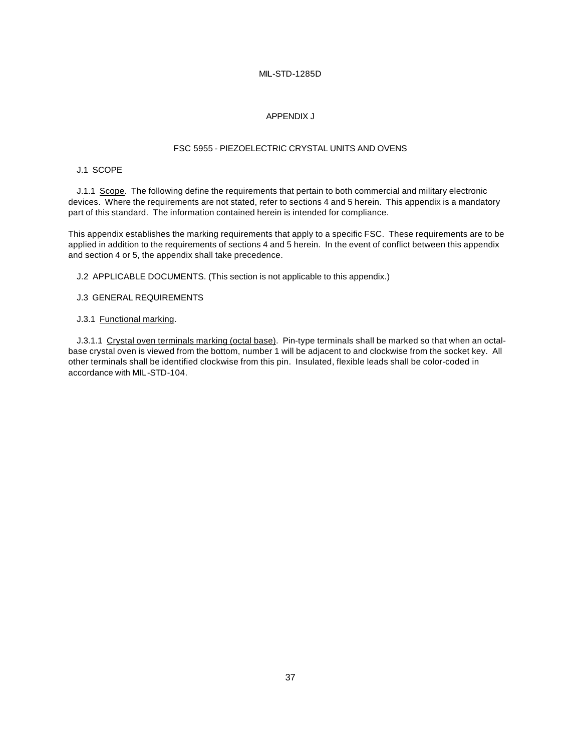# APPENDIX J

## FSC 5955 - PIEZOELECTRIC CRYSTAL UNITS AND OVENS

### J.1 SCOPE

J.1.1 Scope. The following define the requirements that pertain to both commercial and military electronic devices. Where the requirements are not stated, refer to sections 4 and 5 herein. This appendix is a mandatory part of this standard. The information contained herein is intended for compliance.

This appendix establishes the marking requirements that apply to a specific FSC. These requirements are to be applied in addition to the requirements of sections 4 and 5 herein. In the event of conflict between this appendix and section 4 or 5, the appendix shall take precedence.

### J.2 APPLICABLE DOCUMENTS. (This section is not applicable to this appendix.)

### J.3 GENERAL REQUIREMENTS

J.3.1 Functional marking.

J.3.1.1 Crystal oven terminals marking (octal base). Pin-type terminals shall be marked so that when an octal-base crystal oven is viewed from the bottom, number 1 will be adjacent to and clockwise from the socket key. All other terminals shall be identified clockwise from this pin. Insulated, flexible leads shall be color-coded in accordance with MIL-STD-104.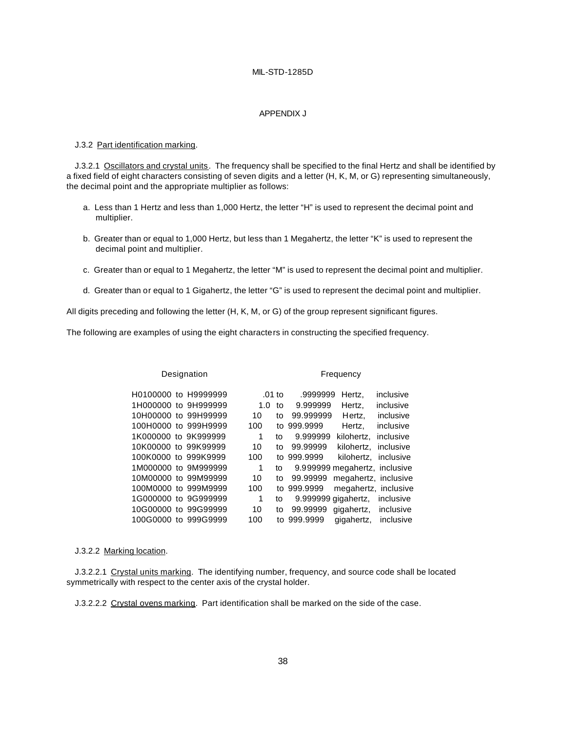# APPENDIX J

J.3.2 Part identification marking.

J.3.2.1 Oscillators and crystal units. The frequency shall be specified to the final Hertz and shall be identified by a fixed field of eight characters consisting of seven digits and a letter (H, K, M, or G) representing simultaneously, the decimal point and the appropriate multiplier as follows:

a. Less than 1 Hertz and less than 1,000 Hertz, the letter "H" is used to represent the decimal point and multiplier.

b. Greater than or equal to 1,000 Hertz, but less than 1 Megahertz, the letter "K" is used to represent the decimal point and multiplier.

c. Greater than or equal to 1 Megahertz, the letter "M" is used to represent the decimal point and multiplier.

d. Greater than or equal to 1 Gigahertz, the letter "G" is used to represent the decimal point and multiplier.

All digits preceding and following the letter (H, K, M, or G) of the group represent significant figures.

The following are examples of using the eight characters in constructing the specified frequency.

| Designation | Frequency |
|---|---|
| H0100000 to H9999999 | .01 to .9999999 Hertz, inclusive |
| 1H000000 to 9H999999 | 1.0 to 9.999999 Hertz, inclusive |
| 10H00000 to 99H99999 | 10 to 99.999999 Hertz, inclusive |
| 100H0000 to 999H9999 | 100 to 999.9999 Hertz, inclusive |
| 1K000000 to 9K999999 | 1 to 9.999999 kilohertz, inclusive |
| 10K00000 to 99K99999 | 10 to 99.99999 kilohertz, inclusive |
| 100K0000 to 999K9999 | 100 to 999.9999 kilohertz, inclusive |
| 1M000000 to 9M999999 | 1 to 9.999999 megahertz, inclusive |
| 10M00000 to 99M99999 | 10 to 99.99999 megahertz, inclusive |
| 100M0000 to 999M9999 | 100 to 999.9999 megahertz, inclusive |
| 1G000000 to 9G999999 | 1 to 9.999999 gigahertz, inclusive |
| 10G00000 to 99G99999 | 10 to 99.99999 gigahertz, inclusive |
| 100G0000 to 999G9999 | 100 to 999.9999 gigahertz, inclusive |

J.3.2.2 Marking location.

J.3.2.2.1 Crystal units marking. The identifying number, frequency, and source code shall be located symmetrically with respect to the center axis of the crystal holder.

J.3.2.2.2 Crystal ovens marking. Part identification shall be marked on the side of the case.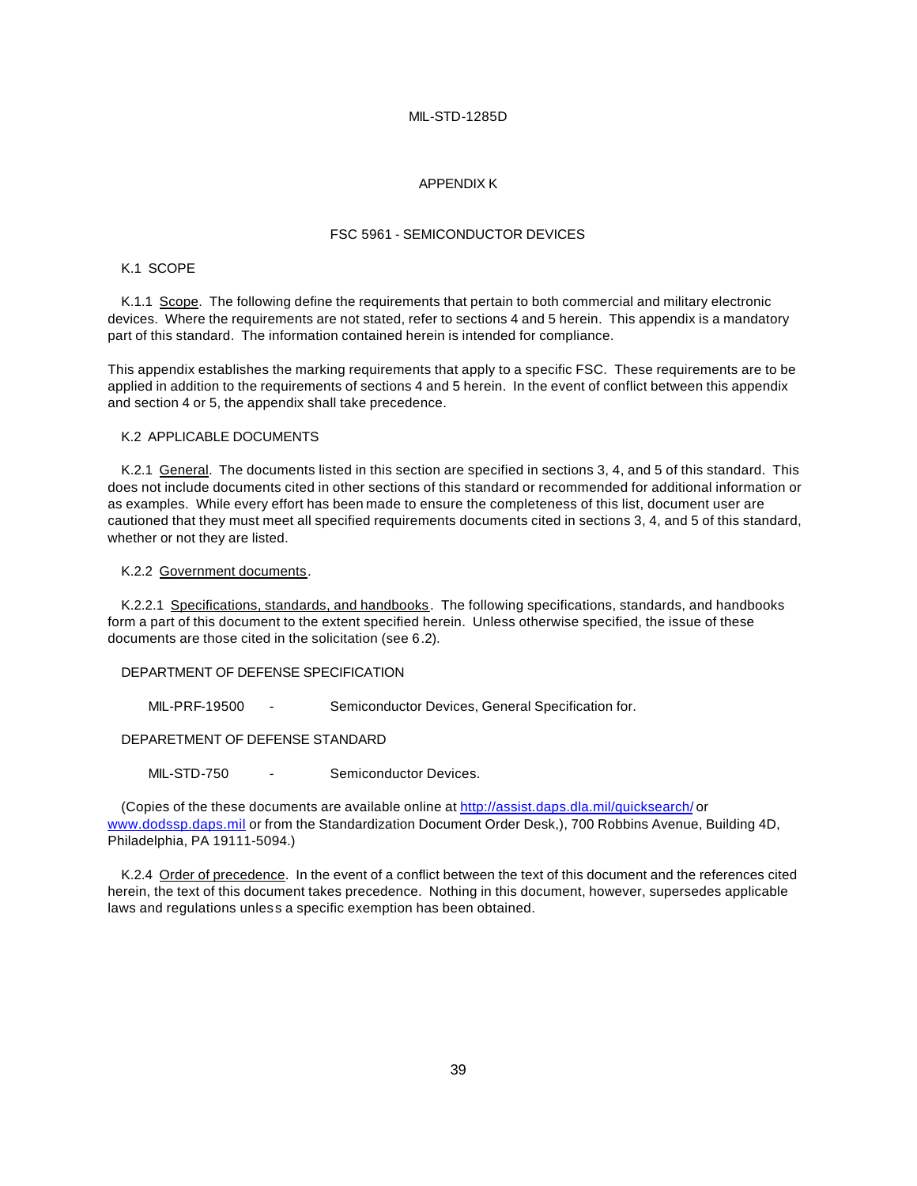## APPENDIX K

## FSC 5961 - SEMICONDUCTOR DEVICES

### K.1 SCOPE

K.1.1 Scope. The following define the requirements that pertain to both commercial and military electronic devices. Where the requirements are not stated, refer to sections 4 and 5 herein. This appendix is a mandatory part of this standard. The information contained herein is intended for compliance.

This appendix establishes the marking requirements that apply to a specific FSC. These requirements are to be applied in addition to the requirements of sections 4 and 5 herein. In the event of conflict between this appendix and section 4 or 5, the appendix shall take precedence.

### K.2 APPLICABLE DOCUMENTS

K.2.1 General. The documents listed in this section are specified in sections 3, 4, and 5 of this standard. This does not include documents cited in other sections of this standard or recommended for additional information or as examples. While every effort has been made to ensure the completeness of this list, document user are cautioned that they must meet all specified requirements documents cited in sections 3, 4, and 5 of this standard, whether or not they are listed.

K.2.2 Government documents.

K.2.2.1 Specifications, standards, and handbooks. The following specifications, standards, and handbooks form a part of this document to the extent specified herein. Unless otherwise specified, the issue of these documents are those cited in the solicitation (see 6.2).

DEPARTMENT OF DEFENSE SPECIFICATION

MIL-PRF-19500 - Semiconductor Devices, General Specification for.

DEPARETMENT OF DEFENSE STANDARD

MIL-STD-750 - Semiconductor Devices.

(Copies of the these documents are available online at http://assist.daps.dla.mil/quicksearch/ or www.dodssp.daps.mil or from the Standardization Document Order Desk,), 700 Robbins Avenue, Building 4D, Philadelphia, PA 19111-5094.)

K.2.4 Order of precedence. In the event of a conflict between the text of this document and the references cited herein, the text of this document takes precedence. Nothing in this document, however, supersedes applicable laws and regulations unless a specific exemption has been obtained.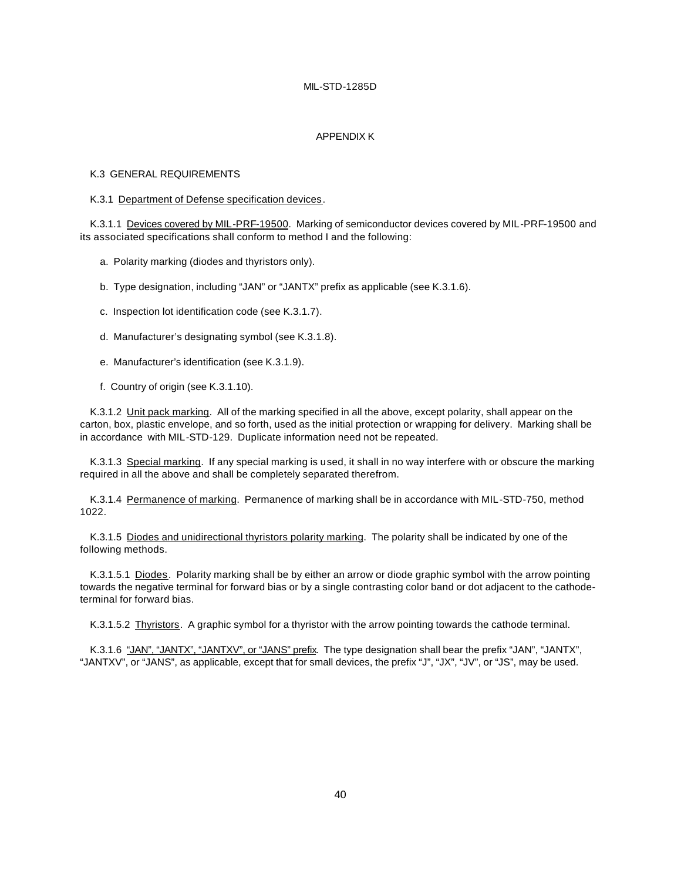## APPENDIX K

### K.3 GENERAL REQUIREMENTS

K.3.1 Department of Defense specification devices.

K.3.1.1 Devices covered by MIL-PRF-19500. Marking of semiconductor devices covered by MIL-PRF-19500 and its associated specifications shall conform to method I and the following:

a. Polarity marking (diodes and thyristors only).

b. Type designation, including "JAN" or "JANTX" prefix as applicable (see K.3.1.6).

c. Inspection lot identification code (see K.3.1.7).

d. Manufacturer's designating symbol (see K.3.1.8).

e. Manufacturer's identification (see K.3.1.9).

f. Country of origin (see K.3.1.10).

K.3.1.2 Unit pack marking. All of the marking specified in all the above, except polarity, shall appear on the carton, box, plastic envelope, and so forth, used as the initial protection or wrapping for delivery. Marking shall be in accordance with MIL-STD-129. Duplicate information need not be repeated.

K.3.1.3 Special marking. If any special marking is used, it shall in no way interfere with or obscure the marking required in all the above and shall be completely separated therefrom.

K.3.1.4 Permanence of marking. Permanence of marking shall be in accordance with MIL-STD-750, method 1022.

K.3.1.5 Diodes and unidirectional thyristors polarity marking. The polarity shall be indicated by one of the following methods.

K.3.1.5.1 Diodes. Polarity marking shall be by either an arrow or diode graphic symbol with the arrow pointing towards the negative terminal for forward bias or by a single contrasting color band or dot adjacent to the cathode-terminal for forward bias.

K.3.1.5.2 Thyristors. A graphic symbol for a thyristor with the arrow pointing towards the cathode terminal.

K.3.1.6 "JAN", "JANTX", "JANTXV", or "JANS" prefix. The type designation shall bear the prefix "JAN", "JANTX", "JANTXV", or "JANS", as applicable, except that for small devices, the prefix "J", "JX", "JV", or "JS", may be used.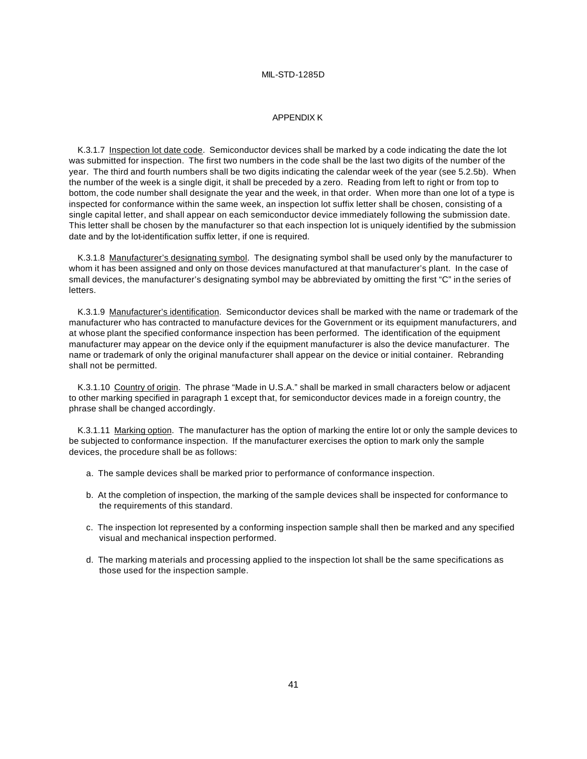## APPENDIX K

K.3.1.7 Inspection lot date code. Semiconductor devices shall be marked by a code indicating the date the lot was submitted for inspection. The first two numbers in the code shall be the last two digits of the number of the year. The third and fourth numbers shall be two digits indicating the calendar week of the year (see 5.2.5b). When the number of the week is a single digit, it shall be preceded by a zero. Reading from left to right or from top to bottom, the code number shall designate the year and the week, in that order. When more than one lot of a type is inspected for conformance within the same week, an inspection lot suffix letter shall be chosen, consisting of a single capital letter, and shall appear on each semiconductor device immediately following the submission date. This letter shall be chosen by the manufacturer so that each inspection lot is uniquely identified by the submission date and by the lot-identification suffix letter, if one is required.

K.3.1.8 Manufacturer's designating symbol. The designating symbol shall be used only by the manufacturer to whom it has been assigned and only on those devices manufactured at that manufacturer's plant. In the case of small devices, the manufacturer's designating symbol may be abbreviated by omitting the first "C" in the series of letters.

K.3.1.9 Manufacturer's identification. Semiconductor devices shall be marked with the name or trademark of the manufacturer who has contracted to manufacture devices for the Government or its equipment manufacturers, and at whose plant the specified conformance inspection has been performed. The identification of the equipment manufacturer may appear on the device only if the equipment manufacturer is also the device manufacturer. The name or trademark of only the original manufacturer shall appear on the device or initial container. Rebranding shall not be permitted.

K.3.1.10 Country of origin. The phrase "Made in U.S.A." shall be marked in small characters below or adjacent to other marking specified in paragraph 1 except that, for semiconductor devices made in a foreign country, the phrase shall be changed accordingly.

K.3.1.11 Marking option. The manufacturer has the option of marking the entire lot or only the sample devices to be subjected to conformance inspection. If the manufacturer exercises the option to mark only the sample devices, the procedure shall be as follows:

a. The sample devices shall be marked prior to performance of conformance inspection.

b. At the completion of inspection, the marking of the sample devices shall be inspected for conformance to the requirements of this standard.

c. The inspection lot represented by a conforming inspection sample shall then be marked and any specified visual and mechanical inspection performed.

d. The marking materials and processing applied to the inspection lot shall be the same specifications as those used for the inspection sample.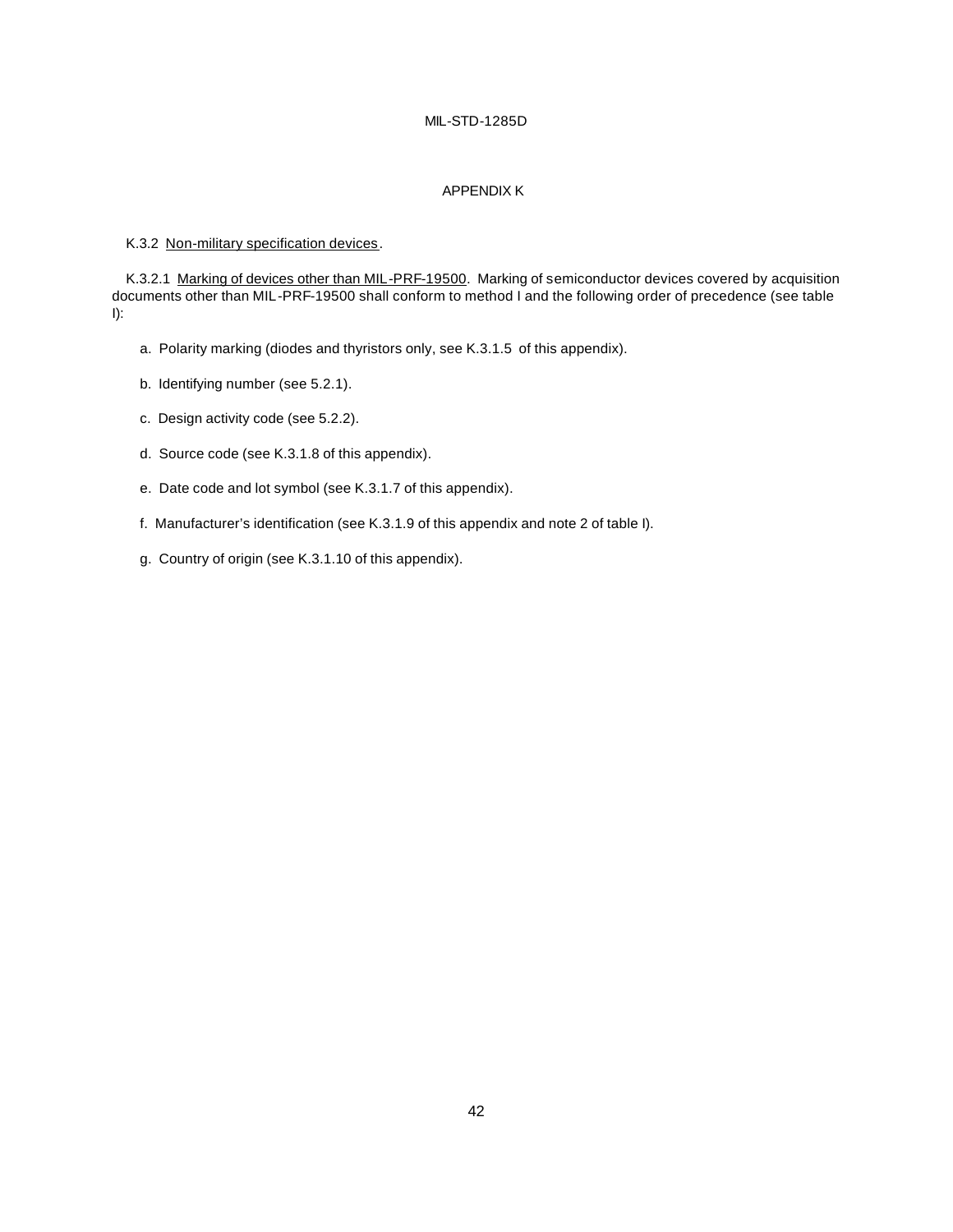## APPENDIX K

K.3.2 Non-military specification devices.

K.3.2.1 Marking of devices other than MIL-PRF-19500. Marking of semiconductor devices covered by acquisition documents other than MIL-PRF-19500 shall conform to method I and the following order of precedence (see table I):

a. Polarity marking (diodes and thyristors only, see K.3.1.5 of this appendix).

b. Identifying number (see 5.2.1).

c. Design activity code (see 5.2.2).

d. Source code (see K.3.1.8 of this appendix).

e. Date code and lot symbol (see K.3.1.7 of this appendix).

f. Manufacturer's identification (see K.3.1.9 of this appendix and note 2 of table I).

g. Country of origin (see K.3.1.10 of this appendix).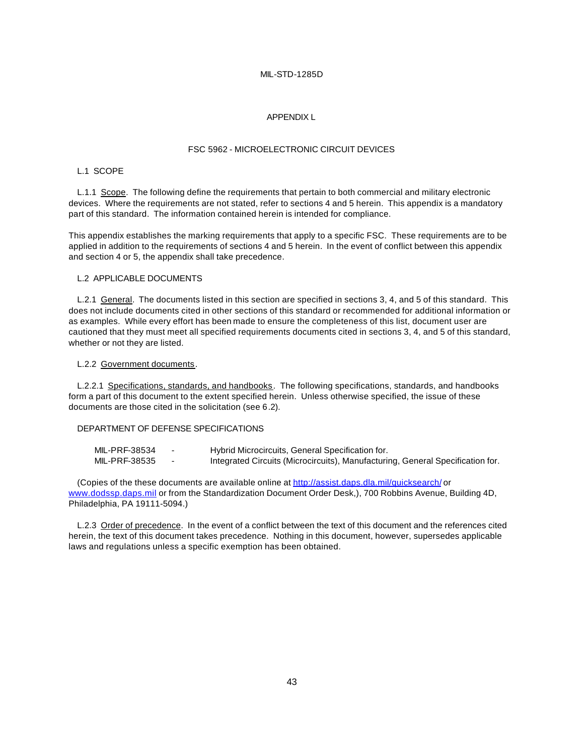# APPENDIX L

## FSC 5962 - MICROELECTRONIC CIRCUIT DEVICES

### L.1 SCOPE

L.1.1 Scope. The following define the requirements that pertain to both commercial and military electronic devices. Where the requirements are not stated, refer to sections 4 and 5 herein. This appendix is a mandatory part of this standard. The information contained herein is intended for compliance.

This appendix establishes the marking requirements that apply to a specific FSC. These requirements are to be applied in addition to the requirements of sections 4 and 5 herein. In the event of conflict between this appendix and section 4 or 5, the appendix shall take precedence.

### L.2 APPLICABLE DOCUMENTS

L.2.1 General. The documents listed in this section are specified in sections 3, 4, and 5 of this standard. This does not include documents cited in other sections of this standard or recommended for additional information or as examples. While every effort has been made to ensure the completeness of this list, document user are cautioned that they must meet all specified requirements documents cited in sections 3, 4, and 5 of this standard, whether or not they are listed.

L.2.2 Government documents.

L.2.2.1 Specifications, standards, and handbooks. The following specifications, standards, and handbooks form a part of this document to the extent specified herein. Unless otherwise specified, the issue of these documents are those cited in the solicitation (see 6.2).

DEPARTMENT OF DEFENSE SPECIFICATIONS

| | | |
|---|---|---|
| MIL-PRF-38534 | - | Hybrid Microcircuits, General Specification for. |
| MIL-PRF-38535 | - | Integrated Circuits (Microcircuits), Manufacturing, General Specification for. |

(Copies of the these documents are available online at http://assist.daps.dla.mil/quicksearch/ or www.dodssp.daps.mil or from the Standardization Document Order Desk,), 700 Robbins Avenue, Building 4D, Philadelphia, PA 19111-5094.)

L.2.3 Order of precedence. In the event of a conflict between the text of this document and the references cited herein, the text of this document takes precedence. Nothing in this document, however, supersedes applicable laws and regulations unless a specific exemption has been obtained.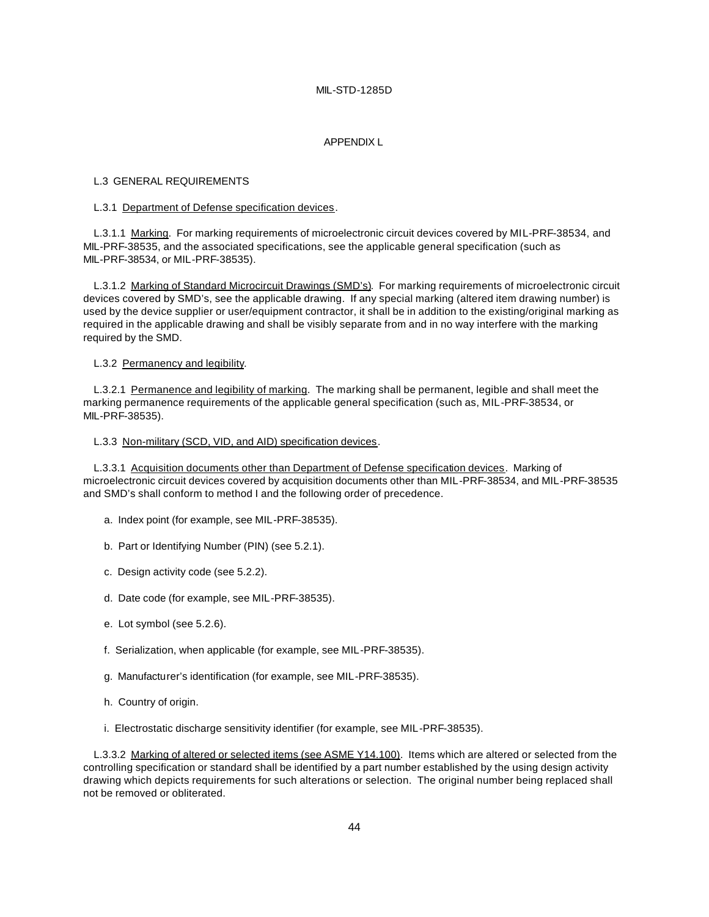APPENDIX L

L.3 GENERAL REQUIREMENTS

L.3.1 Department of Defense specification devices.

L.3.1.1 Marking. For marking requirements of microelectronic circuit devices covered by MIL-PRF-38534, and MIL-PRF-38535, and the associated specifications, see the applicable general specification (such as MIL-PRF-38534, or MIL-PRF-38535).

L.3.1.2 Marking of Standard Microcircuit Drawings (SMD's). For marking requirements of microelectronic circuit devices covered by SMD's, see the applicable drawing. If any special marking (altered item drawing number) is used by the device supplier or user/equipment contractor, it shall be in addition to the existing/original marking as required in the applicable drawing and shall be visibly separate from and in no way interfere with the marking required by the SMD.

L.3.2 Permanency and legibility.

L.3.2.1 Permanence and legibility of marking. The marking shall be permanent, legible and shall meet the marking permanence requirements of the applicable general specification (such as, MIL-PRF-38534, or MIL-PRF-38535).

L.3.3 Non-military (SCD, VID, and AID) specification devices.

L.3.3.1 Acquisition documents other than Department of Defense specification devices. Marking of microelectronic circuit devices covered by acquisition documents other than MIL-PRF-38534, and MIL-PRF-38535 and SMD's shall conform to method I and the following order of precedence.

a. Index point (for example, see MIL-PRF-38535).

b. Part or Identifying Number (PIN) (see 5.2.1).

c. Design activity code (see 5.2.2).

d. Date code (for example, see MIL-PRF-38535).

e. Lot symbol (see 5.2.6).

f. Serialization, when applicable (for example, see MIL-PRF-38535).

g. Manufacturer's identification (for example, see MIL-PRF-38535).

h. Country of origin.

i. Electrostatic discharge sensitivity identifier (for example, see MIL-PRF-38535).

L.3.3.2 Marking of altered or selected items (see ASME Y14.100). Items which are altered or selected from the controlling specification or standard shall be identified by a part number established by the using design activity drawing which depicts requirements for such alterations or selection. The original number being replaced shall not be removed or obliterated.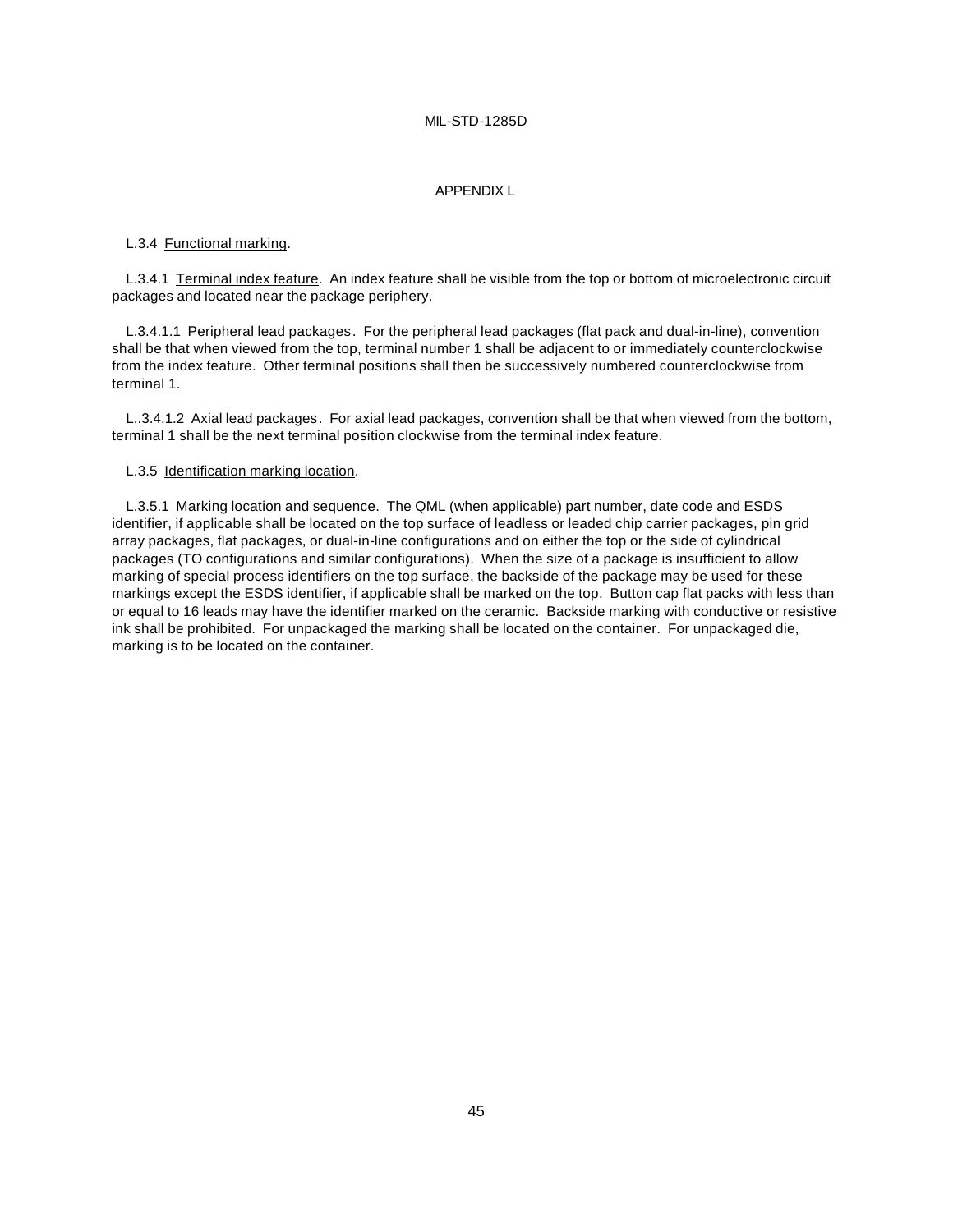## APPENDIX L

L.3.4 Functional marking.

L.3.4.1 Terminal index feature. An index feature shall be visible from the top or bottom of microelectronic circuit packages and located near the package periphery.

L.3.4.1.1 Peripheral lead packages. For the peripheral lead packages (flat pack and dual-in-line), convention shall be that when viewed from the top, terminal number 1 shall be adjacent to or immediately counterclockwise from the index feature. Other terminal positions shall then be successively numbered counterclockwise from terminal 1.

L..3.4.1.2 Axial lead packages. For axial lead packages, convention shall be that when viewed from the bottom, terminal 1 shall be the next terminal position clockwise from the terminal index feature.

L.3.5 Identification marking location.

L.3.5.1 Marking location and sequence. The QML (when applicable) part number, date code and ESDS identifier, if applicable shall be located on the top surface of leadless or leaded chip carrier packages, pin grid array packages, flat packages, or dual-in-line configurations and on either the top or the side of cylindrical packages (TO configurations and similar configurations). When the size of a package is insufficient to allow marking of special process identifiers on the top surface, the backside of the package may be used for these markings except the ESDS identifier, if applicable shall be marked on the top. Button cap flat packs with less than or equal to 16 leads may have the identifier marked on the ceramic. Backside marking with conductive or resistive ink shall be prohibited. For unpackaged the marking shall be located on the container. For unpackaged die, marking is to be located on the container.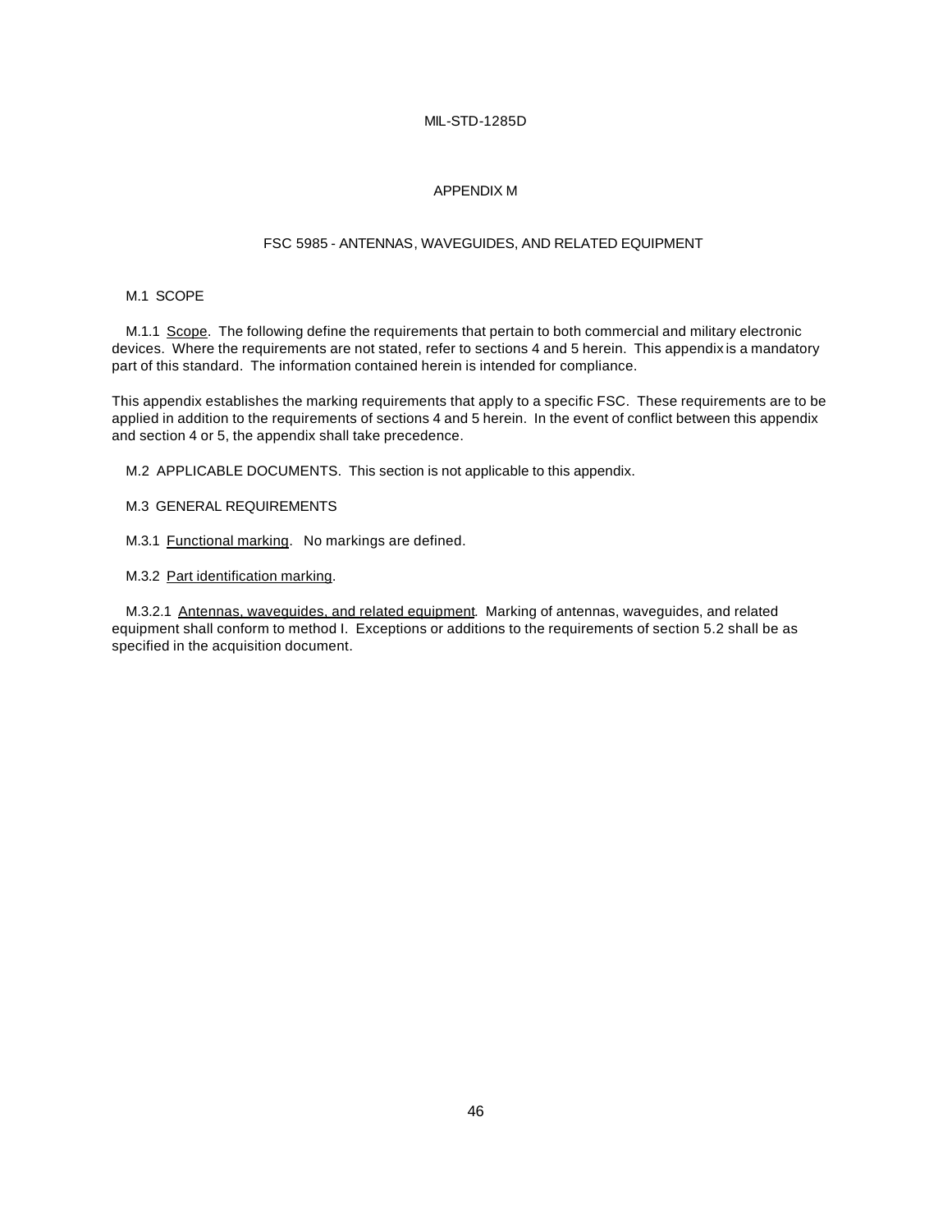# APPENDIX M

## FSC 5985 - ANTENNAS, WAVEGUIDES, AND RELATED EQUIPMENT

### M.1 SCOPE

M.1.1 Scope. The following define the requirements that pertain to both commercial and military electronic devices. Where the requirements are not stated, refer to sections 4 and 5 herein. This appendix is a mandatory part of this standard. The information contained herein is intended for compliance.

This appendix establishes the marking requirements that apply to a specific FSC. These requirements are to be applied in addition to the requirements of sections 4 and 5 herein. In the event of conflict between this appendix and section 4 or 5, the appendix shall take precedence.

### M.2 APPLICABLE DOCUMENTS. This section is not applicable to this appendix.

### M.3 GENERAL REQUIREMENTS

M.3.1 Functional marking. No markings are defined.

M.3.2 Part identification marking.

M.3.2.1 Antennas, waveguides, and related equipment. Marking of antennas, waveguides, and related equipment shall conform to method I. Exceptions or additions to the requirements of section 5.2 shall be as specified in the acquisition document.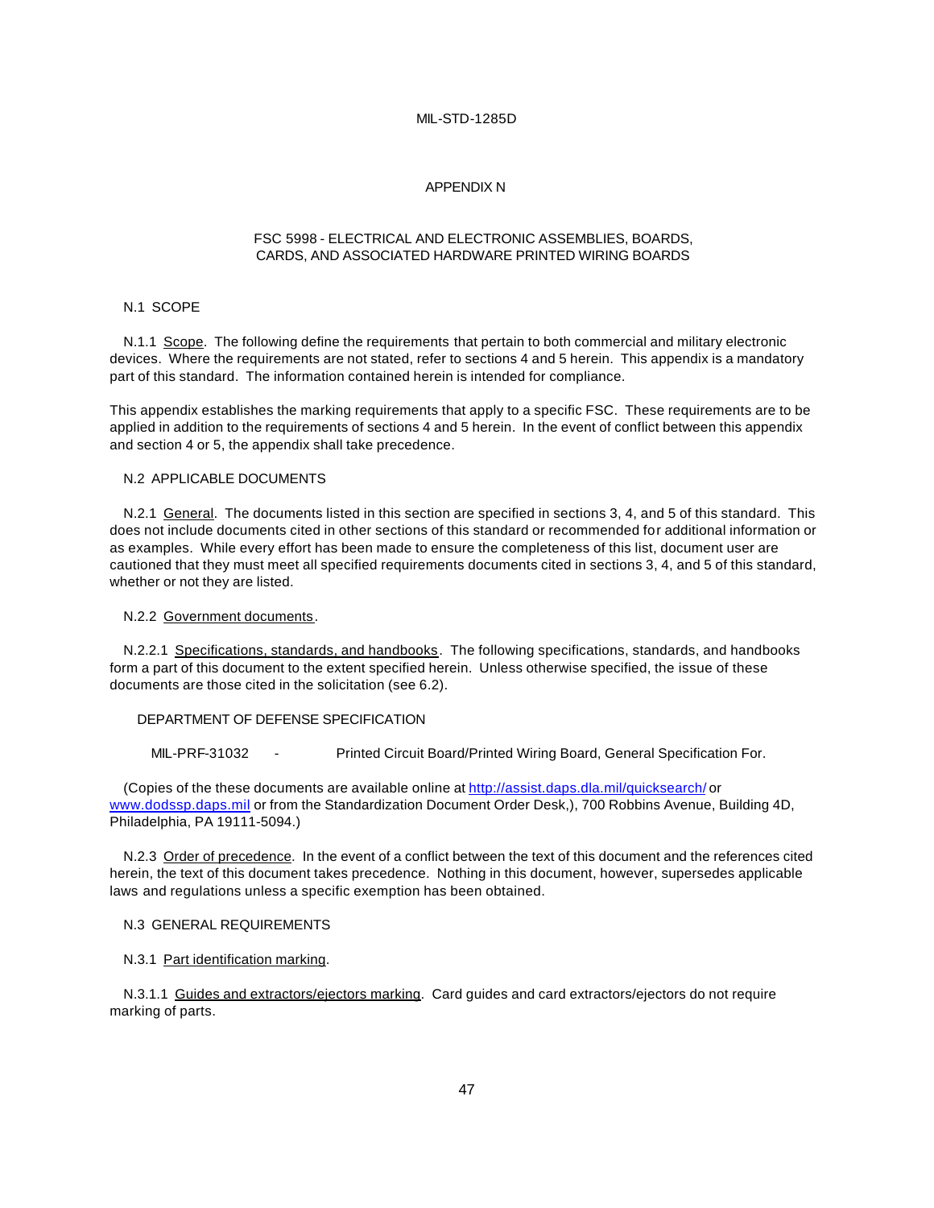# APPENDIX N

## FSC 5998 - ELECTRICAL AND ELECTRONIC ASSEMBLIES, BOARDS, CARDS, AND ASSOCIATED HARDWARE PRINTED WIRING BOARDS

## N.1 SCOPE

N.1.1 Scope. The following define the requirements that pertain to both commercial and military electronic devices. Where the requirements are not stated, refer to sections 4 and 5 herein. This appendix is a mandatory part of this standard. The information contained herein is intended for compliance.

This appendix establishes the marking requirements that apply to a specific FSC. These requirements are to be applied in addition to the requirements of sections 4 and 5 herein. In the event of conflict between this appendix and section 4 or 5, the appendix shall take precedence.

## N.2 APPLICABLE DOCUMENTS

N.2.1 General. The documents listed in this section are specified in sections 3, 4, and 5 of this standard. This does not include documents cited in other sections of this standard or recommended for additional information or as examples. While every effort has been made to ensure the completeness of this list, document user are cautioned that they must meet all specified requirements documents cited in sections 3, 4, and 5 of this standard, whether or not they are listed.

N.2.2 Government documents.

N.2.2.1 Specifications, standards, and handbooks. The following specifications, standards, and handbooks form a part of this document to the extent specified herein. Unless otherwise specified, the issue of these documents are those cited in the solicitation (see 6.2).

DEPARTMENT OF DEFENSE SPECIFICATION

MIL-PRF-31032 - Printed Circuit Board/Printed Wiring Board, General Specification For.

(Copies of the these documents are available online at http://assist.daps.dla.mil/quicksearch/ or www.dodssp.daps.mil or from the Standardization Document Order Desk,), 700 Robbins Avenue, Building 4D, Philadelphia, PA 19111-5094.)

N.2.3 Order of precedence. In the event of a conflict between the text of this document and the references cited herein, the text of this document takes precedence. Nothing in this document, however, supersedes applicable laws and regulations unless a specific exemption has been obtained.

## N.3 GENERAL REQUIREMENTS

N.3.1 Part identification marking.

N.3.1.1 Guides and extractors/ejectors marking. Card guides and card extractors/ejectors do not require marking of parts.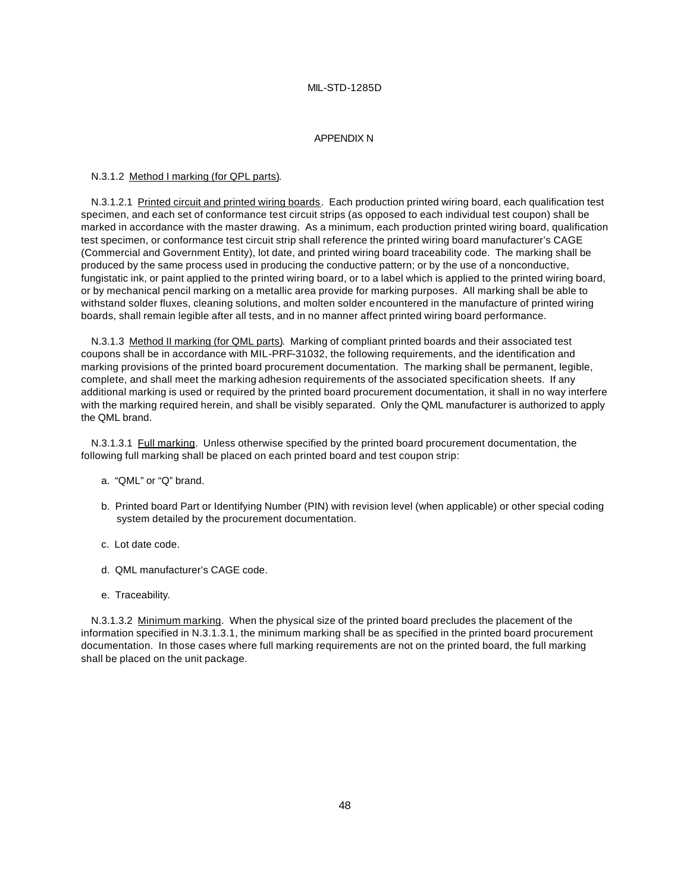APPENDIX N

N.3.1.2 Method I marking (for QPL parts).

N.3.1.2.1 Printed circuit and printed wiring boards. Each production printed wiring board, each qualification test specimen, and each set of conformance test circuit strips (as opposed to each individual test coupon) shall be marked in accordance with the master drawing. As a minimum, each production printed wiring board, qualification test specimen, or conformance test circuit strip shall reference the printed wiring board manufacturer's CAGE (Commercial and Government Entity), lot date, and printed wiring board traceability code. The marking shall be produced by the same process used in producing the conductive pattern; or by the use of a nonconductive, fungistatic ink, or paint applied to the printed wiring board, or to a label which is applied to the printed wiring board, or by mechanical pencil marking on a metallic area provide for marking purposes. All marking shall be able to withstand solder fluxes, cleaning solutions, and molten solder encountered in the manufacture of printed wiring boards, shall remain legible after all tests, and in no manner affect printed wiring board performance.

N.3.1.3 Method II marking (for QML parts). Marking of compliant printed boards and their associated test coupons shall be in accordance with MIL-PRF-31032, the following requirements, and the identification and marking provisions of the printed board procurement documentation. The marking shall be permanent, legible, complete, and shall meet the marking adhesion requirements of the associated specification sheets. If any additional marking is used or required by the printed board procurement documentation, it shall in no way interfere with the marking required herein, and shall be visibly separated. Only the QML manufacturer is authorized to apply the QML brand.

N.3.1.3.1 Full marking. Unless otherwise specified by the printed board procurement documentation, the following full marking shall be placed on each printed board and test coupon strip:

a. "QML" or "Q" brand.

b. Printed board Part or Identifying Number (PIN) with revision level (when applicable) or other special coding system detailed by the procurement documentation.

c. Lot date code.

d. QML manufacturer's CAGE code.

e. Traceability.

N.3.1.3.2 Minimum marking. When the physical size of the printed board precludes the placement of the information specified in N.3.1.3.1, the minimum marking shall be as specified in the printed board procurement documentation. In those cases where full marking requirements are not on the printed board, the full marking shall be placed on the unit package.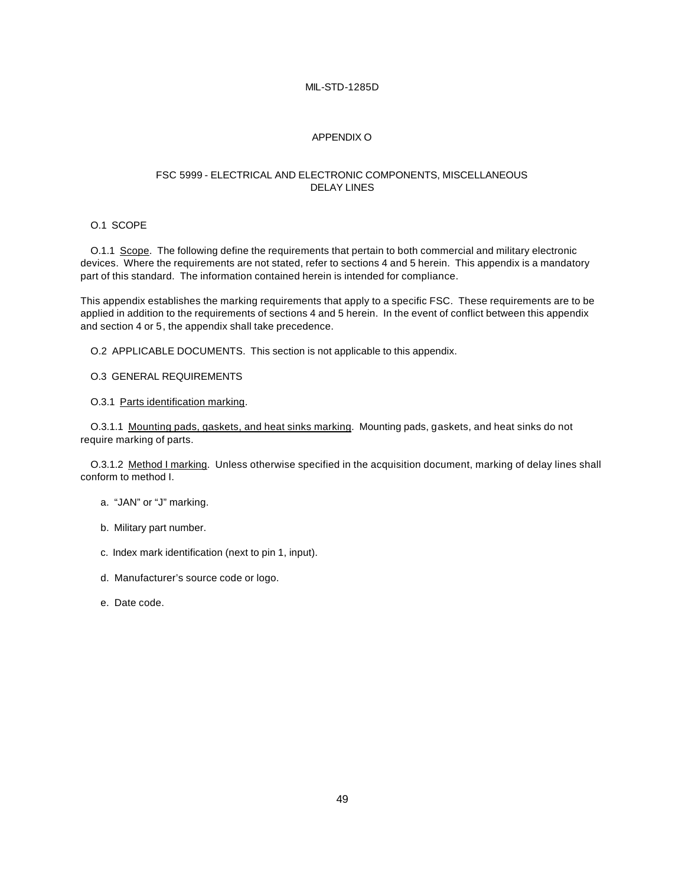# APPENDIX O

## FSC 5999 - ELECTRICAL AND ELECTRONIC COMPONENTS, MISCELLANEOUS DELAY LINES

### O.1 SCOPE

O.1.1 Scope. The following define the requirements that pertain to both commercial and military electronic devices. Where the requirements are not stated, refer to sections 4 and 5 herein. This appendix is a mandatory part of this standard. The information contained herein is intended for compliance.

This appendix establishes the marking requirements that apply to a specific FSC. These requirements are to be applied in addition to the requirements of sections 4 and 5 herein. In the event of conflict between this appendix and section 4 or 5, the appendix shall take precedence.

### O.2 APPLICABLE DOCUMENTS. This section is not applicable to this appendix.

### O.3 GENERAL REQUIREMENTS

O.3.1 Parts identification marking.

O.3.1.1 Mounting pads, gaskets, and heat sinks marking. Mounting pads, gaskets, and heat sinks do not require marking of parts.

O.3.1.2 Method I marking. Unless otherwise specified in the acquisition document, marking of delay lines shall conform to method I.

a. "JAN" or "J" marking.

b. Military part number.

c. Index mark identification (next to pin 1, input).

d. Manufacturer's source code or logo.

e. Date code.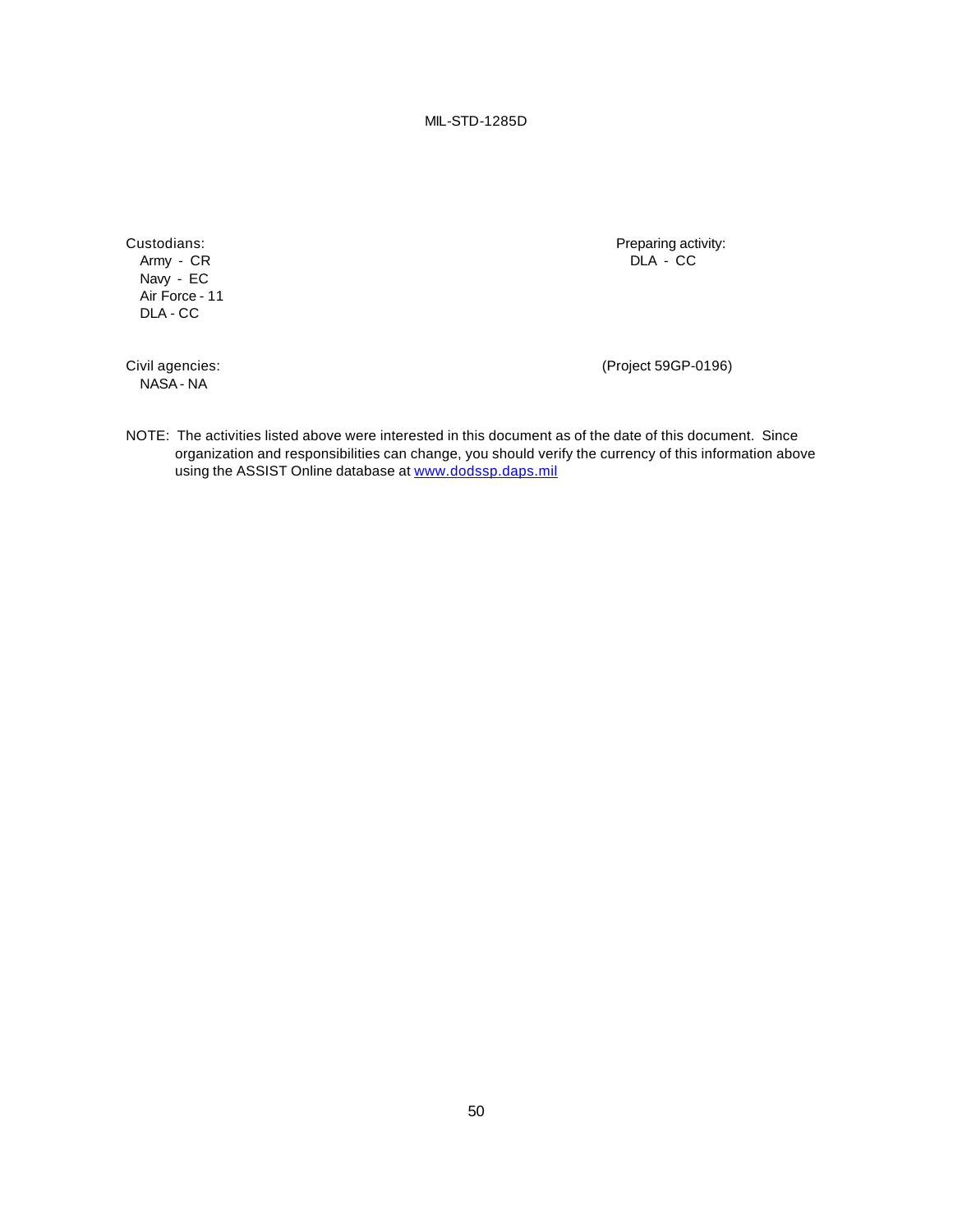Custodians:
Army - CR
Navy - EC
Air Force - 11
DLA - CC

Preparing activity:
DLA - CC

Civil agencies:
NASA - NA

(Project 59GP-0196)

NOTE: The activities listed above were interested in this document as of the date of this document. Since organization and responsibilities can change, you should verify the currency of this information above using the ASSIST Online database at www.dodssp.daps.mil